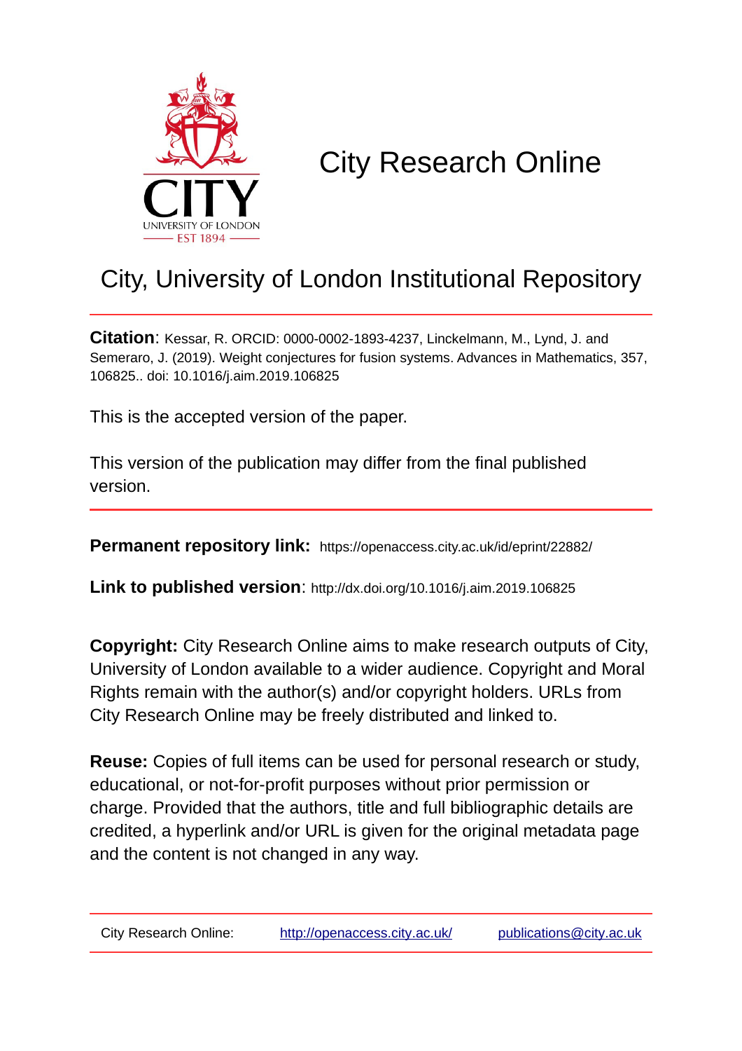# City Research Online

## City, University of London Institutional Repository

**Citation**: Kessar, R. ORCID: 0000-0002-1893-4237, Linckelmann, M., Lynd, J. and Semeraro, J. (2019). Weight conjectures for fusion systems. Advances in Mathematics, 357, 106825.. doi: 10.1016/j.aim.2019.106825

This is the accepted version of the paper.

This version of the publication may differ from the final published version.

**Permanent repository link:** https://openaccess.city.ac.uk/id/eprint/22882/

**Link to published version**: http://dx.doi.org/10.1016/j.aim.2019.106825

**Copyright:** City Research Online aims to make research outputs of City, University of London available to a wider audience. Copyright and Moral Rights remain with the author(s) and/or copyright holders. URLs from City Research Online may be freely distributed and linked to.

**Reuse:** Copies of full items can be used for personal research or study, educational, or not-for-profit purposes without prior permission or charge. Provided that the authors, title and full bibliographic details are credited, a hyperlink and/or URL is given for the original metadata page and the content is not changed in any way.

City Research Online: http://openaccess.city.ac.uk/ publications@city.ac.uk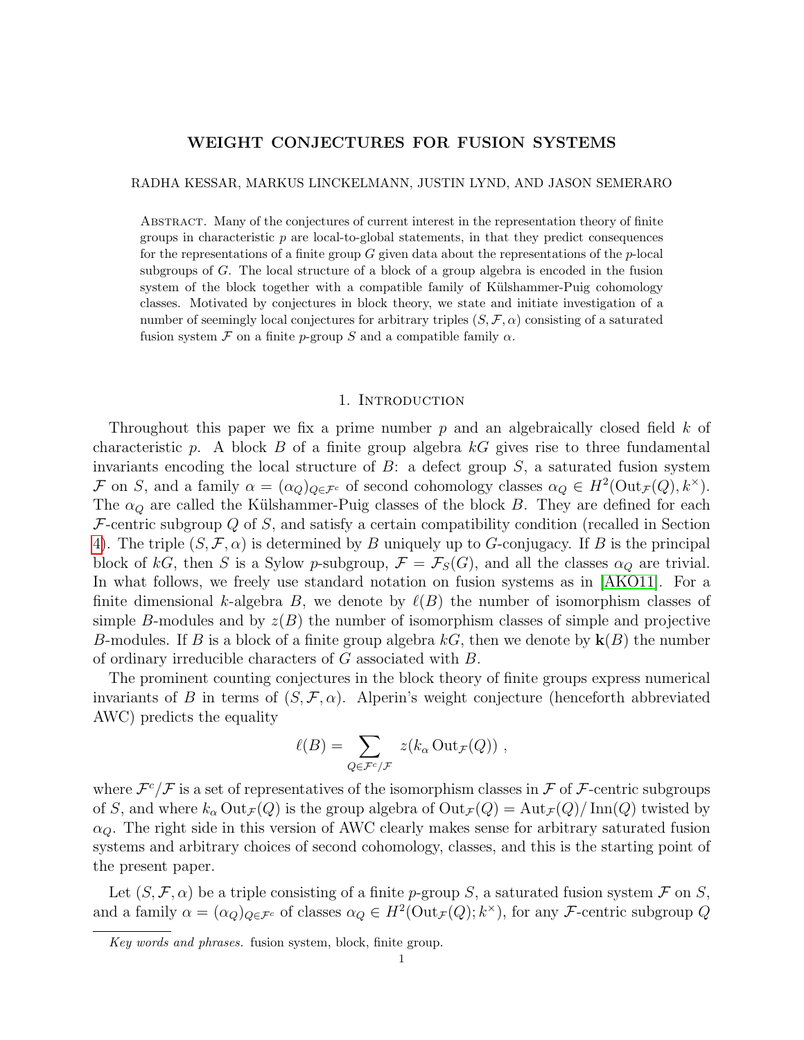# WEIGHT CONJECTURES FOR FUSION SYSTEMS

RADHA KESSAR, MARKUS LINCKELMANN, JUSTIN LYND, AND JASON SEMERARO

Abstract. Many of the conjectures of current interest in the representation theory of finite groups in characteristic $p$ are local-to-global statements, in that they predict consequences for the representations of a finite group $G$ given data about the representations of the $p$-local subgroups of $G$. The local structure of a block of a group algebra is encoded in the fusion system of the block together with a compatible family of Külshammer-Puig cohomology classes. Motivated by conjectures in block theory, we state and initiate investigation of a number of seemingly local conjectures for arbitrary triples $(S, \mathcal{F}, \alpha)$ consisting of a saturated fusion system $\mathcal{F}$ on a finite $p$-group $S$ and a compatible family $\alpha$.

## 1. Introduction

Throughout this paper we fix a prime number $p$ and an algebraically closed field $k$ of characteristic $p$. A block $B$ of a finite group algebra $kG$ gives rise to three fundamental invariants encoding the local structure of $B$: a defect group $S$, a saturated fusion system $\mathcal{F}$ on $S$, and a family $\alpha = (\alpha_Q)_{Q \in \mathcal{F}^c}$ of second cohomology classes $\alpha_Q \in H^2(\mathrm{Out}_{\mathcal{F}}(Q), k^\times)$. The $\alpha_Q$ are called the Külshammer-Puig classes of the block $B$. They are defined for each $\mathcal{F}$-centric subgroup $Q$ of $S$, and satisfy a certain compatibility condition (recalled in Section 4). The triple $(S, \mathcal{F}, \alpha)$ is determined by $B$ uniquely up to $G$-conjugacy. If $B$ is the principal block of $kG$, then $S$ is a Sylow $p$-subgroup, $\mathcal{F} = \mathcal{F}_S(G)$, and all the classes $\alpha_Q$ are trivial. In what follows, we freely use standard notation on fusion systems as in [AKO11]. For a finite dimensional $k$-algebra $B$, we denote by $\ell(B)$ the number of isomorphism classes of simple $B$-modules and by $z(B)$ the number of isomorphism classes of simple and projective $B$-modules. If $B$ is a block of a finite group algebra $kG$, then we denote by $\mathbf{k}(B)$ the number of ordinary irreducible characters of $G$ associated with $B$.

The prominent counting conjectures in the block theory of finite groups express numerical invariants of $B$ in terms of $(S, \mathcal{F}, \alpha)$. Alperin's weight conjecture (henceforth abbreviated AWC) predicts the equality

$$\ell(B) = \sum_{Q \in \mathcal{F}^c/\mathcal{F}} z(k_\alpha \mathrm{Out}_{\mathcal{F}}(Q)) \ ,$$

where $\mathcal{F}^c/\mathcal{F}$ is a set of representatives of the isomorphism classes in $\mathcal{F}$ of $\mathcal{F}$-centric subgroups of $S$, and where $k_\alpha \mathrm{Out}_{\mathcal{F}}(Q)$ is the group algebra of $\mathrm{Out}_{\mathcal{F}}(Q) = \mathrm{Aut}_{\mathcal{F}}(Q)/\mathrm{Inn}(Q)$ twisted by $\alpha_Q$. The right side in this version of AWC clearly makes sense for arbitrary saturated fusion systems and arbitrary choices of second cohomology, classes, and this is the starting point of the present paper.

Let $(S, \mathcal{F}, \alpha)$ be a triple consisting of a finite $p$-group $S$, a saturated fusion system $\mathcal{F}$ on $S$, and a family $\alpha = (\alpha_Q)_{Q \in \mathcal{F}^c}$ of classes $\alpha_Q \in H^2(\mathrm{Out}_{\mathcal{F}}(Q); k^\times)$, for any $\mathcal{F}$-centric subgroup $Q$

*Key words and phrases.* fusion system, block, finite group.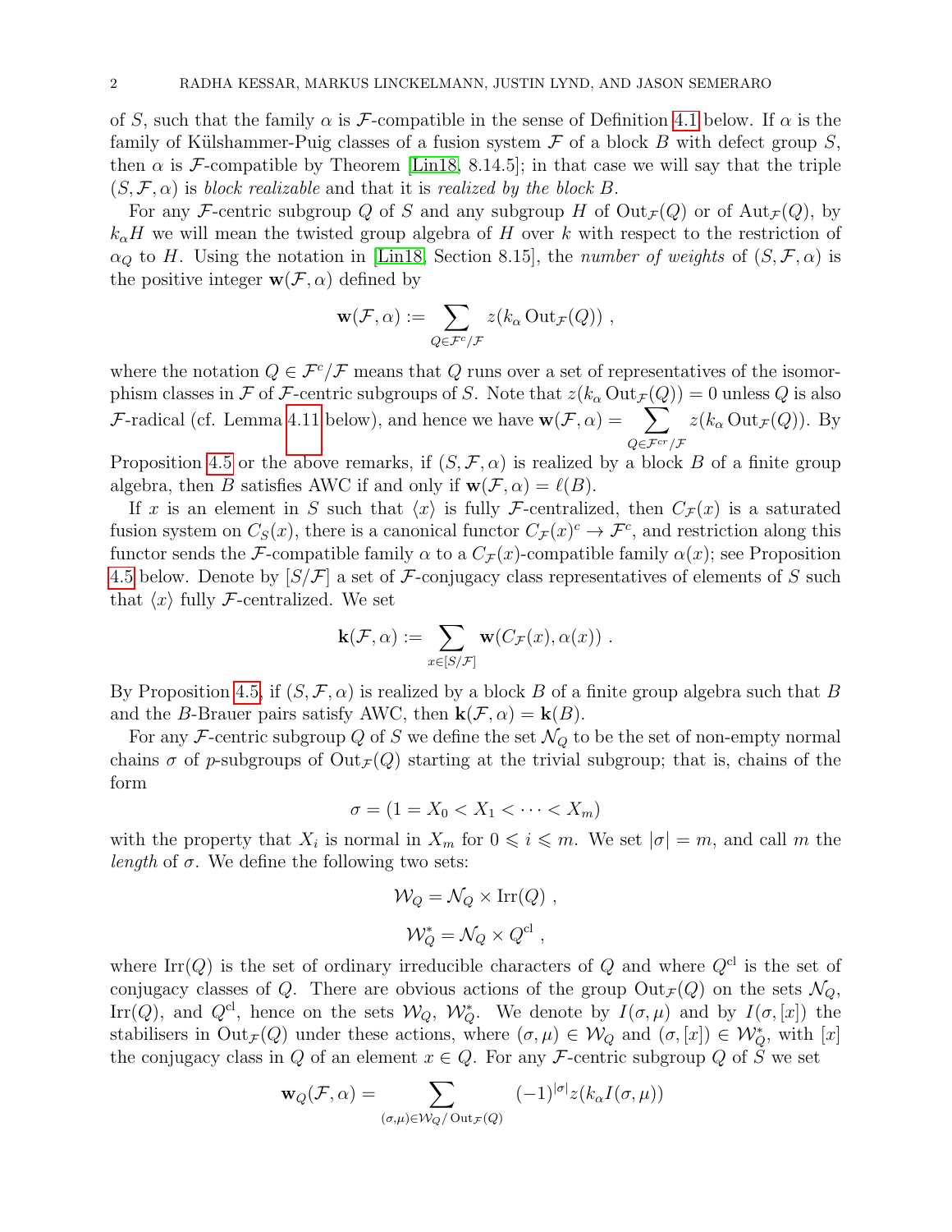of $S$, such that the family $\alpha$ is $\mathcal{F}$-compatible in the sense of Definition 4.1 below. If $\alpha$ is the family of Külshammer-Puig classes of a fusion system $\mathcal{F}$ of a block $B$ with defect group $S$, then $\alpha$ is $\mathcal{F}$-compatible by Theorem [Lin18, 8.14.5]; in that case we will say that the triple $(S, \mathcal{F}, \alpha)$ is *block realizable* and that it is *realized by the block* $B$.

For any $\mathcal{F}$-centric subgroup $Q$ of $S$ and any subgroup $H$ of $\mathrm{Out}_{\mathcal{F}}(Q)$ or of $\mathrm{Aut}_{\mathcal{F}}(Q)$, by $k_\alpha H$ we will mean the twisted group algebra of $H$ over $k$ with respect to the restriction of $\alpha_Q$ to $H$. Using the notation in [Lin18, Section 8.15], the *number of weights* of $(S, \mathcal{F}, \alpha)$ is the positive integer $\mathbf{w}(\mathcal{F}, \alpha)$ defined by

$$\mathbf{w}(\mathcal{F}, \alpha) := \sum_{Q \in \mathcal{F}^c/\mathcal{F}} z(k_\alpha \mathrm{Out}_{\mathcal{F}}(Q)) ,$$

where the notation $Q \in \mathcal{F}^c/\mathcal{F}$ means that $Q$ runs over a set of representatives of the isomorphism classes in $\mathcal{F}$ of $\mathcal{F}$-centric subgroups of $S$. Note that $z(k_\alpha \mathrm{Out}_{\mathcal{F}}(Q)) = 0$ unless $Q$ is also $\mathcal{F}$-radical (cf. Lemma 4.11 below), and hence we have $\mathbf{w}(\mathcal{F}, \alpha) = \sum_{Q \in \mathcal{F}^{cr}/\mathcal{F}} z(k_\alpha \mathrm{Out}_{\mathcal{F}}(Q))$. By Proposition 4.5 or the above remarks, if $(S, \mathcal{F}, \alpha)$ is realized by a block $B$ of a finite group algebra, then $B$ satisfies AWC if and only if $\mathbf{w}(\mathcal{F}, \alpha) = \ell(B)$.

If $x$ is an element in $S$ such that $\langle x \rangle$ is fully $\mathcal{F}$-centralized, then $C_{\mathcal{F}}(x)$ is a saturated fusion system on $C_S(x)$, there is a canonical functor $C_{\mathcal{F}}(x)^c \to \mathcal{F}^c$, and restriction along this functor sends the $\mathcal{F}$-compatible family $\alpha$ to a $C_{\mathcal{F}}(x)$-compatible family $\alpha(x)$; see Proposition 4.5 below. Denote by $[S/\mathcal{F}]$ a set of $\mathcal{F}$-conjugacy class representatives of elements of $S$ such that $\langle x \rangle$ fully $\mathcal{F}$-centralized. We set

$$\mathbf{k}(\mathcal{F}, \alpha) := \sum_{x \in [S/\mathcal{F}]} \mathbf{w}(C_{\mathcal{F}}(x), \alpha(x)) .$$

By Proposition 4.5, if $(S, \mathcal{F}, \alpha)$ is realized by a block $B$ of a finite group algebra such that $B$ and the $B$-Brauer pairs satisfy AWC, then $\mathbf{k}(\mathcal{F}, \alpha) = \mathbf{k}(B)$.

For any $\mathcal{F}$-centric subgroup $Q$ of $S$ we define the set $\mathcal{N}_Q$ to be the set of non-empty normal chains $\sigma$ of $p$-subgroups of $\mathrm{Out}_{\mathcal{F}}(Q)$ starting at the trivial subgroup; that is, chains of the form

$$\sigma = (1 = X_0 < X_1 < \cdots < X_m)$$

with the property that $X_i$ is normal in $X_m$ for $0 \leqslant i \leqslant m$. We set $|\sigma| = m$, and call $m$ the *length* of $\sigma$. We define the following two sets:

$$\mathcal{W}_Q = \mathcal{N}_Q \times \mathrm{Irr}(Q) ,$$

$$\mathcal{W}_Q^* = \mathcal{N}_Q \times Q^{\mathrm{cl}} ,$$

where $\mathrm{Irr}(Q)$ is the set of ordinary irreducible characters of $Q$ and where $Q^{\mathrm{cl}}$ is the set of conjugacy classes of $Q$. There are obvious actions of the group $\mathrm{Out}_{\mathcal{F}}(Q)$ on the sets $\mathcal{N}_Q$, $\mathrm{Irr}(Q)$, and $Q^{\mathrm{cl}}$, hence on the sets $\mathcal{W}_Q$, $\mathcal{W}_Q^*$. We denote by $I(\sigma, \mu)$ and by $I(\sigma, [x])$ the stabilisers in $\mathrm{Out}_{\mathcal{F}}(Q)$ under these actions, where $(\sigma, \mu) \in \mathcal{W}_Q$ and $(\sigma, [x]) \in \mathcal{W}_Q^*$, with $[x]$ the conjugacy class in $Q$ of an element $x \in Q$. For any $\mathcal{F}$-centric subgroup $Q$ of $S$ we set

$$\mathbf{w}_Q(\mathcal{F}, \alpha) = \sum_{(\sigma,\mu) \in \mathcal{W}_Q/\mathrm{Out}_{\mathcal{F}}(Q)} (-1)^{|\sigma|} z(k_\alpha I(\sigma, \mu))$$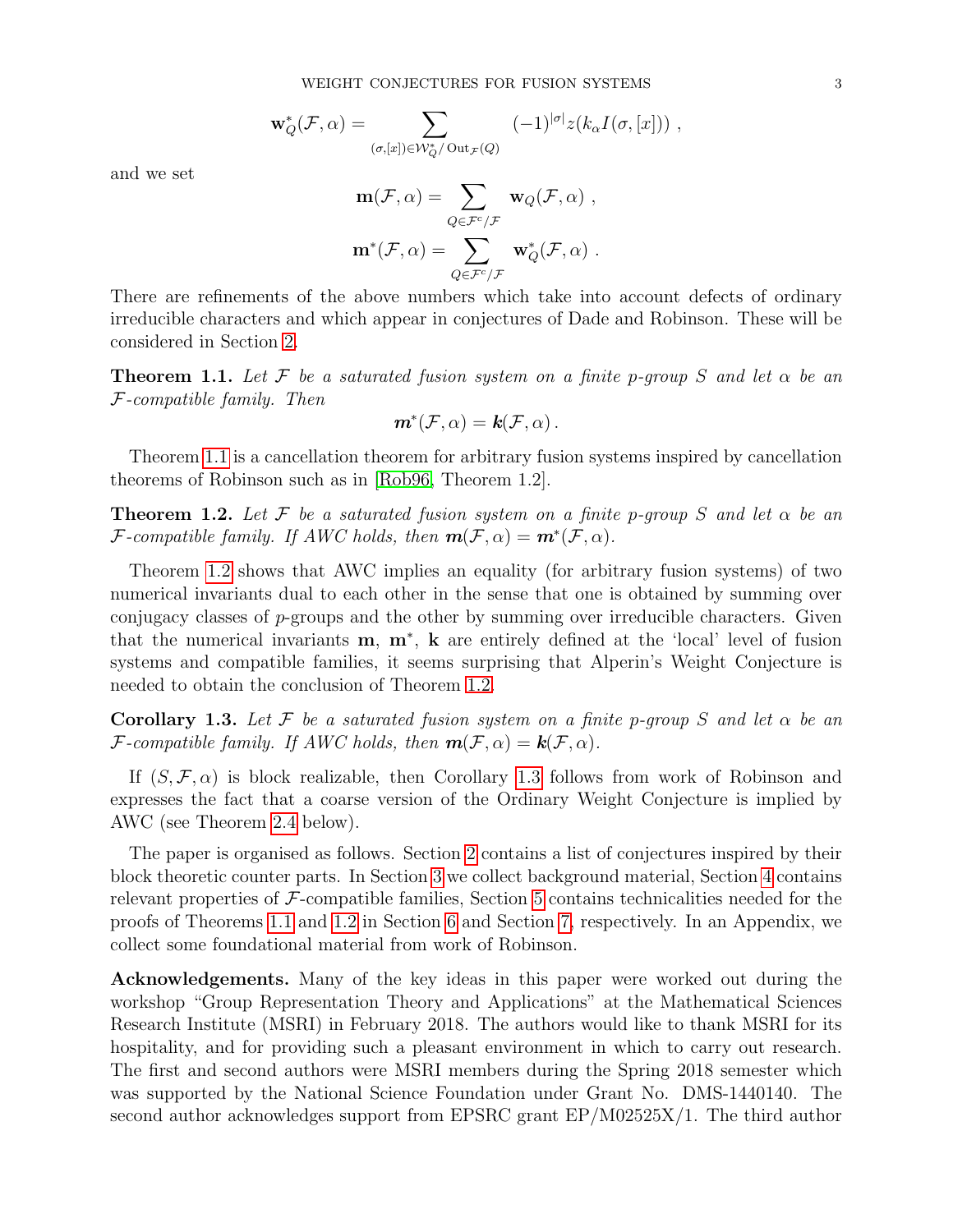$$\mathbf{w}^*_Q(\mathcal{F},\alpha) = \sum_{(\sigma,[x])\in\mathcal{W}^*_Q/\operatorname{Out}_{\mathcal{F}}(Q)} (-1)^{|\sigma|} z(k_\alpha I(\sigma,[x])) \ ,$$

and we set

$$\mathbf{m}(\mathcal{F},\alpha) = \sum_{Q\in\mathcal{F}^c/\mathcal{F}} \mathbf{w}_Q(\mathcal{F},\alpha) \ ,$$

$$\mathbf{m}^*(\mathcal{F},\alpha) = \sum_{Q\in\mathcal{F}^c/\mathcal{F}} \mathbf{w}^*_Q(\mathcal{F},\alpha) \ .$$

There are refinements of the above numbers which take into account defects of ordinary irreducible characters and which appear in conjectures of Dade and Robinson. These will be considered in Section 2.

**Theorem 1.1.** *Let $\mathcal{F}$ be a saturated fusion system on a finite $p$-group $S$ and let $\alpha$ be an $\mathcal{F}$-compatible family. Then*

$$\boldsymbol{m}^*(\mathcal{F},\alpha) = \boldsymbol{k}(\mathcal{F},\alpha) \,.$$

Theorem 1.1 is a cancellation theorem for arbitrary fusion systems inspired by cancellation theorems of Robinson such as in [Rob96, Theorem 1.2].

**Theorem 1.2.** *Let $\mathcal{F}$ be a saturated fusion system on a finite $p$-group $S$ and let $\alpha$ be an $\mathcal{F}$-compatible family. If AWC holds, then $\boldsymbol{m}(\mathcal{F},\alpha) = \boldsymbol{m}^*(\mathcal{F},\alpha)$.*

Theorem 1.2 shows that AWC implies an equality (for arbitrary fusion systems) of two numerical invariants dual to each other in the sense that one is obtained by summing over conjugacy classes of $p$-groups and the other by summing over irreducible characters. Given that the numerical invariants $\mathbf{m}$, $\mathbf{m}^*$, $\mathbf{k}$ are entirely defined at the 'local' level of fusion systems and compatible families, it seems surprising that Alperin's Weight Conjecture is needed to obtain the conclusion of Theorem 1.2.

**Corollary 1.3.** *Let $\mathcal{F}$ be a saturated fusion system on a finite $p$-group $S$ and let $\alpha$ be an $\mathcal{F}$-compatible family. If AWC holds, then $\boldsymbol{m}(\mathcal{F},\alpha) = \boldsymbol{k}(\mathcal{F},\alpha)$.*

If $(S,\mathcal{F},\alpha)$ is block realizable, then Corollary 1.3 follows from work of Robinson and expresses the fact that a coarse version of the Ordinary Weight Conjecture is implied by AWC (see Theorem 2.4 below).

The paper is organised as follows. Section 2 contains a list of conjectures inspired by their block theoretic counter parts. In Section 3 we collect background material, Section 4 contains relevant properties of $\mathcal{F}$-compatible families, Section 5 contains technicalities needed for the proofs of Theorems 1.1 and 1.2 in Section 6 and Section 7, respectively. In an Appendix, we collect some foundational material from work of Robinson.

**Acknowledgements.** Many of the key ideas in this paper were worked out during the workshop "Group Representation Theory and Applications" at the Mathematical Sciences Research Institute (MSRI) in February 2018. The authors would like to thank MSRI for its hospitality, and for providing such a pleasant environment in which to carry out research. The first and second authors were MSRI members during the Spring 2018 semester which was supported by the National Science Foundation under Grant No. DMS-1440140. The second author acknowledges support from EPSRC grant EP/M02525X/1. The third author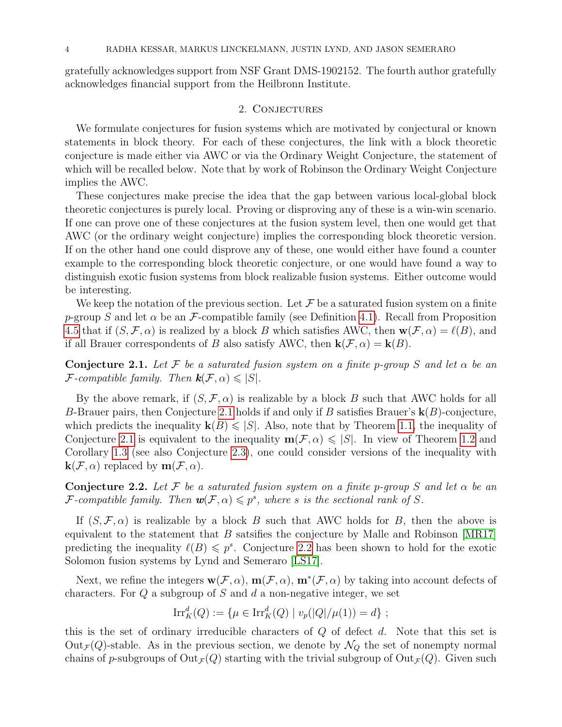gratefully acknowledges support from NSF Grant DMS-1902152. The fourth author gratefully acknowledges financial support from the Heilbronn Institute.

## 2. Conjectures

We formulate conjectures for fusion systems which are motivated by conjectural or known statements in block theory. For each of these conjectures, the link with a block theoretic conjecture is made either via AWC or via the Ordinary Weight Conjecture, the statement of which will be recalled below. Note that by work of Robinson the Ordinary Weight Conjecture implies the AWC.

These conjectures make precise the idea that the gap between various local-global block theoretic conjectures is purely local. Proving or disproving any of these is a win-win scenario. If one can prove one of these conjectures at the fusion system level, then one would get that AWC (or the ordinary weight conjecture) implies the corresponding block theoretic version. If on the other hand one could disprove any of these, one would either have found a counter example to the corresponding block theoretic conjecture, or one would have found a way to distinguish exotic fusion systems from block realizable fusion systems. Either outcome would be interesting.

We keep the notation of the previous section. Let $\mathcal{F}$ be a saturated fusion system on a finite $p$-group $S$ and let $\alpha$ be an $\mathcal{F}$-compatible family (see Definition 4.1). Recall from Proposition 4.5 that if $(S, \mathcal{F}, \alpha)$ is realized by a block $B$ which satisfies AWC, then $\mathbf{w}(\mathcal{F}, \alpha) = \ell(B)$, and if all Brauer correspondents of $B$ also satisfy AWC, then $\mathbf{k}(\mathcal{F}, \alpha) = \mathbf{k}(B)$.

**Conjecture 2.1.** *Let $\mathcal{F}$ be a saturated fusion system on a finite $p$-group $S$ and let $\alpha$ be an $\mathcal{F}$-compatible family. Then $\boldsymbol{k}(\mathcal{F}, \alpha) \leqslant |S|$.*

By the above remark, if $(S, \mathcal{F}, \alpha)$ is realizable by a block $B$ such that AWC holds for all $B$-Brauer pairs, then Conjecture 2.1 holds if and only if $B$ satisfies Brauer's $\mathbf{k}(B)$-conjecture, which predicts the inequality $\mathbf{k}(B) \leqslant |S|$. Also, note that by Theorem 1.1, the inequality of Conjecture 2.1 is equivalent to the inequality $\mathbf{m}(\mathcal{F}, \alpha) \leqslant |S|$. In view of Theorem 1.2 and Corollary 1.3 (see also Conjecture 2.3), one could consider versions of the inequality with $\mathbf{k}(\mathcal{F}, \alpha)$ replaced by $\mathbf{m}(\mathcal{F}, \alpha)$.

**Conjecture 2.2.** *Let $\mathcal{F}$ be a saturated fusion system on a finite $p$-group $S$ and let $\alpha$ be an $\mathcal{F}$-compatible family. Then $\boldsymbol{w}(\mathcal{F}, \alpha) \leqslant p^s$, where $s$ is the sectional rank of $S$.*

If $(S, \mathcal{F}, \alpha)$ is realizable by a block $B$ such that AWC holds for $B$, then the above is equivalent to the statement that $B$ satsifies the conjecture by Malle and Robinson [MR17] predicting the inequality $\ell(B) \leqslant p^s$. Conjecture 2.2 has been shown to hold for the exotic Solomon fusion systems by Lynd and Semeraro [LS17].

Next, we refine the integers $\mathbf{w}(\mathcal{F}, \alpha)$, $\mathbf{m}(\mathcal{F}, \alpha)$, $\mathbf{m}^*(\mathcal{F}, \alpha)$ by taking into account defects of characters. For $Q$ a subgroup of $S$ and $d$ a non-negative integer, we set

$$\mathrm{Irr}_K^d(Q) := \{\mu \in \mathrm{Irr}_K^d(Q) \mid v_p(|Q|/\mu(1)) = d\} \ ;$$

this is the set of ordinary irreducible characters of $Q$ of defect $d$. Note that this set is $\mathrm{Out}_{\mathcal{F}}(Q)$-stable. As in the previous section, we denote by $\mathcal{N}_Q$ the set of nonempty normal chains of $p$-subgroups of $\mathrm{Out}_{\mathcal{F}}(Q)$ starting with the trivial subgroup of $\mathrm{Out}_{\mathcal{F}}(Q)$. Given such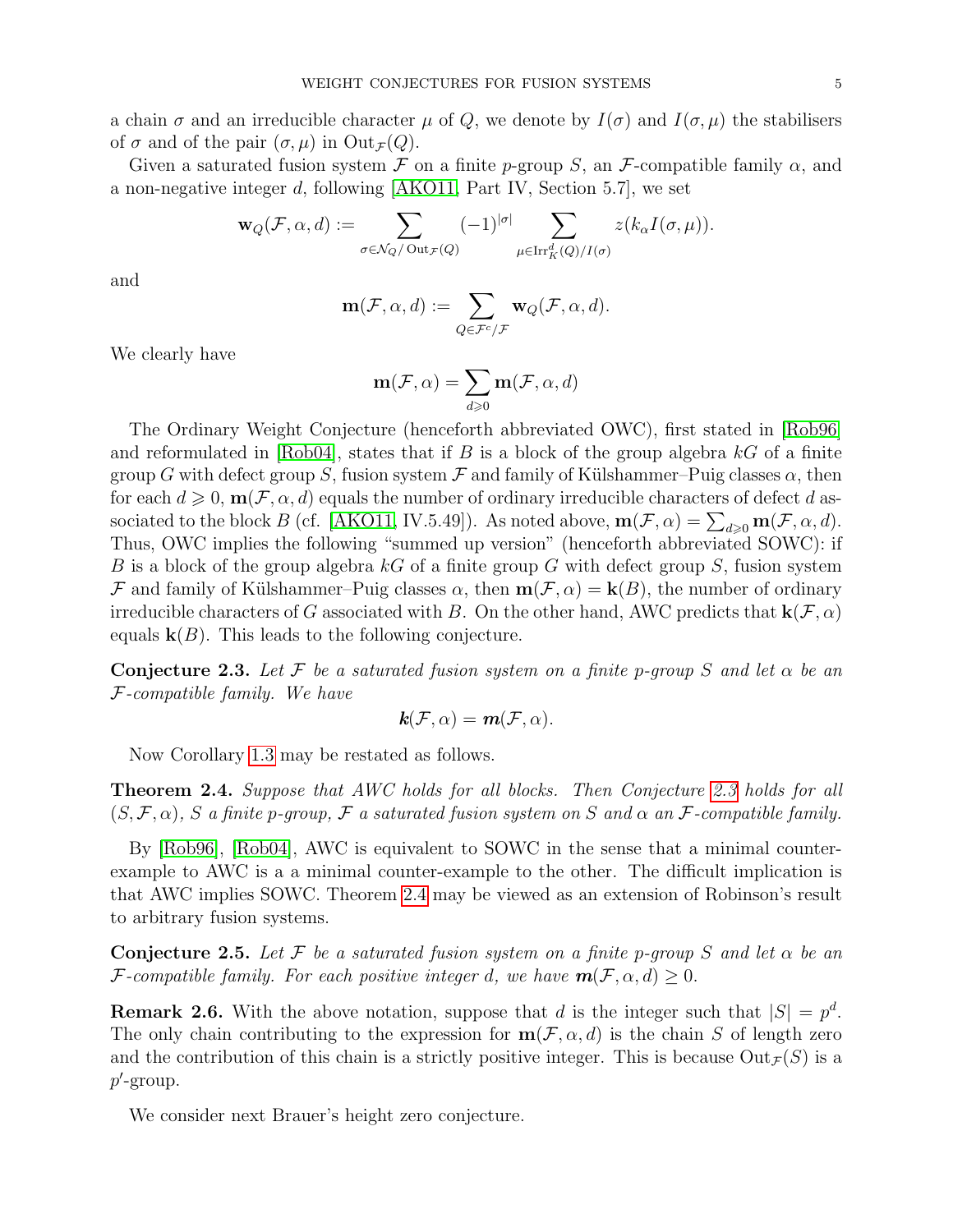a chain $\sigma$ and an irreducible character $\mu$ of $Q$, we denote by $I(\sigma)$ and $I(\sigma, \mu)$ the stabilisers of $\sigma$ and of the pair $(\sigma, \mu)$ in $\mathrm{Out}_{\mathcal{F}}(Q)$.

Given a saturated fusion system $\mathcal{F}$ on a finite $p$-group $S$, an $\mathcal{F}$-compatible family $\alpha$, and a non-negative integer $d$, following [AKO11, Part IV, Section 5.7], we set

$$\mathbf{w}_Q(\mathcal{F}, \alpha, d) := \sum_{\sigma \in \mathcal{N}_Q / \mathrm{Out}_{\mathcal{F}}(Q)} (-1)^{|\sigma|} \sum_{\mu \in \mathrm{Irr}^d_K(Q)/I(\sigma)} z(k_\alpha I(\sigma, \mu)).$$

and

$$\mathbf{m}(\mathcal{F}, \alpha, d) := \sum_{Q \in \mathcal{F}^c/\mathcal{F}} \mathbf{w}_Q(\mathcal{F}, \alpha, d).$$

We clearly have

$$\mathbf{m}(\mathcal{F}, \alpha) = \sum_{d \geqslant 0} \mathbf{m}(\mathcal{F}, \alpha, d)$$

The Ordinary Weight Conjecture (henceforth abbreviated OWC), first stated in [Rob96] and reformulated in [Rob04], states that if $B$ is a block of the group algebra $kG$ of a finite group $G$ with defect group $S$, fusion system $\mathcal{F}$ and family of Külshammer–Puig classes $\alpha$, then for each $d \geqslant 0$, $\mathbf{m}(\mathcal{F}, \alpha, d)$ equals the number of ordinary irreducible characters of defect $d$ associated to the block $B$ (cf. [AKO11, IV.5.49]). As noted above, $\mathbf{m}(\mathcal{F}, \alpha) = \sum_{d \geqslant 0} \mathbf{m}(\mathcal{F}, \alpha, d)$. Thus, OWC implies the following "summed up version" (henceforth abbreviated SOWC): if $B$ is a block of the group algebra $kG$ of a finite group $G$ with defect group $S$, fusion system $\mathcal{F}$ and family of Külshammer–Puig classes $\alpha$, then $\mathbf{m}(\mathcal{F}, \alpha) = \mathbf{k}(B)$, the number of ordinary irreducible characters of $G$ associated with $B$. On the other hand, AWC predicts that $\mathbf{k}(\mathcal{F}, \alpha)$ equals $\mathbf{k}(B)$. This leads to the following conjecture.

**Conjecture 2.3.** *Let $\mathcal{F}$ be a saturated fusion system on a finite $p$-group $S$ and let $\alpha$ be an $\mathcal{F}$-compatible family. We have*

$$\boldsymbol{k}(\mathcal{F}, \alpha) = \boldsymbol{m}(\mathcal{F}, \alpha).$$

Now Corollary 1.3 may be restated as follows.

**Theorem 2.4.** *Suppose that AWC holds for all blocks. Then Conjecture 2.3 holds for all $(S, \mathcal{F}, \alpha)$, $S$ a finite $p$-group, $\mathcal{F}$ a saturated fusion system on $S$ and $\alpha$ an $\mathcal{F}$-compatible family.*

By [Rob96], [Rob04], AWC is equivalent to SOWC in the sense that a minimal counter-example to AWC is a a minimal counter-example to the other. The difficult implication is that AWC implies SOWC. Theorem 2.4 may be viewed as an extension of Robinson's result to arbitrary fusion systems.

**Conjecture 2.5.** *Let $\mathcal{F}$ be a saturated fusion system on a finite $p$-group $S$ and let $\alpha$ be an $\mathcal{F}$-compatible family. For each positive integer $d$, we have $\boldsymbol{m}(\mathcal{F}, \alpha, d) \geq 0$.*

**Remark 2.6.** With the above notation, suppose that $d$ is the integer such that $|S| = p^d$. The only chain contributing to the expression for $\mathbf{m}(\mathcal{F}, \alpha, d)$ is the chain $S$ of length zero and the contribution of this chain is a strictly positive integer. This is because $\mathrm{Out}_{\mathcal{F}}(S)$ is a $p'$-group.

We consider next Brauer's height zero conjecture.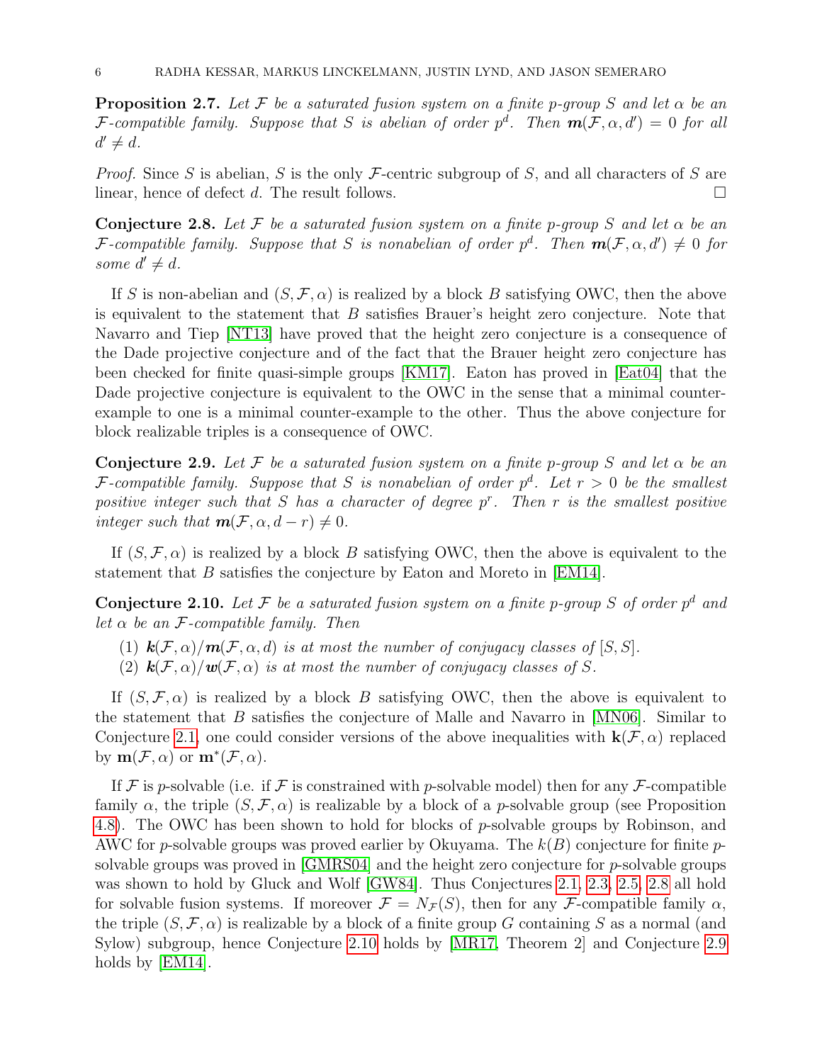**Proposition 2.7.** *Let $\mathcal{F}$ be a saturated fusion system on a finite $p$-group $S$ and let $\alpha$ be an $\mathcal{F}$-compatible family. Suppose that $S$ is abelian of order $p^d$. Then $\boldsymbol{m}(\mathcal{F}, \alpha, d') = 0$ for all $d' \neq d$.*

*Proof.* Since $S$ is abelian, $S$ is the only $\mathcal{F}$-centric subgroup of $S$, and all characters of $S$ are linear, hence of defect $d$. The result follows. □

**Conjecture 2.8.** *Let $\mathcal{F}$ be a saturated fusion system on a finite $p$-group $S$ and let $\alpha$ be an $\mathcal{F}$-compatible family. Suppose that $S$ is nonabelian of order $p^d$. Then $\boldsymbol{m}(\mathcal{F}, \alpha, d') \neq 0$ for some $d' \neq d$.*

If $S$ is non-abelian and $(S, \mathcal{F}, \alpha)$ is realized by a block $B$ satisfying OWC, then the above is equivalent to the statement that $B$ satisfies Brauer's height zero conjecture. Note that Navarro and Tiep [NT13] have proved that the height zero conjecture is a consequence of the Dade projective conjecture and of the fact that the Brauer height zero conjecture has been checked for finite quasi-simple groups [KM17]. Eaton has proved in [Eat04] that the Dade projective conjecture is equivalent to the OWC in the sense that a minimal counter-example to one is a minimal counter-example to the other. Thus the above conjecture for block realizable triples is a consequence of OWC.

**Conjecture 2.9.** *Let $\mathcal{F}$ be a saturated fusion system on a finite $p$-group $S$ and let $\alpha$ be an $\mathcal{F}$-compatible family. Suppose that $S$ is nonabelian of order $p^d$. Let $r > 0$ be the smallest positive integer such that $S$ has a character of degree $p^r$. Then $r$ is the smallest positive integer such that $\boldsymbol{m}(\mathcal{F}, \alpha, d - r) \neq 0$.*

If $(S, \mathcal{F}, \alpha)$ is realized by a block $B$ satisfying OWC, then the above is equivalent to the statement that $B$ satisfies the conjecture by Eaton and Moreto in [EM14].

**Conjecture 2.10.** *Let $\mathcal{F}$ be a saturated fusion system on a finite $p$-group $S$ of order $p^d$ and let $\alpha$ be an $\mathcal{F}$-compatible family. Then*

1. *$\boldsymbol{k}(\mathcal{F}, \alpha)/\boldsymbol{m}(\mathcal{F}, \alpha, d)$ is at most the number of conjugacy classes of $[S, S]$.*
2. *$\boldsymbol{k}(\mathcal{F}, \alpha)/\boldsymbol{w}(\mathcal{F}, \alpha)$ is at most the number of conjugacy classes of $S$.*

If $(S, \mathcal{F}, \alpha)$ is realized by a block $B$ satisfying OWC, then the above is equivalent to the statement that $B$ satisfies the conjecture of Malle and Navarro in [MN06]. Similar to Conjecture 2.1, one could consider versions of the above inequalities with $\mathbf{k}(\mathcal{F}, \alpha)$ replaced by $\mathbf{m}(\mathcal{F}, \alpha)$ or $\mathbf{m}^*(\mathcal{F}, \alpha)$.

If $\mathcal{F}$ is $p$-solvable (i.e. if $\mathcal{F}$ is constrained with $p$-solvable model) then for any $\mathcal{F}$-compatible family $\alpha$, the triple $(S, \mathcal{F}, \alpha)$ is realizable by a block of a $p$-solvable group (see Proposition 4.8). The OWC has been shown to hold for blocks of $p$-solvable groups by Robinson, and AWC for $p$-solvable groups was proved earlier by Okuyama. The $k(B)$ conjecture for finite $p$-solvable groups was proved in [GMRS04] and the height zero conjecture for $p$-solvable groups was shown to hold by Gluck and Wolf [GW84]. Thus Conjectures 2.1, 2.3, 2.5, 2.8 all hold for solvable fusion systems. If moreover $\mathcal{F} = N_{\mathcal{F}}(S)$, then for any $\mathcal{F}$-compatible family $\alpha$, the triple $(S, \mathcal{F}, \alpha)$ is realizable by a block of a finite group $G$ containing $S$ as a normal (and Sylow) subgroup, hence Conjecture 2.10 holds by [MR17, Theorem 2] and Conjecture 2.9 holds by [EM14].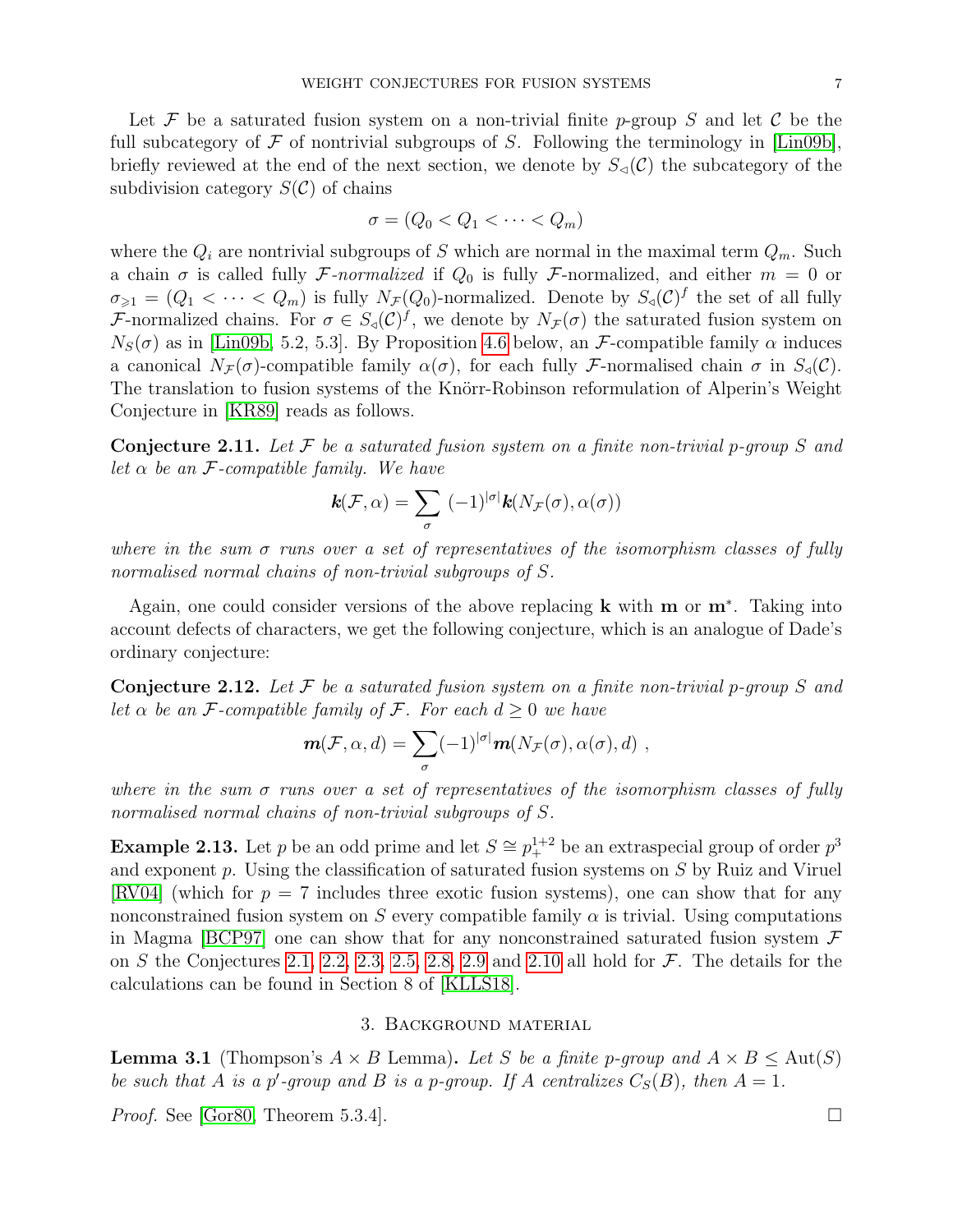Let $\mathcal{F}$ be a saturated fusion system on a non-trivial finite $p$-group $S$ and let $\mathcal{C}$ be the full subcategory of $\mathcal{F}$ of nontrivial subgroups of $S$. Following the terminology in [Lin09b], briefly reviewed at the end of the next section, we denote by $S_\triangleleft(\mathcal{C})$ the subcategory of the subdivision category $S(\mathcal{C})$ of chains

$$\sigma = (Q_0 < Q_1 < \cdots < Q_m)$$

where the $Q_i$ are nontrivial subgroups of $S$ which are normal in the maximal term $Q_m$. Such a chain $\sigma$ is called fully *$\mathcal{F}$-normalized* if $Q_0$ is fully $\mathcal{F}$-normalized, and either $m = 0$ or $\sigma_{\geqslant 1} = (Q_1 < \cdots < Q_m)$ is fully $N_\mathcal{F}(Q_0)$-normalized. Denote by $S_\triangleleft(\mathcal{C})^f$ the set of all fully $\mathcal{F}$-normalized chains. For $\sigma \in S_\triangleleft(\mathcal{C})^f$, we denote by $N_\mathcal{F}(\sigma)$ the saturated fusion system on $N_S(\sigma)$ as in [Lin09b, 5.2, 5.3]. By Proposition 4.6 below, an $\mathcal{F}$-compatible family $\alpha$ induces a canonical $N_\mathcal{F}(\sigma)$-compatible family $\alpha(\sigma)$, for each fully $\mathcal{F}$-normalised chain $\sigma$ in $S_\triangleleft(\mathcal{C})$. The translation to fusion systems of the Knörr-Robinson reformulation of Alperin's Weight Conjecture in [KR89] reads as follows.

**Conjecture 2.11.** *Let $\mathcal{F}$ be a saturated fusion system on a finite non-trivial $p$-group $S$ and let $\alpha$ be an $\mathcal{F}$-compatible family. We have*

$$\boldsymbol{k}(\mathcal{F}, \alpha) = \sum_{\sigma} (-1)^{|\sigma|} \boldsymbol{k}(N_\mathcal{F}(\sigma), \alpha(\sigma))$$

*where in the sum $\sigma$ runs over a set of representatives of the isomorphism classes of fully normalised normal chains of non-trivial subgroups of $S$.*

Again, one could consider versions of the above replacing $\mathbf{k}$ with $\mathbf{m}$ or $\mathbf{m}^*$. Taking into account defects of characters, we get the following conjecture, which is an analogue of Dade's ordinary conjecture:

**Conjecture 2.12.** *Let $\mathcal{F}$ be a saturated fusion system on a finite non-trivial $p$-group $S$ and let $\alpha$ be an $\mathcal{F}$-compatible family of $\mathcal{F}$. For each $d \geq 0$ we have*

$$\boldsymbol{m}(\mathcal{F}, \alpha, d) = \sum_{\sigma} (-1)^{|\sigma|} \boldsymbol{m}(N_\mathcal{F}(\sigma), \alpha(\sigma), d) \ ,$$

*where in the sum $\sigma$ runs over a set of representatives of the isomorphism classes of fully normalised normal chains of non-trivial subgroups of $S$.*

**Example 2.13.** Let $p$ be an odd prime and let $S \cong p_+^{1+2}$ be an extraspecial group of order $p^3$ and exponent $p$. Using the classification of saturated fusion systems on $S$ by Ruiz and Viruel [RV04] (which for $p = 7$ includes three exotic fusion systems), one can show that for any nonconstrained fusion system on $S$ every compatible family $\alpha$ is trivial. Using computations in Magma [BCP97] one can show that for any nonconstrained saturated fusion system $\mathcal{F}$ on $S$ the Conjectures 2.1, 2.2, 2.3, 2.5, 2.8, 2.9 and 2.10 all hold for $\mathcal{F}$. The details for the calculations can be found in Section 8 of [KLLS18].

## 3. Background material

**Lemma 3.1** (Thompson's $A \times B$ Lemma)**.** *Let $S$ be a finite $p$-group and $A \times B \leq \mathrm{Aut}(S)$ be such that $A$ is a $p'$-group and $B$ is a $p$-group. If $A$ centralizes $C_S(B)$, then $A = 1$.*

*Proof.* See [Gor80, Theorem 5.3.4]. $\square$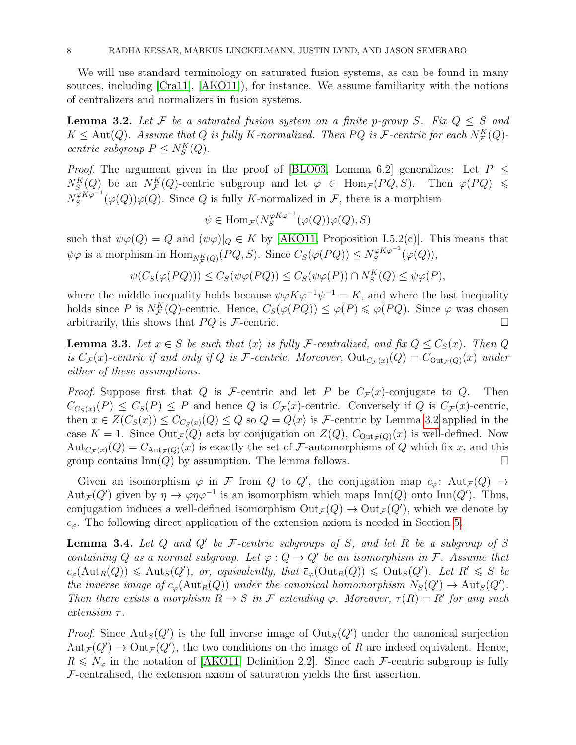We will use standard terminology on saturated fusion systems, as can be found in many sources, including [Cra11], [AKO11]), for instance. We assume familiarity with the notions of centralizers and normalizers in fusion systems.

**Lemma 3.2.** *Let $\mathcal{F}$ be a saturated fusion system on a finite $p$-group $S$. Fix $Q \leq S$ and $K \leq \mathrm{Aut}(Q)$. Assume that $Q$ is fully $K$-normalized. Then $PQ$ is $\mathcal{F}$-centric for each $N_{\mathcal{F}}^K(Q)$-centric subgroup $P \leq N_S^K(Q)$.*

*Proof.* The argument given in the proof of [BLO03, Lemma 6.2] generalizes: Let $P \leq N_S^K(Q)$ be an $N_{\mathcal{F}}^K(Q)$-centric subgroup and let $\varphi \in \mathrm{Hom}_{\mathcal{F}}(PQ, S)$. Then $\varphi(PQ) \leqslant N_S^{\varphi K \varphi^{-1}}(\varphi(Q))\varphi(Q)$. Since $Q$ is fully $K$-normalized in $\mathcal{F}$, there is a morphism

$$\psi \in \mathrm{Hom}_{\mathcal{F}}(N_S^{\varphi K \varphi^{-1}}(\varphi(Q))\varphi(Q), S)$$

such that $\psi\varphi(Q) = Q$ and $(\psi\varphi)|_Q \in K$ by [AKO11, Proposition I.5.2(c)]. This means that $\psi\varphi$ is a morphism in $\mathrm{Hom}_{N_{\mathcal{F}}^K(Q)}(PQ, S)$. Since $C_S(\varphi(PQ)) \leq N_S^{\varphi K \varphi^{-1}}(\varphi(Q))$,

$$\psi(C_S(\varphi(PQ))) \leq C_S(\psi\varphi(PQ)) \leq C_S(\psi\varphi(P)) \cap N_S^K(Q) \leq \psi\varphi(P),$$

where the middle inequality holds because $\psi\varphi K \varphi^{-1}\psi^{-1} = K$, and where the last inequality holds since $P$ is $N_{\mathcal{F}}^K(Q)$-centric. Hence, $C_S(\varphi(PQ)) \leq \varphi(P) \leqslant \varphi(PQ)$. Since $\varphi$ was chosen arbitrarily, this shows that $PQ$ is $\mathcal{F}$-centric. $\square$

**Lemma 3.3.** *Let $x \in S$ be such that $\langle x \rangle$ is fully $\mathcal{F}$-centralized, and fix $Q \leq C_S(x)$. Then $Q$ is $C_{\mathcal{F}}(x)$-centric if and only if $Q$ is $\mathcal{F}$-centric. Moreover, $\mathrm{Out}_{C_{\mathcal{F}}(x)}(Q) = C_{\mathrm{Out}_{\mathcal{F}}(Q)}(x)$ under either of these assumptions.*

*Proof.* Suppose first that $Q$ is $\mathcal{F}$-centric and let $P$ be $C_{\mathcal{F}}(x)$-conjugate to $Q$. Then $C_{C_S(x)}(P) \leq C_S(P) \leq P$ and hence $Q$ is $C_{\mathcal{F}}(x)$-centric. Conversely if $Q$ is $C_{\mathcal{F}}(x)$-centric, then $x \in Z(C_S(x)) \leq C_{C_S(x)}(Q) \leq Q$ so $Q = Q\langle x \rangle$ is $\mathcal{F}$-centric by Lemma 3.2 applied in the case $K = 1$. Since $\mathrm{Out}_{\mathcal{F}}(Q)$ acts by conjugation on $Z(Q)$, $C_{\mathrm{Out}_{\mathcal{F}}(Q)}(x)$ is well-defined. Now $\mathrm{Aut}_{C_{\mathcal{F}}(x)}(Q) = C_{\mathrm{Aut}_{\mathcal{F}}(Q)}(x)$ is exactly the set of $\mathcal{F}$-automorphisms of $Q$ which fix $x$, and this group contains $\mathrm{Inn}(Q)$ by assumption. The lemma follows. $\square$

Given an isomorphism $\varphi$ in $\mathcal{F}$ from $Q$ to $Q'$, the conjugation map $c_\varphi \colon \mathrm{Aut}_{\mathcal{F}}(Q) \to \mathrm{Aut}_{\mathcal{F}}(Q')$ given by $\eta \to \varphi\eta\varphi^{-1}$ is an isomorphism which maps $\mathrm{Inn}(Q)$ onto $\mathrm{Inn}(Q')$. Thus, conjugation induces a well-defined isomorphism $\mathrm{Out}_{\mathcal{F}}(Q) \to \mathrm{Out}_{\mathcal{F}}(Q')$, which we denote by $\overline{c}_\varphi$. The following direct application of the extension axiom is needed in Section 5.

**Lemma 3.4.** *Let $Q$ and $Q'$ be $\mathcal{F}$-centric subgroups of $S$, and let $R$ be a subgroup of $S$ containing $Q$ as a normal subgroup. Let $\varphi : Q \to Q'$ be an isomorphism in $\mathcal{F}$. Assume that $c_\varphi(\mathrm{Aut}_R(Q)) \leqslant \mathrm{Aut}_S(Q')$, or, equivalently, that $\overline{c}_\varphi(\mathrm{Out}_R(Q)) \leqslant \mathrm{Out}_S(Q')$. Let $R' \leqslant S$ be the inverse image of $c_\varphi(\mathrm{Aut}_R(Q))$ under the canonical homomorphism $N_S(Q') \to \mathrm{Aut}_S(Q')$. Then there exists a morphism $R \to S$ in $\mathcal{F}$ extending $\varphi$. Moreover, $\tau(R) = R'$ for any such extension $\tau$.*

*Proof.* Since $\mathrm{Aut}_S(Q')$ is the full inverse image of $\mathrm{Out}_S(Q')$ under the canonical surjection $\mathrm{Aut}_{\mathcal{F}}(Q') \to \mathrm{Out}_{\mathcal{F}}(Q')$, the two conditions on the image of $R$ are indeed equivalent. Hence, $R \leqslant N_\varphi$ in the notation of [AKO11, Definition 2.2]. Since each $\mathcal{F}$-centric subgroup is fully $\mathcal{F}$-centralised, the extension axiom of saturation yields the first assertion.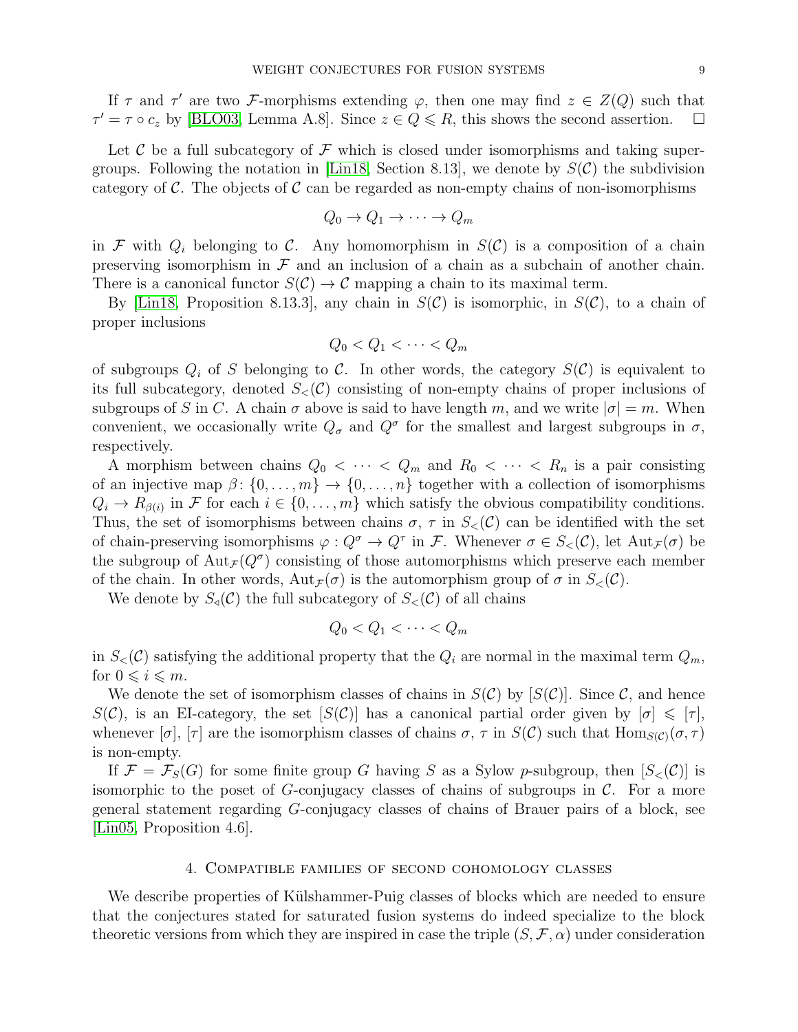If $\tau$ and $\tau'$ are two $\mathcal{F}$-morphisms extending $\varphi$, then one may find $z \in Z(Q)$ such that $\tau' = \tau \circ c_z$ by [BLO03, Lemma A.8]. Since $z \in Q \leqslant R$, this shows the second assertion. $\square$

Let $\mathcal{C}$ be a full subcategory of $\mathcal{F}$ which is closed under isomorphisms and taking supergroups. Following the notation in [Lin18, Section 8.13], we denote by $S(\mathcal{C})$ the subdivision category of $\mathcal{C}$. The objects of $\mathcal{C}$ can be regarded as non-empty chains of non-isomorphisms

$$Q_0 \to Q_1 \to \cdots \to Q_m$$

in $\mathcal{F}$ with $Q_i$ belonging to $\mathcal{C}$. Any homomorphism in $S(\mathcal{C})$ is a composition of a chain preserving isomorphism in $\mathcal{F}$ and an inclusion of a chain as a subchain of another chain. There is a canonical functor $S(\mathcal{C}) \to \mathcal{C}$ mapping a chain to its maximal term.

By [Lin18, Proposition 8.13.3], any chain in $S(\mathcal{C})$ is isomorphic, in $S(\mathcal{C})$, to a chain of proper inclusions

$$Q_0 < Q_1 < \cdots < Q_m$$

of subgroups $Q_i$ of $S$ belonging to $\mathcal{C}$. In other words, the category $S(\mathcal{C})$ is equivalent to its full subcategory, denoted $S_<(\mathcal{C})$ consisting of non-empty chains of proper inclusions of subgroups of $S$ in $C$. A chain $\sigma$ above is said to have length $m$, and we write $|\sigma| = m$. When convenient, we occasionally write $Q_\sigma$ and $Q^\sigma$ for the smallest and largest subgroups in $\sigma$, respectively.

A morphism between chains $Q_0 < \cdots < Q_m$ and $R_0 < \cdots < R_n$ is a pair consisting of an injective map $\beta \colon \{0, \ldots, m\} \to \{0, \ldots, n\}$ together with a collection of isomorphisms $Q_i \to R_{\beta(i)}$ in $\mathcal{F}$ for each $i \in \{0, \ldots, m\}$ which satisfy the obvious compatibility conditions. Thus, the set of isomorphisms between chains $\sigma$, $\tau$ in $S_<(\mathcal{C})$ can be identified with the set of chain-preserving isomorphisms $\varphi : Q^\sigma \to Q^\tau$ in $\mathcal{F}$. Whenever $\sigma \in S_<(\mathcal{C})$, let $\mathrm{Aut}_\mathcal{F}(\sigma)$ be the subgroup of $\mathrm{Aut}_\mathcal{F}(Q^\sigma)$ consisting of those automorphisms which preserve each member of the chain. In other words, $\mathrm{Aut}_\mathcal{F}(\sigma)$ is the automorphism group of $\sigma$ in $S_<(\mathcal{C})$.

We denote by $S_\triangleleft(\mathcal{C})$ the full subcategory of $S_<(\mathcal{C})$ of all chains

$$Q_0 < Q_1 < \cdots < Q_m$$

in $S_<(\mathcal{C})$ satisfying the additional property that the $Q_i$ are normal in the maximal term $Q_m$, for $0 \leqslant i \leqslant m$.

We denote the set of isomorphism classes of chains in $S(\mathcal{C})$ by $[S(\mathcal{C})]$. Since $\mathcal{C}$, and hence $S(\mathcal{C})$, is an EI-category, the set $[S(\mathcal{C})]$ has a canonical partial order given by $[\sigma] \leqslant [\tau]$, whenever $[\sigma]$, $[\tau]$ are the isomorphism classes of chains $\sigma$, $\tau$ in $S(\mathcal{C})$ such that $\mathrm{Hom}_{S(\mathcal{C})}(\sigma, \tau)$ is non-empty.

If $\mathcal{F} = \mathcal{F}_S(G)$ for some finite group $G$ having $S$ as a Sylow $p$-subgroup, then $[S_<(\mathcal{C})]$ is isomorphic to the poset of $G$-conjugacy classes of chains of subgroups in $\mathcal{C}$. For a more general statement regarding $G$-conjugacy classes of chains of Brauer pairs of a block, see [Lin05, Proposition 4.6].

## 4. Compatible families of second cohomology classes

We describe properties of Külshammer-Puig classes of blocks which are needed to ensure that the conjectures stated for saturated fusion systems do indeed specialize to the block theoretic versions from which they are inspired in case the triple $(S, \mathcal{F}, \alpha)$ under consideration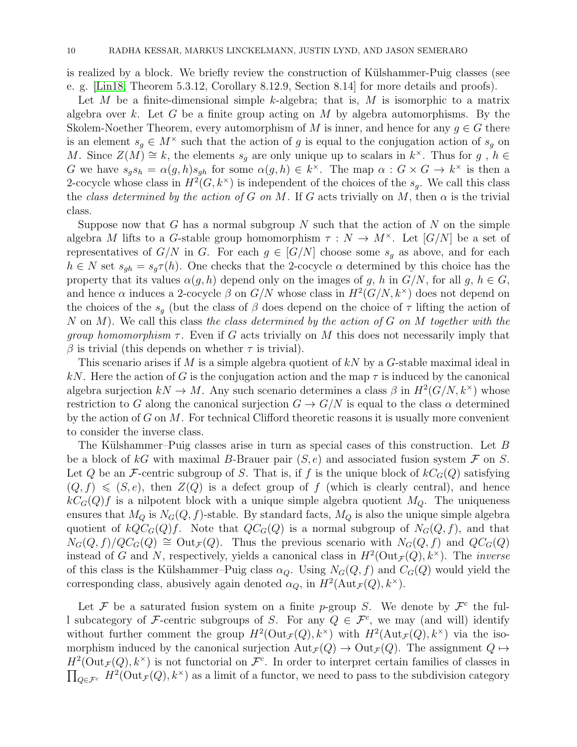is realized by a block. We briefly review the construction of Külshammer-Puig classes (see e. g. [Lin18, Theorem 5.3.12, Corollary 8.12.9, Section 8.14] for more details and proofs).

Let $M$ be a finite-dimensional simple $k$-algebra; that is, $M$ is isomorphic to a matrix algebra over $k$. Let $G$ be a finite group acting on $M$ by algebra automorphisms. By the Skolem-Noether Theorem, every automorphism of $M$ is inner, and hence for any $g \in G$ there is an element $s_g \in M^\times$ such that the action of $g$ is equal to the conjugation action of $s_g$ on $M$. Since $Z(M) \cong k$, the elements $s_g$ are only unique up to scalars in $k^\times$. Thus for $g$ , $h \in G$ we have $s_g s_h = \alpha(g,h) s_{gh}$ for some $\alpha(g,h) \in k^\times$. The map $\alpha : G \times G \to k^\times$ is then a 2-cocycle whose class in $H^2(G, k^\times)$ is independent of the choices of the $s_g$. We call this class the *class determined by the action of* $G$ *on* $M$. If $G$ acts trivially on $M$, then $\alpha$ is the trivial class.

Suppose now that $G$ has a normal subgroup $N$ such that the action of $N$ on the simple algebra $M$ lifts to a $G$-stable group homomorphism $\tau : N \to M^\times$. Let $[G/N]$ be a set of representatives of $G/N$ in $G$. For each $g \in [G/N]$ choose some $s_g$ as above, and for each $h \in N$ set $s_{gh} = s_g \tau(h)$. One checks that the 2-cocycle $\alpha$ determined by this choice has the property that its values $\alpha(g,h)$ depend only on the images of $g$, $h$ in $G/N$, for all $g$, $h \in G$, and hence $\alpha$ induces a 2-cocycle $\beta$ on $G/N$ whose class in $H^2(G/N, k^\times)$ does not depend on the choices of the $s_g$ (but the class of $\beta$ does depend on the choice of $\tau$ lifting the action of $N$ on $M$). We call this class *the class determined by the action of* $G$ *on* $M$ *together with the group homomorphism* $\tau$. Even if $G$ acts trivially on $M$ this does not necessarily imply that $\beta$ is trivial (this depends on whether $\tau$ is trivial).

This scenario arises if $M$ is a simple algebra quotient of $kN$ by a $G$-stable maximal ideal in $kN$. Here the action of $G$ is the conjugation action and the map $\tau$ is induced by the canonical algebra surjection $kN \to M$. Any such scenario determines a class $\beta$ in $H^2(G/N, k^\times)$ whose restriction to $G$ along the canonical surjection $G \to G/N$ is equal to the class $\alpha$ determined by the action of $G$ on $M$. For technical Clifford theoretic reasons it is usually more convenient to consider the inverse class.

The Külshammer–Puig classes arise in turn as special cases of this construction. Let $B$ be a block of $kG$ with maximal $B$-Brauer pair $(S, e)$ and associated fusion system $\mathcal{F}$ on $S$. Let $Q$ be an $\mathcal{F}$-centric subgroup of $S$. That is, if $f$ is the unique block of $kC_G(Q)$ satisfying $(Q, f) \leqslant (S, e)$, then $Z(Q)$ is a defect group of $f$ (which is clearly central), and hence $kC_G(Q)f$ is a nilpotent block with a unique simple algebra quotient $M_Q$. The uniqueness ensures that $M_Q$ is $N_G(Q, f)$-stable. By standard facts, $M_Q$ is also the unique simple algebra quotient of $kQC_G(Q)f$. Note that $QC_G(Q)$ is a normal subgroup of $N_G(Q, f)$, and that $N_G(Q, f)/QC_G(Q) \cong \mathrm{Out}_{\mathcal{F}}(Q)$. Thus the previous scenario with $N_G(Q, f)$ and $QC_G(Q)$ instead of $G$ and $N$, respectively, yields a canonical class in $H^2(\mathrm{Out}_{\mathcal{F}}(Q), k^\times)$. The *inverse* of this class is the Külshammer–Puig class $\alpha_Q$. Using $N_G(Q, f)$ and $C_G(Q)$ would yield the corresponding class, abusively again denoted $\alpha_Q$, in $H^2(\mathrm{Aut}_{\mathcal{F}}(Q), k^\times)$.

Let $\mathcal{F}$ be a saturated fusion system on a finite $p$-group $S$. We denote by $\mathcal{F}^c$ the full subcategory of $\mathcal{F}$-centric subgroups of $S$. For any $Q \in \mathcal{F}^c$, we may (and will) identify without further comment the group $H^2(\mathrm{Out}_{\mathcal{F}}(Q), k^\times)$ with $H^2(\mathrm{Aut}_{\mathcal{F}}(Q), k^\times)$ via the isomorphism induced by the canonical surjection $\mathrm{Aut}_{\mathcal{F}}(Q) \to \mathrm{Out}_{\mathcal{F}}(Q)$. The assignment $Q \mapsto H^2(\mathrm{Out}_{\mathcal{F}}(Q), k^\times)$ is not functorial on $\mathcal{F}^c$. In order to interpret certain families of classes in $\prod_{Q \in \mathcal{F}^c} H^2(\mathrm{Out}_{\mathcal{F}}(Q), k^\times)$ as a limit of a functor, we need to pass to the subdivision category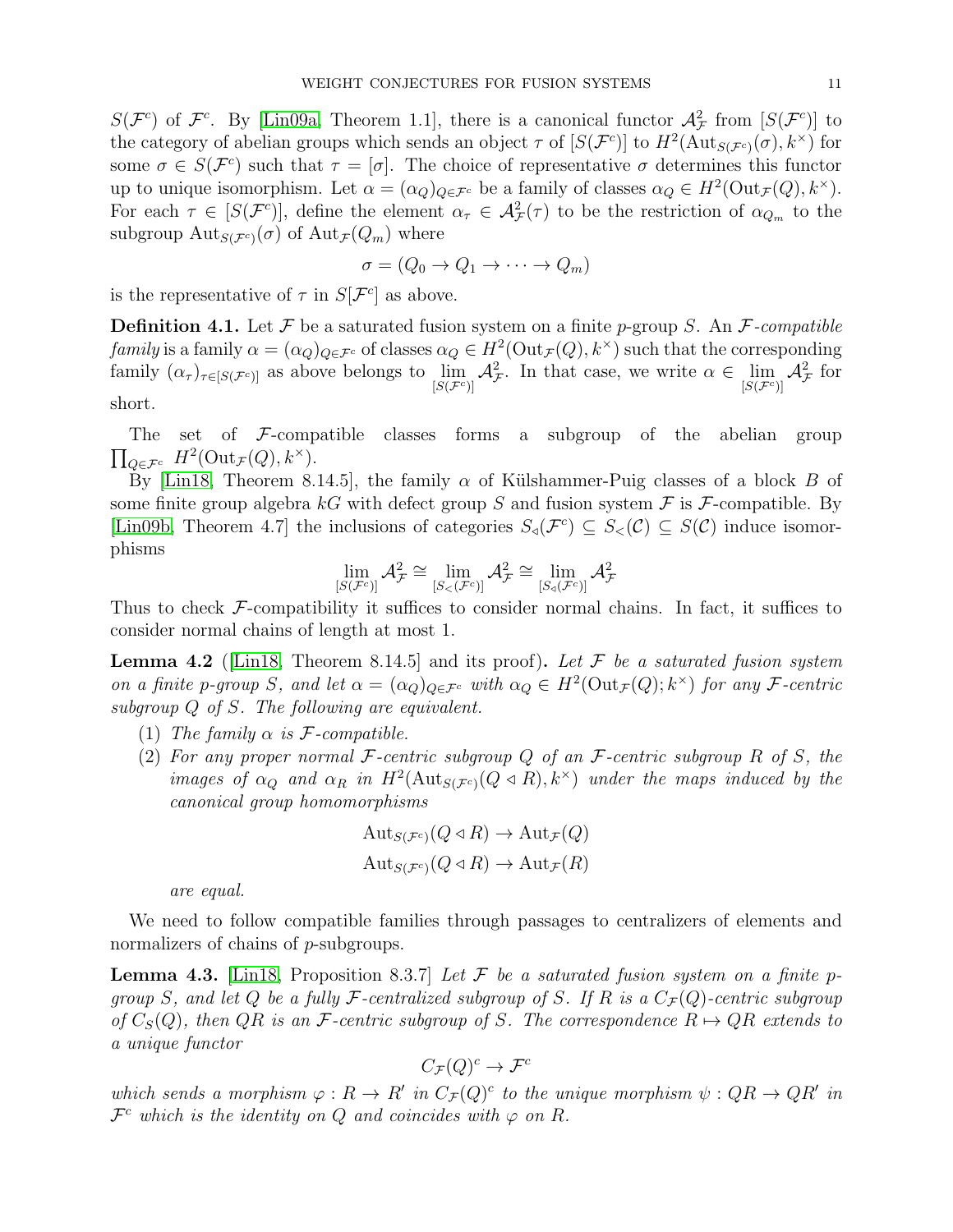$S(\mathcal{F}^c)$ of $\mathcal{F}^c$. By [Lin09a, Theorem 1.1], there is a canonical functor $\mathcal{A}^2_{\mathcal{F}}$ from $[S(\mathcal{F}^c)]$ to the category of abelian groups which sends an object $\tau$ of $[S(\mathcal{F}^c)]$ to $H^2(\mathrm{Aut}_{S(\mathcal{F}^c)}(\sigma), k^\times)$ for some $\sigma \in S(\mathcal{F}^c)$ such that $\tau = [\sigma]$. The choice of representative $\sigma$ determines this functor up to unique isomorphism. Let $\alpha = (\alpha_Q)_{Q \in \mathcal{F}^c}$ be a family of classes $\alpha_Q \in H^2(\mathrm{Out}_{\mathcal{F}}(Q), k^\times)$. For each $\tau \in [S(\mathcal{F}^c)]$, define the element $\alpha_\tau \in \mathcal{A}^2_{\mathcal{F}}(\tau)$ to be the restriction of $\alpha_{Q_m}$ to the subgroup $\mathrm{Aut}_{S(\mathcal{F}^c)}(\sigma)$ of $\mathrm{Aut}_{\mathcal{F}}(Q_m)$ where

$$\sigma = (Q_0 \to Q_1 \to \cdots \to Q_m)$$

is the representative of $\tau$ in $S[\mathcal{F}^c]$ as above.

**Definition 4.1.** Let $\mathcal{F}$ be a saturated fusion system on a finite $p$-group $S$. An *$\mathcal{F}$-compatible family* is a family $\alpha = (\alpha_Q)_{Q \in \mathcal{F}^c}$ of classes $\alpha_Q \in H^2(\mathrm{Out}_{\mathcal{F}}(Q), k^\times)$ such that the corresponding family $(\alpha_\tau)_{\tau \in [S(\mathcal{F}^c)]}$ as above belongs to $\varprojlim_{[S(\mathcal{F}^c)]} \mathcal{A}^2_{\mathcal{F}}$. In that case, we write $\alpha \in \varprojlim_{[S(\mathcal{F}^c)]} \mathcal{A}^2_{\mathcal{F}}$ for short.

The set of $\mathcal{F}$-compatible classes forms a subgroup of the abelian group $\prod_{Q \in \mathcal{F}^c} H^2(\mathrm{Out}_{\mathcal{F}}(Q), k^\times)$.

By [Lin18, Theorem 8.14.5], the family $\alpha$ of Külshammer-Puig classes of a block $B$ of some finite group algebra $kG$ with defect group $S$ and fusion system $\mathcal{F}$ is $\mathcal{F}$-compatible. By [Lin09b, Theorem 4.7] the inclusions of categories $S_\lhd(\mathcal{F}^c) \subseteq S_<(\mathcal{C}) \subseteq S(\mathcal{C})$ induce isomorphisms

$$\varprojlim_{[S(\mathcal{F}^c)]} \mathcal{A}^2_{\mathcal{F}} \cong \varprojlim_{[S_<(\mathcal{F}^c)]} \mathcal{A}^2_{\mathcal{F}} \cong \varprojlim_{[S_\lhd(\mathcal{F}^c)]} \mathcal{A}^2_{\mathcal{F}}$$

Thus to check $\mathcal{F}$-compatibility it suffices to consider normal chains. In fact, it suffices to consider normal chains of length at most 1.

**Lemma 4.2** ([Lin18, Theorem 8.14.5] and its proof)**.** *Let $\mathcal{F}$ be a saturated fusion system on a finite $p$-group $S$, and let $\alpha = (\alpha_Q)_{Q \in \mathcal{F}^c}$ with $\alpha_Q \in H^2(\mathrm{Out}_{\mathcal{F}}(Q); k^\times)$ for any $\mathcal{F}$-centric subgroup $Q$ of $S$. The following are equivalent.*

1. *The family $\alpha$ is $\mathcal{F}$-compatible.*
2. *For any proper normal $\mathcal{F}$-centric subgroup $Q$ of an $\mathcal{F}$-centric subgroup $R$ of $S$, the images of $\alpha_Q$ and $\alpha_R$ in $H^2(\mathrm{Aut}_{S(\mathcal{F}^c)}(Q \lhd R), k^\times)$ under the maps induced by the canonical group homomorphisms*

$$\mathrm{Aut}_{S(\mathcal{F}^c)}(Q \lhd R) \to \mathrm{Aut}_{\mathcal{F}}(Q)$$
$$\mathrm{Aut}_{S(\mathcal{F}^c)}(Q \lhd R) \to \mathrm{Aut}_{\mathcal{F}}(R)$$

*are equal.*

We need to follow compatible families through passages to centralizers of elements and normalizers of chains of $p$-subgroups.

**Lemma 4.3.** [Lin18, Proposition 8.3.7] *Let $\mathcal{F}$ be a saturated fusion system on a finite $p$-group $S$, and let $Q$ be a fully $\mathcal{F}$-centralized subgroup of $S$. If $R$ is a $C_{\mathcal{F}}(Q)$-centric subgroup of $C_S(Q)$, then $QR$ is an $\mathcal{F}$-centric subgroup of $S$. The correspondence $R \mapsto QR$ extends to a unique functor*

$$C_{\mathcal{F}}(Q)^c \to \mathcal{F}^c$$

*which sends a morphism $\varphi : R \to R'$ in $C_{\mathcal{F}}(Q)^c$ to the unique morphism $\psi : QR \to QR'$ in $\mathcal{F}^c$ which is the identity on $Q$ and coincides with $\varphi$ on $R$.*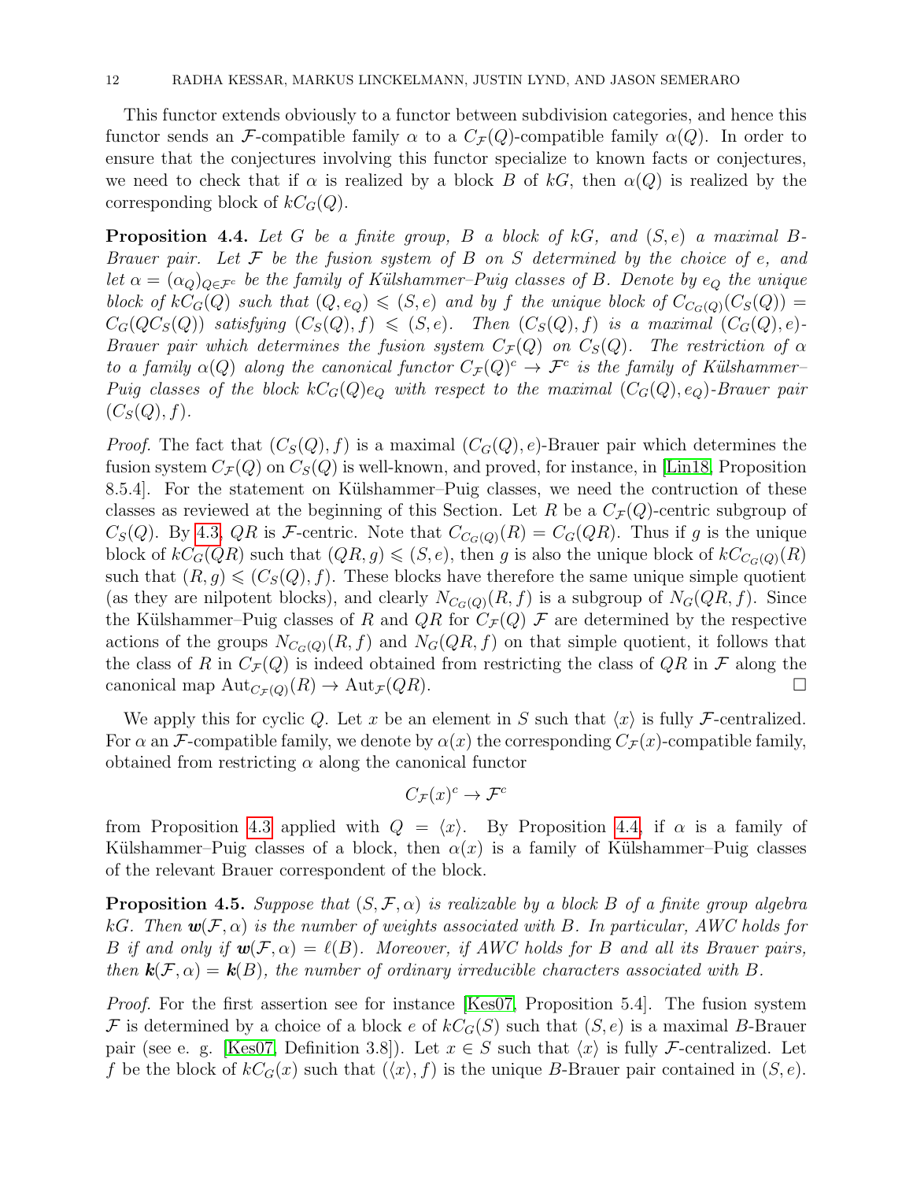This functor extends obviously to a functor between subdivision categories, and hence this functor sends an $\mathcal{F}$-compatible family $\alpha$ to a $C_{\mathcal{F}}(Q)$-compatible family $\alpha(Q)$. In order to ensure that the conjectures involving this functor specialize to known facts or conjectures, we need to check that if $\alpha$ is realized by a block $B$ of $kG$, then $\alpha(Q)$ is realized by the corresponding block of $kC_G(Q)$.

**Proposition 4.4.** *Let $G$ be a finite group, $B$ a block of $kG$, and $(S, e)$ a maximal $B$-Brauer pair. Let $\mathcal{F}$ be the fusion system of $B$ on $S$ determined by the choice of $e$, and let $\alpha = (\alpha_Q)_{Q \in \mathcal{F}^c}$ be the family of Külshammer–Puig classes of $B$. Denote by $e_Q$ the unique block of $kC_G(Q)$ such that $(Q, e_Q) \leqslant (S, e)$ and by $f$ the unique block of $C_{C_G(Q)}(C_S(Q)) = C_G(QC_S(Q))$ satisfying $(C_S(Q), f) \leqslant (S, e)$. Then $(C_S(Q), f)$ is a maximal $(C_G(Q), e)$-Brauer pair which determines the fusion system $C_{\mathcal{F}}(Q)$ on $C_S(Q)$. The restriction of $\alpha$ to a family $\alpha(Q)$ along the canonical functor $C_{\mathcal{F}}(Q)^c \to \mathcal{F}^c$ is the family of Külshammer–Puig classes of the block $kC_G(Q)e_Q$ with respect to the maximal $(C_G(Q), e_Q)$-Brauer pair $(C_S(Q), f)$.*

*Proof.* The fact that $(C_S(Q), f)$ is a maximal $(C_G(Q), e)$-Brauer pair which determines the fusion system $C_{\mathcal{F}}(Q)$ on $C_S(Q)$ is well-known, and proved, for instance, in [Lin18, Proposition 8.5.4]. For the statement on Külshammer–Puig classes, we need the contruction of these classes as reviewed at the beginning of this Section. Let $R$ be a $C_{\mathcal{F}}(Q)$-centric subgroup of $C_S(Q)$. By 4.3, $QR$ is $\mathcal{F}$-centric. Note that $C_{C_G(Q)}(R) = C_G(QR)$. Thus if $g$ is the unique block of $kC_G(QR)$ such that $(QR, g) \leqslant (S, e)$, then $g$ is also the unique block of $kC_{C_G(Q)}(R)$ such that $(R, g) \leqslant (C_S(Q), f)$. These blocks have therefore the same unique simple quotient (as they are nilpotent blocks), and clearly $N_{C_G(Q)}(R, f)$ is a subgroup of $N_G(QR, f)$. Since the Külshammer–Puig classes of $R$ and $QR$ for $C_{\mathcal{F}}(Q)$ $\mathcal{F}$ are determined by the respective actions of the groups $N_{C_G(Q)}(R, f)$ and $N_G(QR, f)$ on that simple quotient, it follows that the class of $R$ in $C_{\mathcal{F}}(Q)$ is indeed obtained from restricting the class of $QR$ in $\mathcal{F}$ along the canonical map $\mathrm{Aut}_{C_{\mathcal{F}}(Q)}(R) \to \mathrm{Aut}_{\mathcal{F}}(QR)$. □

We apply this for cyclic $Q$. Let $x$ be an element in $S$ such that $\langle x \rangle$ is fully $\mathcal{F}$-centralized. For $\alpha$ an $\mathcal{F}$-compatible family, we denote by $\alpha(x)$ the corresponding $C_{\mathcal{F}}(x)$-compatible family, obtained from restricting $\alpha$ along the canonical functor

$$C_{\mathcal{F}}(x)^c \to \mathcal{F}^c$$

from Proposition 4.3 applied with $Q = \langle x \rangle$. By Proposition 4.4, if $\alpha$ is a family of Külshammer–Puig classes of a block, then $\alpha(x)$ is a family of Külshammer–Puig classes of the relevant Brauer correspondent of the block.

**Proposition 4.5.** *Suppose that $(S, \mathcal{F}, \alpha)$ is realizable by a block $B$ of a finite group algebra $kG$. Then $\boldsymbol{w}(\mathcal{F}, \alpha)$ is the number of weights associated with $B$. In particular, AWC holds for $B$ if and only if $\boldsymbol{w}(\mathcal{F}, \alpha) = \ell(B)$. Moreover, if AWC holds for $B$ and all its Brauer pairs, then $\boldsymbol{k}(\mathcal{F}, \alpha) = \boldsymbol{k}(B)$, the number of ordinary irreducible characters associated with $B$.*

*Proof.* For the first assertion see for instance [Kes07, Proposition 5.4]. The fusion system $\mathcal{F}$ is determined by a choice of a block $e$ of $kC_G(S)$ such that $(S, e)$ is a maximal $B$-Brauer pair (see e. g. [Kes07, Definition 3.8]). Let $x \in S$ such that $\langle x \rangle$ is fully $\mathcal{F}$-centralized. Let $f$ be the block of $kC_G(x)$ such that $(\langle x \rangle, f)$ is the unique $B$-Brauer pair contained in $(S, e)$.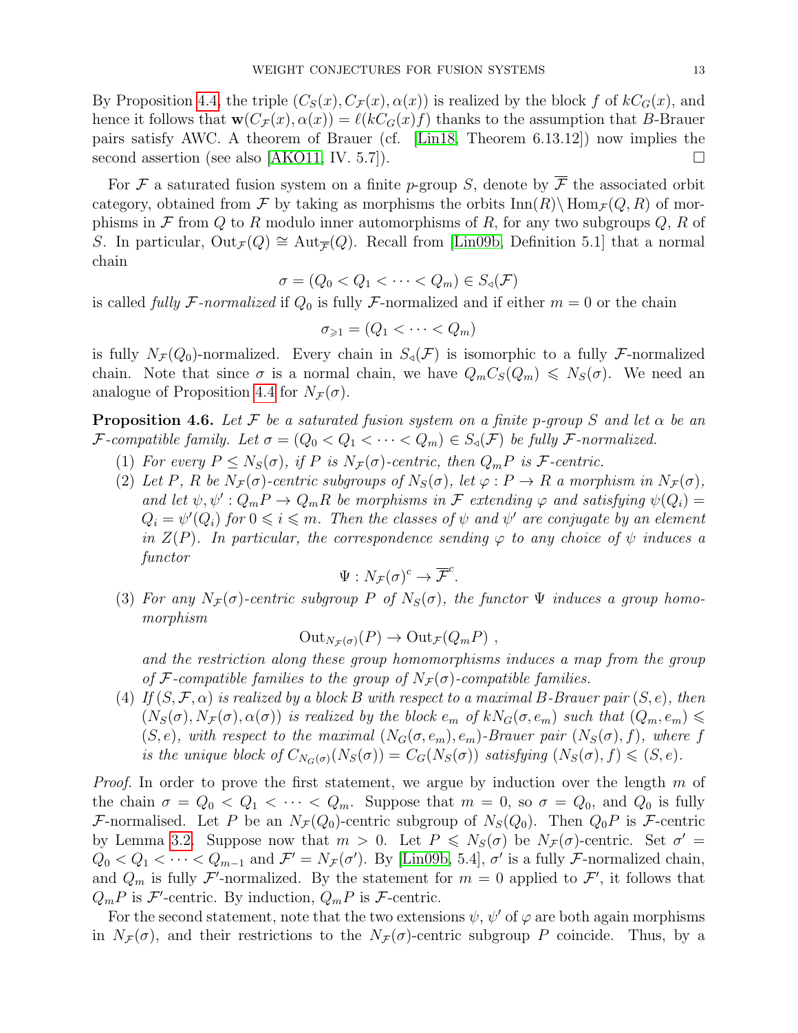By Proposition 4.4, the triple $(C_S(x), C_{\mathcal{F}}(x), \alpha(x))$ is realized by the block $f$ of $kC_G(x)$, and hence it follows that $\mathbf{w}(C_{\mathcal{F}}(x), \alpha(x)) = \ell(kC_G(x)f)$ thanks to the assumption that $B$-Brauer pairs satisfy AWC. A theorem of Brauer (cf. [Lin18, Theorem 6.13.12]) now implies the second assertion (see also [AKO11, IV. 5.7]). □

For $\mathcal{F}$ a saturated fusion system on a finite $p$-group $S$, denote by $\overline{\mathcal{F}}$ the associated orbit category, obtained from $\mathcal{F}$ by taking as morphisms the orbits $\mathrm{Inn}(R)\backslash \mathrm{Hom}_{\mathcal{F}}(Q, R)$ of morphisms in $\mathcal{F}$ from $Q$ to $R$ modulo inner automorphisms of $R$, for any two subgroups $Q$, $R$ of $S$. In particular, $\mathrm{Out}_{\mathcal{F}}(Q) \cong \mathrm{Aut}_{\overline{\mathcal{F}}}(Q)$. Recall from [Lin09b, Definition 5.1] that a normal chain

$$\sigma = (Q_0 < Q_1 < \cdots < Q_m) \in S_{\triangleleft}(\mathcal{F})$$

is called *fully $\mathcal{F}$-normalized* if $Q_0$ is fully $\mathcal{F}$-normalized and if either $m = 0$ or the chain

$$\sigma_{\geqslant 1} = (Q_1 < \cdots < Q_m)$$

is fully $N_{\mathcal{F}}(Q_0)$-normalized. Every chain in $S_{\triangleleft}(\mathcal{F})$ is isomorphic to a fully $\mathcal{F}$-normalized chain. Note that since $\sigma$ is a normal chain, we have $Q_m C_S(Q_m) \leqslant N_S(\sigma)$. We need an analogue of Proposition 4.4 for $N_{\mathcal{F}}(\sigma)$.

**Proposition 4.6.** *Let $\mathcal{F}$ be a saturated fusion system on a finite $p$-group $S$ and let $\alpha$ be an $\mathcal{F}$-compatible family. Let $\sigma = (Q_0 < Q_1 < \cdots < Q_m) \in S_{\triangleleft}(\mathcal{F})$ be fully $\mathcal{F}$-normalized.*

1. *For every $P \leq N_S(\sigma)$, if $P$ is $N_{\mathcal{F}}(\sigma)$-centric, then $Q_m P$ is $\mathcal{F}$-centric.*
2. *Let $P$, $R$ be $N_{\mathcal{F}}(\sigma)$-centric subgroups of $N_S(\sigma)$, let $\varphi : P \to R$ a morphism in $N_{\mathcal{F}}(\sigma)$, and let $\psi, \psi' : Q_m P \to Q_m R$ be morphisms in $\mathcal{F}$ extending $\varphi$ and satisfying $\psi(Q_i) = Q_i = \psi'(Q_i)$ for $0 \leqslant i \leqslant m$. Then the classes of $\psi$ and $\psi'$ are conjugate by an element in $Z(P)$. In particular, the correspondence sending $\varphi$ to any choice of $\psi$ induces a functor*
$$\Psi : N_{\mathcal{F}}(\sigma)^c \to \overline{\mathcal{F}}^c.$$
3. *For any $N_{\mathcal{F}}(\sigma)$-centric subgroup $P$ of $N_S(\sigma)$, the functor $\Psi$ induces a group homomorphism*
$$\mathrm{Out}_{N_{\mathcal{F}}(\sigma)}(P) \to \mathrm{Out}_{\mathcal{F}}(Q_m P)\ ,$$
*and the restriction along these group homomorphisms induces a map from the group of $\mathcal{F}$-compatible families to the group of $N_{\mathcal{F}}(\sigma)$-compatible families.*
4. *If $(S, \mathcal{F}, \alpha)$ is realized by a block $B$ with respect to a maximal $B$-Brauer pair $(S, e)$, then $(N_S(\sigma), N_{\mathcal{F}}(\sigma), \alpha(\sigma))$ is realized by the block $e_m$ of $kN_G(\sigma, e_m)$ such that $(Q_m, e_m) \leqslant (S, e)$, with respect to the maximal $(N_G(\sigma, e_m), e_m)$-Brauer pair $(N_S(\sigma), f)$, where $f$ is the unique block of $C_{N_G(\sigma)}(N_S(\sigma)) = C_G(N_S(\sigma))$ satisfying $(N_S(\sigma), f) \leqslant (S, e)$.*

*Proof.* In order to prove the first statement, we argue by induction over the length $m$ of the chain $\sigma = Q_0 < Q_1 < \cdots < Q_m$. Suppose that $m = 0$, so $\sigma = Q_0$, and $Q_0$ is fully $\mathcal{F}$-normalised. Let $P$ be an $N_{\mathcal{F}}(Q_0)$-centric subgroup of $N_S(Q_0)$. Then $Q_0 P$ is $\mathcal{F}$-centric by Lemma 3.2. Suppose now that $m > 0$. Let $P \leqslant N_S(\sigma)$ be $N_{\mathcal{F}}(\sigma)$-centric. Set $\sigma' = Q_0 < Q_1 < \cdots < Q_{m-1}$ and $\mathcal{F}' = N_{\mathcal{F}}(\sigma')$. By [Lin09b, 5.4], $\sigma'$ is a fully $\mathcal{F}$-normalized chain, and $Q_m$ is fully $\mathcal{F}'$-normalized. By the statement for $m = 0$ applied to $\mathcal{F}'$, it follows that $Q_m P$ is $\mathcal{F}'$-centric. By induction, $Q_m P$ is $\mathcal{F}$-centric.

For the second statement, note that the two extensions $\psi$, $\psi'$ of $\varphi$ are both again morphisms in $N_{\mathcal{F}}(\sigma)$, and their restrictions to the $N_{\mathcal{F}}(\sigma)$-centric subgroup $P$ coincide. Thus, by a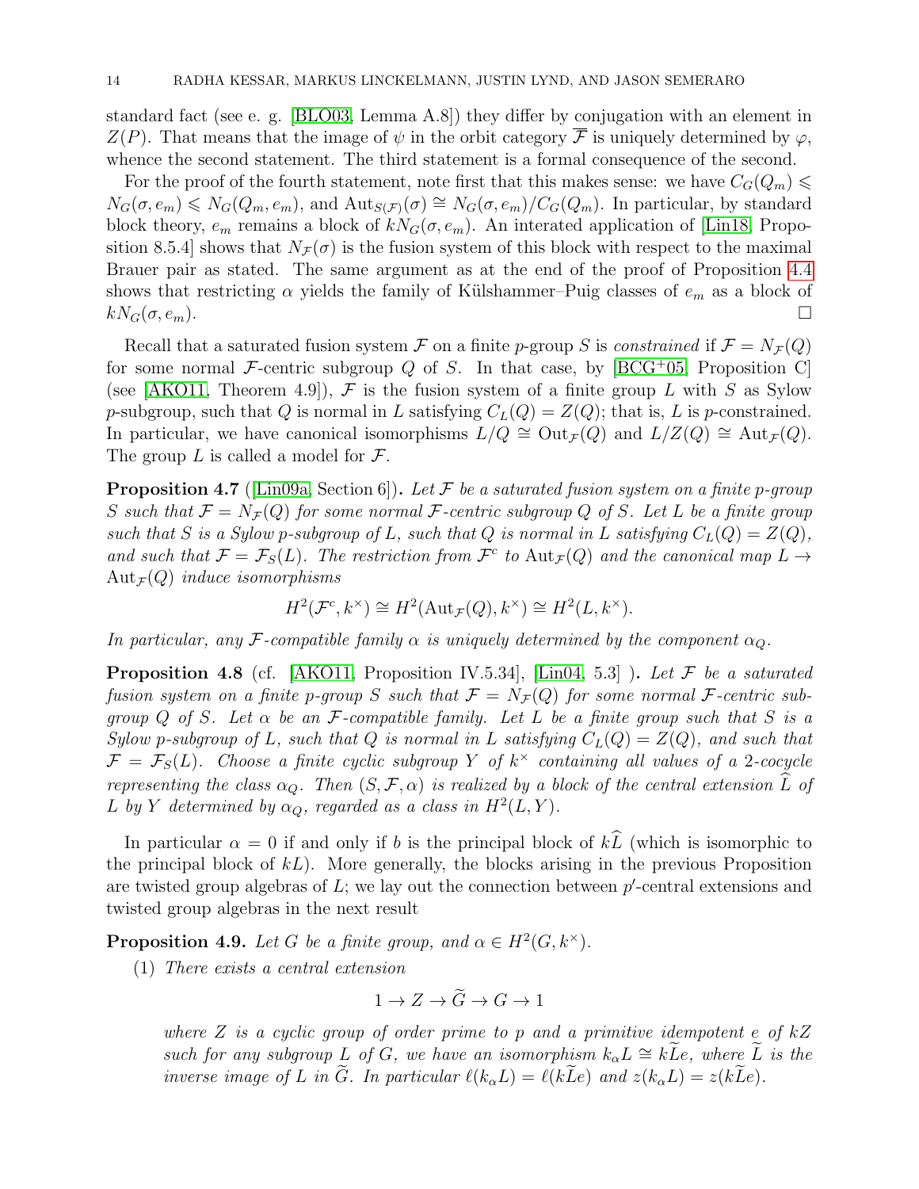standard fact (see e. g. [BLO03, Lemma A.8]) they differ by conjugation with an element in $Z(P)$. That means that the image of $\psi$ in the orbit category $\overline{\mathcal{F}}$ is uniquely determined by $\varphi$, whence the second statement. The third statement is a formal consequence of the second.

For the proof of the fourth statement, note first that this makes sense: we have $C_G(Q_m) \leqslant N_G(\sigma, e_m) \leqslant N_G(Q_m, e_m)$, and $\mathrm{Aut}_{S(\mathcal{F})}(\sigma) \cong N_G(\sigma, e_m)/C_G(Q_m)$. In particular, by standard block theory, $e_m$ remains a block of $kN_G(\sigma, e_m)$. An interated application of [Lin18, Proposition 8.5.4] shows that $N_{\mathcal{F}}(\sigma)$ is the fusion system of this block with respect to the maximal Brauer pair as stated. The same argument as at the end of the proof of Proposition 4.4 shows that restricting $\alpha$ yields the family of Külshammer–Puig classes of $e_m$ as a block of $kN_G(\sigma, e_m)$. □

Recall that a saturated fusion system $\mathcal{F}$ on a finite $p$-group $S$ is *constrained* if $\mathcal{F} = N_{\mathcal{F}}(Q)$ for some normal $\mathcal{F}$-centric subgroup $Q$ of $S$. In that case, by [BCG+05, Proposition C] (see [AKO11, Theorem 4.9]), $\mathcal{F}$ is the fusion system of a finite group $L$ with $S$ as Sylow $p$-subgroup, such that $Q$ is normal in $L$ satisfying $C_L(Q) = Z(Q)$; that is, $L$ is $p$-constrained. In particular, we have canonical isomorphisms $L/Q \cong \mathrm{Out}_{\mathcal{F}}(Q)$ and $L/Z(Q) \cong \mathrm{Aut}_{\mathcal{F}}(Q)$. The group $L$ is called a model for $\mathcal{F}$.

**Proposition 4.7** ([Lin09a, Section 6]). *Let $\mathcal{F}$ be a saturated fusion system on a finite $p$-group $S$ such that $\mathcal{F} = N_{\mathcal{F}}(Q)$ for some normal $\mathcal{F}$-centric subgroup $Q$ of $S$. Let $L$ be a finite group such that $S$ is a Sylow $p$-subgroup of $L$, such that $Q$ is normal in $L$ satisfying $C_L(Q) = Z(Q)$, and such that $\mathcal{F} = \mathcal{F}_S(L)$. The restriction from $\mathcal{F}^c$ to $\mathrm{Aut}_{\mathcal{F}}(Q)$ and the canonical map $L \to \mathrm{Aut}_{\mathcal{F}}(Q)$ induce isomorphisms*

$$H^2(\mathcal{F}^c, k^\times) \cong H^2(\mathrm{Aut}_{\mathcal{F}}(Q), k^\times) \cong H^2(L, k^\times).$$

*In particular, any $\mathcal{F}$-compatible family $\alpha$ is uniquely determined by the component $\alpha_Q$.*

**Proposition 4.8** (cf. [AKO11, Proposition IV.5.34], [Lin04, 5.3] ). *Let $\mathcal{F}$ be a saturated fusion system on a finite $p$-group $S$ such that $\mathcal{F} = N_{\mathcal{F}}(Q)$ for some normal $\mathcal{F}$-centric subgroup $Q$ of $S$. Let $\alpha$ be an $\mathcal{F}$-compatible family. Let $L$ be a finite group such that $S$ is a Sylow $p$-subgroup of $L$, such that $Q$ is normal in $L$ satisfying $C_L(Q) = Z(Q)$, and such that $\mathcal{F} = \mathcal{F}_S(L)$. Choose a finite cyclic subgroup $Y$ of $k^\times$ containing all values of a 2-cocycle representing the class $\alpha_Q$. Then $(S, \mathcal{F}, \alpha)$ is realized by a block of the central extension $\widehat{L}$ of $L$ by $Y$ determined by $\alpha_Q$, regarded as a class in $H^2(L, Y)$.*

In particular $\alpha = 0$ if and only if $b$ is the principal block of $k\widehat{L}$ (which is isomorphic to the principal block of $kL$). More generally, the blocks arising in the previous Proposition are twisted group algebras of $L$; we lay out the connection between $p'$-central extensions and twisted group algebras in the next result

**Proposition 4.9.** *Let $G$ be a finite group, and $\alpha \in H^2(G, k^\times)$.*

1. *There exists a central extension*
$$1 \to Z \to \widetilde{G} \to G \to 1$$
*where $Z$ is a cyclic group of order prime to $p$ and a primitive idempotent $e$ of $kZ$ such for any subgroup $L$ of $G$, we have an isomorphism $k_\alpha L \cong k\widetilde{L}e$, where $\widetilde{L}$ is the inverse image of $L$ in $\widetilde{G}$. In particular $\ell(k_\alpha L) = \ell(k\widetilde{L}e)$ and $z(k_\alpha L) = z(k\widetilde{L}e)$.*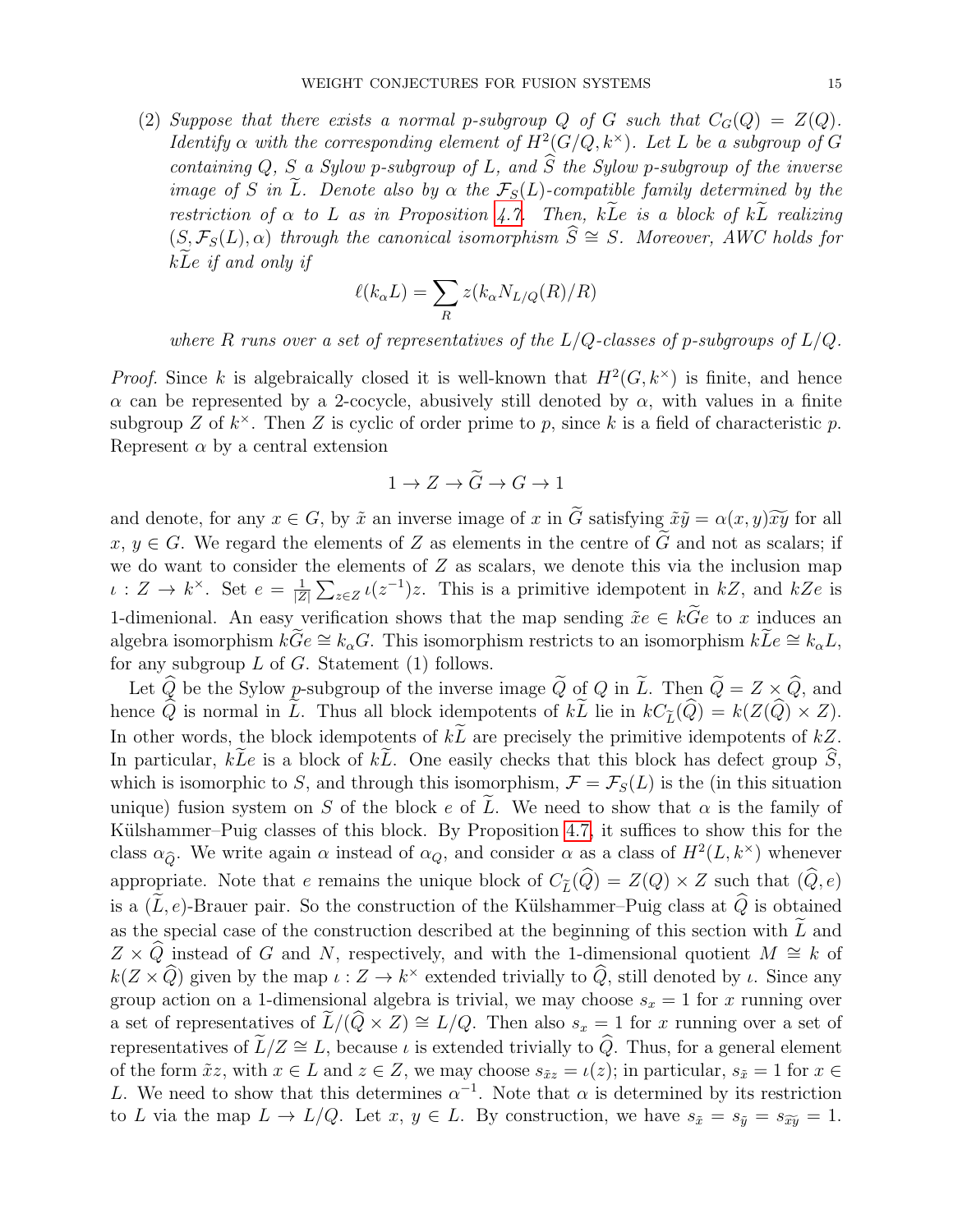(2) *Suppose that there exists a normal $p$-subgroup $Q$ of $G$ such that $C_G(Q) = Z(Q)$. Identify $\alpha$ with the corresponding element of $H^2(G/Q, k^\times)$. Let $L$ be a subgroup of $G$ containing $Q$, $S$ a Sylow $p$-subgroup of $L$, and $\widehat{S}$ the Sylow $p$-subgroup of the inverse image of $S$ in $\widetilde{L}$. Denote also by $\alpha$ the $\mathcal{F}_S(L)$-compatible family determined by the restriction of $\alpha$ to $L$ as in Proposition 4.7. Then, $k\widetilde{L}e$ is a block of $k\widetilde{L}$ realizing $(S, \mathcal{F}_S(L), \alpha)$ through the canonical isomorphism $\widehat{S} \cong S$. Moreover, AWC holds for $k\widetilde{L}e$ if and only if*

$$\ell(k_\alpha L) = \sum_R z(k_\alpha N_{L/Q}(R)/R)$$

*where $R$ runs over a set of representatives of the $L/Q$-classes of $p$-subgroups of $L/Q$.*

*Proof.* Since $k$ is algebraically closed it is well-known that $H^2(G, k^\times)$ is finite, and hence $\alpha$ can be represented by a 2-cocycle, abusively still denoted by $\alpha$, with values in a finite subgroup $Z$ of $k^\times$. Then $Z$ is cyclic of order prime to $p$, since $k$ is a field of characteristic $p$. Represent $\alpha$ by a central extension

$$1 \to Z \to \widetilde{G} \to G \to 1$$

and denote, for any $x \in G$, by $\tilde{x}$ an inverse image of $x$ in $\widetilde{G}$ satisfying $\tilde{x}\tilde{y} = \alpha(x, y)\widetilde{xy}$ for all $x, y \in G$. We regard the elements of $Z$ as elements in the centre of $\widetilde{G}$ and not as scalars; if we do want to consider the elements of $Z$ as scalars, we denote this via the inclusion map $\iota : Z \to k^\times$. Set $e = \frac{1}{|Z|}\sum_{z \in Z} \iota(z^{-1})z$. This is a primitive idempotent in $kZ$, and $kZe$ is 1-dimenional. An easy verification shows that the map sending $\tilde{x}e \in k\widetilde{G}e$ to $x$ induces an algebra isomorphism $k\widetilde{G}e \cong k_\alpha G$. This isomorphism restricts to an isomorphism $k\widetilde{L}e \cong k_\alpha L$, for any subgroup $L$ of $G$. Statement (1) follows.

Let $\widehat{Q}$ be the Sylow $p$-subgroup of the inverse image $\widetilde{Q}$ of $Q$ in $\widetilde{L}$. Then $\widetilde{Q} = Z \times \widehat{Q}$, and hence $\widehat{Q}$ is normal in $\widetilde{L}$. Thus all block idempotents of $k\widetilde{L}$ lie in $kC_{\widetilde{L}}(\widehat{Q}) = k(Z(\widehat{Q}) \times Z)$. In other words, the block idempotents of $k\widetilde{L}$ are precisely the primitive idempotents of $kZ$. In particular, $k\widetilde{L}e$ is a block of $k\widetilde{L}$. One easily checks that this block has defect group $\widehat{S}$, which is isomorphic to $S$, and through this isomorphism, $\mathcal{F} = \mathcal{F}_S(L)$ is the (in this situation unique) fusion system on $S$ of the block $e$ of $\widetilde{L}$. We need to show that $\alpha$ is the family of Külshammer–Puig classes of this block. By Proposition 4.7, it suffices to show this for the class $\alpha_{\widehat{Q}}$. We write again $\alpha$ instead of $\alpha_Q$, and consider $\alpha$ as a class of $H^2(L, k^\times)$ whenever appropriate. Note that $e$ remains the unique block of $C_{\widetilde{L}}(\widehat{Q}) = Z(Q) \times Z$ such that $(\widehat{Q}, e)$ is a $(\widetilde{L}, e)$-Brauer pair. So the construction of the Külshammer–Puig class at $\widehat{Q}$ is obtained as the special case of the construction described at the beginning of this section with $\widetilde{L}$ and $Z \times \widehat{Q}$ instead of $G$ and $N$, respectively, and with the 1-dimensional quotient $M \cong k$ of $k(Z \times \widehat{Q})$ given by the map $\iota : Z \to k^\times$ extended trivially to $\widehat{Q}$, still denoted by $\iota$. Since any group action on a 1-dimensional algebra is trivial, we may choose $s_x = 1$ for $x$ running over a set of representatives of $\widetilde{L}/(\widehat{Q} \times Z) \cong L/Q$. Then also $s_x = 1$ for $x$ running over a set of representatives of $\widetilde{L}/Z \cong L$, because $\iota$ is extended trivially to $\widehat{Q}$. Thus, for a general element of the form $\tilde{x}z$, with $x \in L$ and $z \in Z$, we may choose $s_{\tilde{x}z} = \iota(z)$; in particular, $s_{\tilde{x}} = 1$ for $x \in L$. We need to show that this determines $\alpha^{-1}$. Note that $\alpha$ is determined by its restriction to $L$ via the map $L \to L/Q$. Let $x, y \in L$. By construction, we have $s_{\tilde{x}} = s_{\tilde{y}} = s_{\widetilde{xy}} = 1$.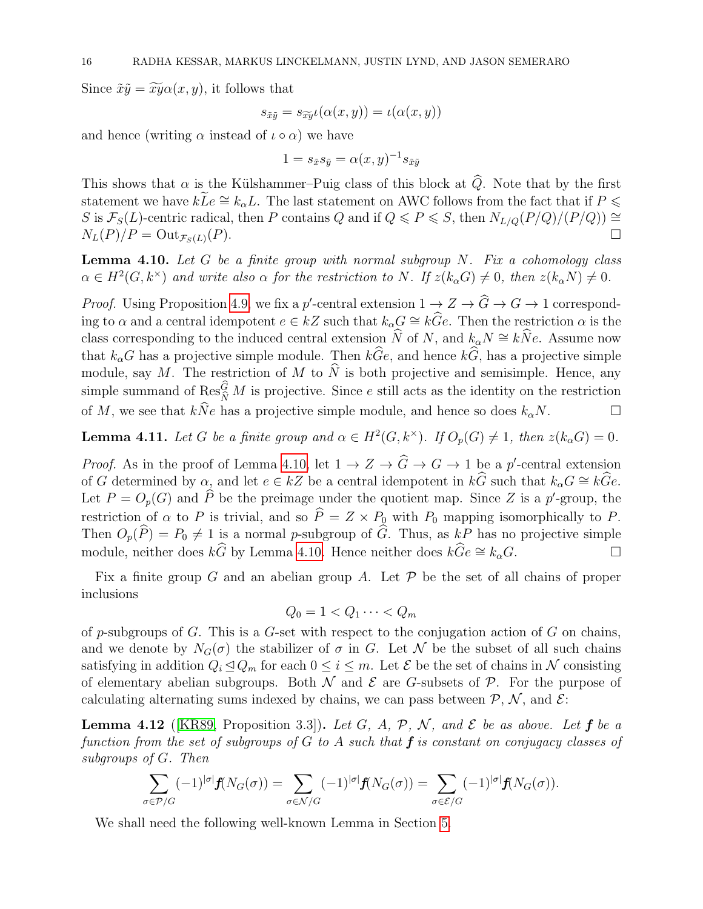Since $\tilde{x}\tilde{y} = \widetilde{xy}\alpha(x,y)$, it follows that

$$s_{\tilde{x}\tilde{y}} = s_{\widetilde{xy}}\iota(\alpha(x,y)) = \iota(\alpha(x,y))$$

and hence (writing $\alpha$ instead of $\iota \circ \alpha$) we have

$$1 = s_{\tilde{x}}s_{\tilde{y}} = \alpha(x,y)^{-1}s_{\tilde{x}\tilde{y}}$$

This shows that $\alpha$ is the Külshammer–Puig class of this block at $\widehat{Q}$. Note that by the first statement we have $k\widetilde{L}e \cong k_\alpha L$. The last statement on AWC follows from the fact that if $P \leqslant S$ is $\mathcal{F}_S(L)$-centric radical, then $P$ contains $Q$ and if $Q \leqslant P \leqslant S$, then $N_{L/Q}(P/Q)/(P/Q)) \cong N_L(P)/P = \mathrm{Out}_{\mathcal{F}_S(L)}(P)$. $\square$

**Lemma 4.10.** *Let $G$ be a finite group with normal subgroup $N$. Fix a cohomology class $\alpha \in H^2(G, k^\times)$ and write also $\alpha$ for the restriction to $N$. If $z(k_\alpha G) \neq 0$, then $z(k_\alpha N) \neq 0$.*

*Proof.* Using Proposition 4.9, we fix a $p'$-central extension $1 \to Z \to \widehat{G} \to G \to 1$ corresponding to $\alpha$ and a central idempotent $e \in kZ$ such that $k_\alpha G \cong k\widehat{G}e$. Then the restriction $\alpha$ is the class corresponding to the induced central extension $\widehat{N}$ of $N$, and $k_\alpha N \cong k\widehat{N}e$. Assume now that $k_\alpha G$ has a projective simple module. Then $k\widehat{G}e$, and hence $k\widehat{G}$, has a projective simple module, say $M$. The restriction of $M$ to $\widehat{N}$ is both projective and semisimple. Hence, any simple summand of $\mathrm{Res}^{\widehat{G}}_{\widehat{N}} M$ is projective. Since $e$ still acts as the identity on the restriction of $M$, we see that $k\widehat{N}e$ has a projective simple module, and hence so does $k_\alpha N$. $\square$

**Lemma 4.11.** *Let $G$ be a finite group and $\alpha \in H^2(G, k^\times)$. If $O_p(G) \neq 1$, then $z(k_\alpha G) = 0$.*

*Proof.* As in the proof of Lemma 4.10, let $1 \to Z \to \widehat{G} \to G \to 1$ be a $p'$-central extension of $G$ determined by $\alpha$, and let $e \in kZ$ be a central idempotent in $k\widehat{G}$ such that $k_\alpha G \cong k\widehat{G}e$. Let $P = O_p(G)$ and $\widehat{P}$ be the preimage under the quotient map. Since $Z$ is a $p'$-group, the restriction of $\alpha$ to $P$ is trivial, and so $\widehat{P} = Z \times P_0$ with $P_0$ mapping isomorphically to $P$. Then $O_p(\widehat{P}) = P_0 \neq 1$ is a normal $p$-subgroup of $\widehat{G}$. Thus, as $kP$ has no projective simple module, neither does $k\widehat{G}$ by Lemma 4.10. Hence neither does $k\widehat{G}e \cong k_\alpha G$. $\square$

Fix a finite group $G$ and an abelian group $A$. Let $\mathcal{P}$ be the set of all chains of proper inclusions

$$Q_0 = 1 < Q_1 \cdots < Q_m$$

of $p$-subgroups of $G$. This is a $G$-set with respect to the conjugation action of $G$ on chains, and we denote by $N_G(\sigma)$ the stabilizer of $\sigma$ in $G$. Let $\mathcal{N}$ be the subset of all such chains satisfying in addition $Q_i \trianglelefteq Q_m$ for each $0 \leq i \leq m$. Let $\mathcal{E}$ be the set of chains in $\mathcal{N}$ consisting of elementary abelian subgroups. Both $\mathcal{N}$ and $\mathcal{E}$ are $G$-subsets of $\mathcal{P}$. For the purpose of calculating alternating sums indexed by chains, we can pass between $\mathcal{P}$, $\mathcal{N}$, and $\mathcal{E}$:

**Lemma 4.12** ([KR89, Proposition 3.3])**.** *Let $G$, $A$, $\mathcal{P}$, $\mathcal{N}$, and $\mathcal{E}$ be as above. Let $\boldsymbol{f}$ be a function from the set of subgroups of $G$ to $A$ such that $\boldsymbol{f}$ is constant on conjugacy classes of subgroups of $G$. Then*

$$\sum_{\sigma \in \mathcal{P}/G} (-1)^{|\sigma|}\boldsymbol{f}(N_G(\sigma)) = \sum_{\sigma \in \mathcal{N}/G} (-1)^{|\sigma|}\boldsymbol{f}(N_G(\sigma)) = \sum_{\sigma \in \mathcal{E}/G} (-1)^{|\sigma|}\boldsymbol{f}(N_G(\sigma)).$$

We shall need the following well-known Lemma in Section 5.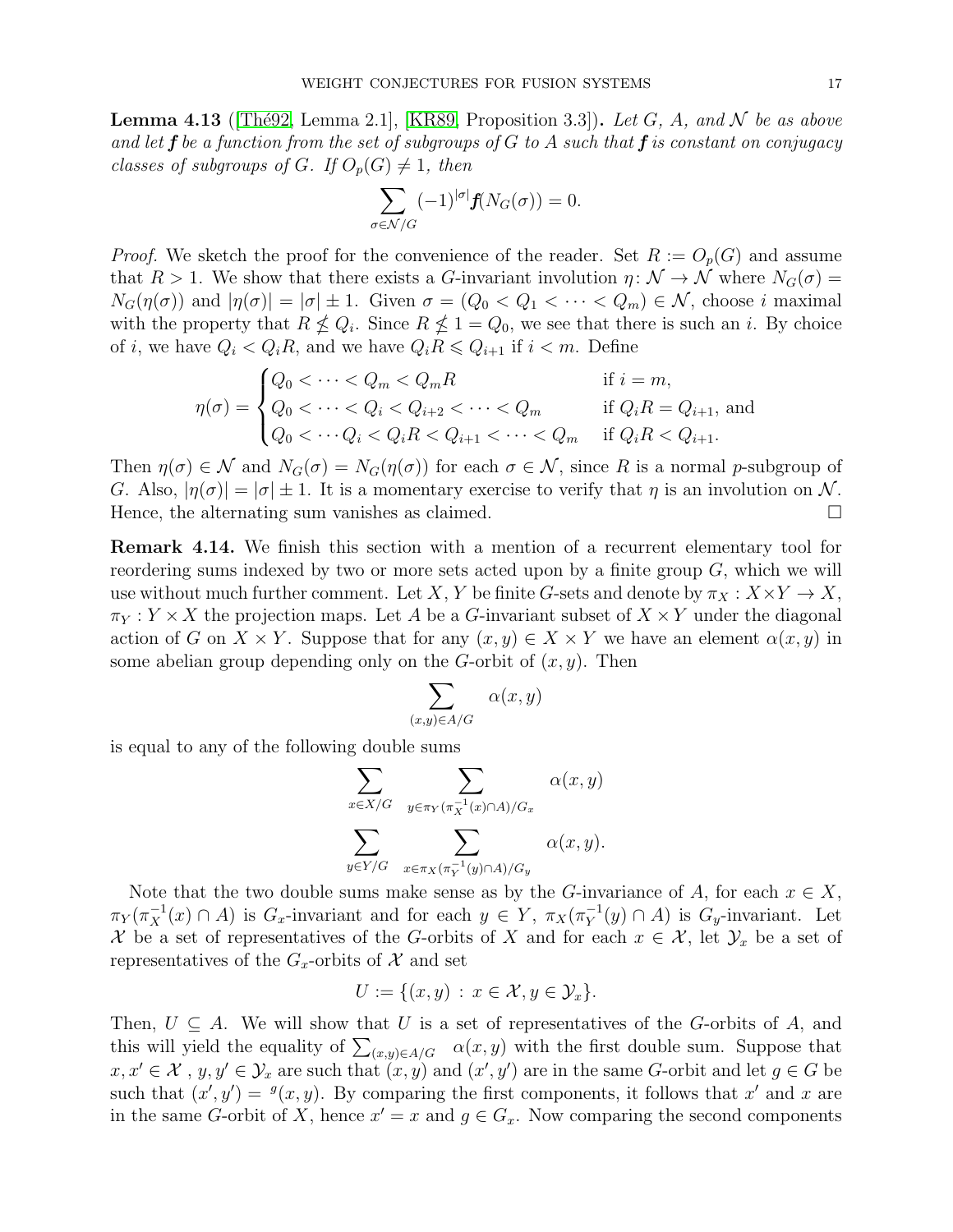**Lemma 4.13** ([Thé92, Lemma 2.1], [KR89, Proposition 3.3])**.** *Let $G$, $A$, and $\mathcal{N}$ be as above and let $\boldsymbol{f}$ be a function from the set of subgroups of $G$ to $A$ such that $\boldsymbol{f}$ is constant on conjugacy classes of subgroups of $G$. If $O_p(G) \neq 1$, then*

$$\sum_{\sigma \in \mathcal{N}/G} (-1)^{|\sigma|} \boldsymbol{f}(N_G(\sigma)) = 0.$$

*Proof.* We sketch the proof for the convenience of the reader. Set $R := O_p(G)$ and assume that $R > 1$. We show that there exists a $G$-invariant involution $\eta \colon \mathcal{N} \to \mathcal{N}$ where $N_G(\sigma) = N_G(\eta(\sigma))$ and $|\eta(\sigma)| = |\sigma| \pm 1$. Given $\sigma = (Q_0 < Q_1 < \cdots < Q_m) \in \mathcal{N}$, choose $i$ maximal with the property that $R \nleq Q_i$. Since $R \nleq 1 = Q_0$, we see that there is such an $i$. By choice of $i$, we have $Q_i < Q_i R$, and we have $Q_i R \leqslant Q_{i+1}$ if $i < m$. Define

$$\eta(\sigma) = \begin{cases} Q_0 < \cdots < Q_m < Q_m R & \text{if } i = m, \\ Q_0 < \cdots < Q_i < Q_{i+2} < \cdots < Q_m & \text{if } Q_i R = Q_{i+1}, \text{ and} \\ Q_0 < \cdots Q_i < Q_i R < Q_{i+1} < \cdots < Q_m & \text{if } Q_i R < Q_{i+1}. \end{cases}$$

Then $\eta(\sigma) \in \mathcal{N}$ and $N_G(\sigma) = N_G(\eta(\sigma))$ for each $\sigma \in \mathcal{N}$, since $R$ is a normal $p$-subgroup of $G$. Also, $|\eta(\sigma)| = |\sigma| \pm 1$. It is a momentary exercise to verify that $\eta$ is an involution on $\mathcal{N}$. Hence, the alternating sum vanishes as claimed. $\square$

**Remark 4.14.** We finish this section with a mention of a recurrent elementary tool for reordering sums indexed by two or more sets acted upon by a finite group $G$, which we will use without much further comment. Let $X, Y$ be finite $G$-sets and denote by $\pi_X : X \times Y \to X$, $\pi_Y : Y \times X$ the projection maps. Let $A$ be a $G$-invariant subset of $X \times Y$ under the diagonal action of $G$ on $X \times Y$. Suppose that for any $(x, y) \in X \times Y$ we have an element $\alpha(x, y)$ in some abelian group depending only on the $G$-orbit of $(x, y)$. Then

$$\sum_{(x,y) \in A/G} \alpha(x, y)$$

is equal to any of the following double sums

$$\sum_{x \in X/G} \; \sum_{y \in \pi_Y(\pi_X^{-1}(x) \cap A)/G_x} \alpha(x, y)$$

$$\sum_{y \in Y/G} \; \sum_{x \in \pi_X(\pi_Y^{-1}(y) \cap A)/G_y} \alpha(x, y).$$

Note that the two double sums make sense as by the $G$-invariance of $A$, for each $x \in X$, $\pi_Y(\pi_X^{-1}(x) \cap A)$ is $G_x$-invariant and for each $y \in Y$, $\pi_X(\pi_Y^{-1}(y) \cap A)$ is $G_y$-invariant. Let $\mathcal{X}$ be a set of representatives of the $G$-orbits of $X$ and for each $x \in \mathcal{X}$, let $\mathcal{Y}_x$ be a set of representatives of the $G_x$-orbits of $\mathcal{X}$ and set

$$U := \{(x, y) \, : \, x \in \mathcal{X}, y \in \mathcal{Y}_x\}.$$

Then, $U \subseteq A$. We will show that $U$ is a set of representatives of the $G$-orbits of $A$, and this will yield the equality of $\sum_{(x,y) \in A/G} \alpha(x, y)$ with the first double sum. Suppose that $x, x' \in \mathcal{X}$ , $y, y' \in \mathcal{Y}_x$ are such that $(x, y)$ and $(x', y')$ are in the same $G$-orbit and let $g \in G$ be such that $(x', y') = {}^g(x, y)$. By comparing the first components, it follows that $x'$ and $x$ are in the same $G$-orbit of $X$, hence $x' = x$ and $g \in G_x$. Now comparing the second components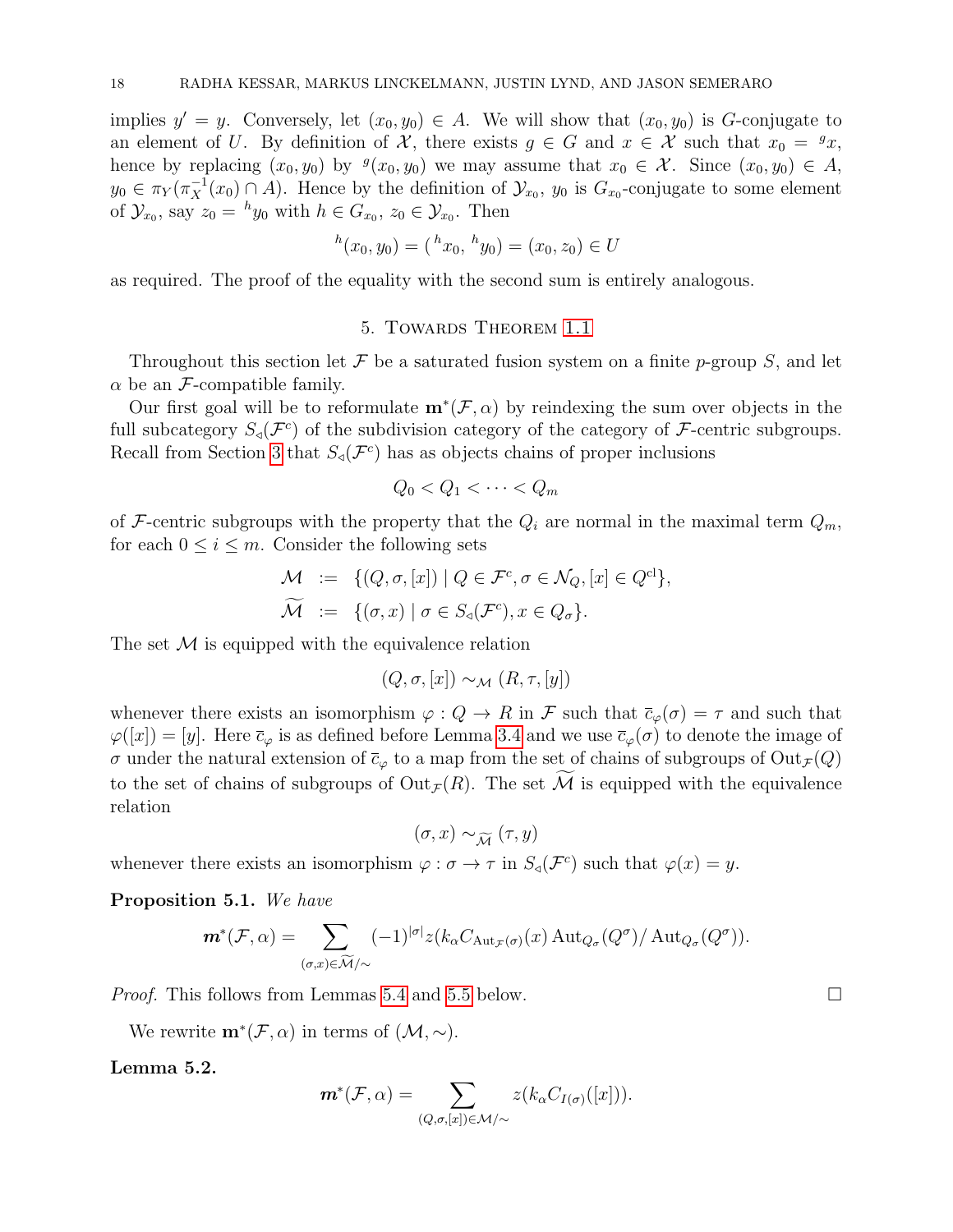implies $y' = y$. Conversely, let $(x_0, y_0) \in A$. We will show that $(x_0, y_0)$ is $G$-conjugate to an element of $U$. By definition of $\mathcal{X}$, there exists $g \in G$ and $x \in \mathcal{X}$ such that $x_0 = {}^g x$, hence by replacing $(x_0, y_0)$ by ${}^g(x_0, y_0)$ we may assume that $x_0 \in \mathcal{X}$. Since $(x_0, y_0) \in A$, $y_0 \in \pi_Y(\pi_X^{-1}(x_0) \cap A)$. Hence by the definition of $\mathcal{Y}_{x_0}$, $y_0$ is $G_{x_0}$-conjugate to some element of $\mathcal{Y}_{x_0}$, say $z_0 = {}^h y_0$ with $h \in G_{x_0}$, $z_0 \in \mathcal{Y}_{x_0}$. Then

$$
{}^h(x_0, y_0) = ({}^h x_0, {}^h y_0) = (x_0, z_0) \in U
$$

as required. The proof of the equality with the second sum is entirely analogous.

## 5. Towards Theorem 1.1

Throughout this section let $\mathcal{F}$ be a saturated fusion system on a finite $p$-group $S$, and let $\alpha$ be an $\mathcal{F}$-compatible family.

Our first goal will be to reformulate $\mathbf{m}^*(\mathcal{F}, \alpha)$ by reindexing the sum over objects in the full subcategory $S_\triangleleft(\mathcal{F}^c)$ of the subdivision category of the category of $\mathcal{F}$-centric subgroups. Recall from Section 3 that $S_\triangleleft(\mathcal{F}^c)$ has as objects chains of proper inclusions

$$
Q_0 < Q_1 < \cdots < Q_m
$$

of $\mathcal{F}$-centric subgroups with the property that the $Q_i$ are normal in the maximal term $Q_m$, for each $0 \le i \le m$. Consider the following sets

$$
\begin{aligned}
\mathcal{M} &:= \{(Q, \sigma, [x]) \mid Q \in \mathcal{F}^c, \sigma \in \mathcal{N}_Q, [x] \in Q^{\mathrm{cl}}\}, \\
\widetilde{\mathcal{M}} &:= \{(\sigma, x) \mid \sigma \in S_\triangleleft(\mathcal{F}^c), x \in Q_\sigma\}.
\end{aligned}
$$

The set $\mathcal{M}$ is equipped with the equivalence relation

$$
(Q, \sigma, [x]) \sim_{\mathcal{M}} (R, \tau, [y])
$$

whenever there exists an isomorphism $\varphi : Q \to R$ in $\mathcal{F}$ such that $\bar{c}_\varphi(\sigma) = \tau$ and such that $\varphi([x]) = [y]$. Here $\bar{c}_\varphi$ is as defined before Lemma 3.4 and we use $\bar{c}_\varphi(\sigma)$ to denote the image of $\sigma$ under the natural extension of $\bar{c}_\varphi$ to a map from the set of chains of subgroups of $\mathrm{Out}_\mathcal{F}(Q)$ to the set of chains of subgroups of $\mathrm{Out}_\mathcal{F}(R)$. The set $\widetilde{\mathcal{M}}$ is equipped with the equivalence relation

$$
(\sigma, x) \sim_{\widetilde{\mathcal{M}}} (\tau, y)
$$

whenever there exists an isomorphism $\varphi : \sigma \to \tau$ in $S_\triangleleft(\mathcal{F}^c)$ such that $\varphi(x) = y$.

**Proposition 5.1.** *We have*

$$
\boldsymbol{m}^*(\mathcal{F}, \alpha) = \sum_{(\sigma, x) \in \widetilde{\mathcal{M}}/\sim} (-1)^{|\sigma|} z(k_\alpha C_{\mathrm{Aut}_\mathcal{F}(\sigma)}(x) \, \mathrm{Aut}_{Q_\sigma}(Q^\sigma) / \mathrm{Aut}_{Q_\sigma}(Q^\sigma)).
$$

*Proof.* This follows from Lemmas 5.4 and 5.5 below. $\square$

We rewrite $\mathbf{m}^*(\mathcal{F}, \alpha)$ in terms of $(\mathcal{M}, \sim)$.

**Lemma 5.2.**

$$
\boldsymbol{m}^*(\mathcal{F}, \alpha) = \sum_{(Q, \sigma, [x]) \in \mathcal{M}/\sim} z(k_\alpha C_{I(\sigma)}([x])).
$$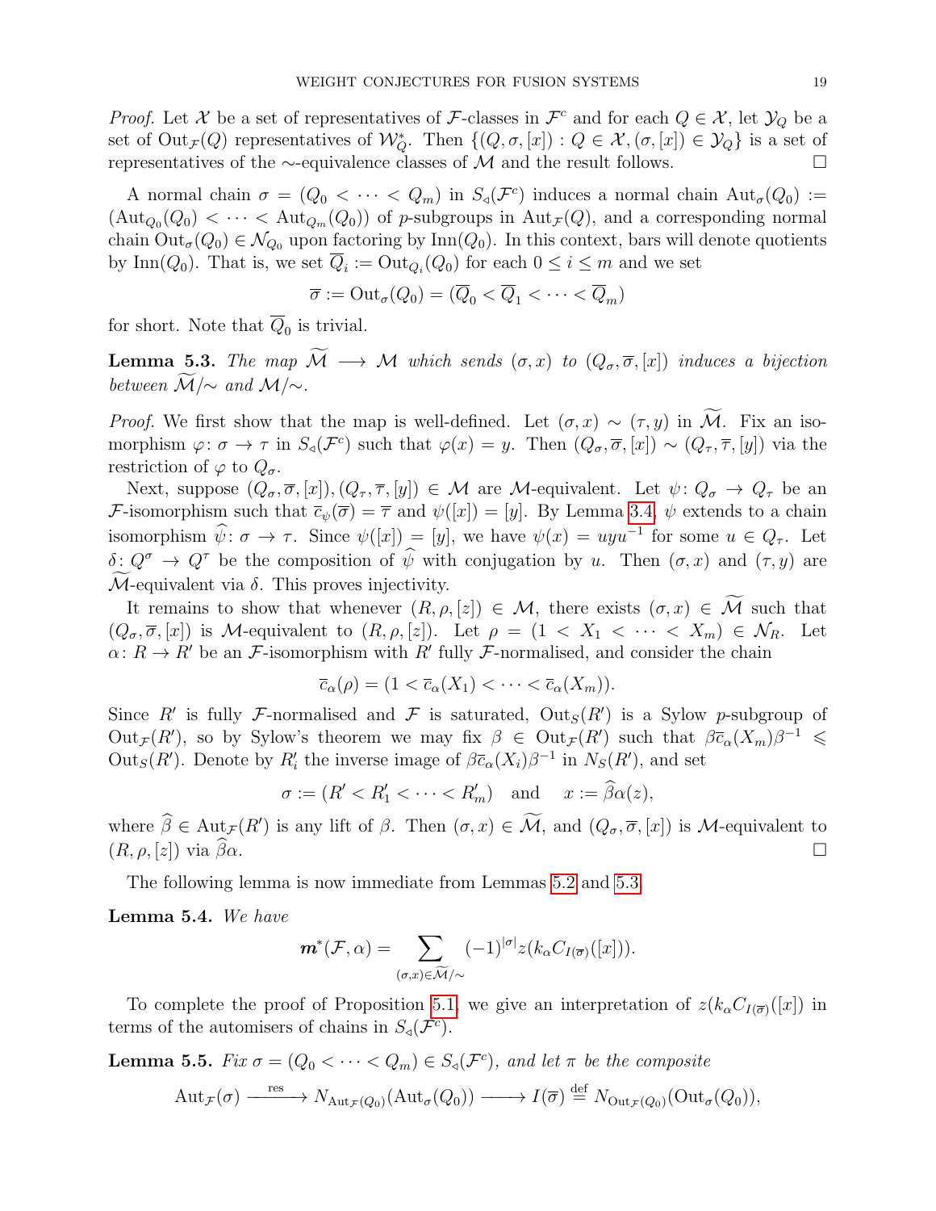*Proof.* Let $\mathcal{X}$ be a set of representatives of $\mathcal{F}$-classes in $\mathcal{F}^c$ and for each $Q \in \mathcal{X}$, let $\mathcal{Y}_Q$ be a set of $\mathrm{Out}_{\mathcal{F}}(Q)$ representatives of $\mathcal{W}_Q^*$. Then $\{(Q, \sigma, [x]) : Q \in \mathcal{X}, (\sigma, [x]) \in \mathcal{Y}_Q\}$ is a set of representatives of the $\sim$-equivalence classes of $\mathcal{M}$ and the result follows. $\square$

A normal chain $\sigma = (Q_0 < \cdots < Q_m)$ in $S_{\lhd}(\mathcal{F}^c)$ induces a normal chain $\mathrm{Aut}_\sigma(Q_0) := (\mathrm{Aut}_{Q_0}(Q_0) < \cdots < \mathrm{Aut}_{Q_m}(Q_0))$ of $p$-subgroups in $\mathrm{Aut}_{\mathcal{F}}(Q)$, and a corresponding normal chain $\mathrm{Out}_\sigma(Q_0) \in \mathcal{N}_{Q_0}$ upon factoring by $\mathrm{Inn}(Q_0)$. In this context, bars will denote quotients by $\mathrm{Inn}(Q_0)$. That is, we set $\overline{Q}_i := \mathrm{Out}_{Q_i}(Q_0)$ for each $0 \leq i \leq m$ and we set

$$\overline{\sigma} := \mathrm{Out}_\sigma(Q_0) = (\overline{Q}_0 < \overline{Q}_1 < \cdots < \overline{Q}_m)$$

for short. Note that $\overline{Q}_0$ is trivial.

**Lemma 5.3.** *The map $\widetilde{\mathcal{M}} \longrightarrow \mathcal{M}$ which sends $(\sigma, x)$ to $(Q_\sigma, \overline{\sigma}, [x])$ induces a bijection between $\widetilde{\mathcal{M}}/\!\sim$ and $\mathcal{M}/\!\sim$.*

*Proof.* We first show that the map is well-defined. Let $(\sigma, x) \sim (\tau, y)$ in $\widetilde{\mathcal{M}}$. Fix an isomorphism $\varphi \colon \sigma \to \tau$ in $S_{\lhd}(\mathcal{F}^c)$ such that $\varphi(x) = y$. Then $(Q_\sigma, \overline{\sigma}, [x]) \sim (Q_\tau, \overline{\tau}, [y])$ via the restriction of $\varphi$ to $Q_\sigma$.

Next, suppose $(Q_\sigma, \overline{\sigma}, [x]), (Q_\tau, \overline{\tau}, [y]) \in \mathcal{M}$ are $\mathcal{M}$-equivalent. Let $\psi \colon Q_\sigma \to Q_\tau$ be an $\mathcal{F}$-isomorphism such that $\overline{c}_\psi(\overline{\sigma}) = \overline{\tau}$ and $\psi([x]) = [y]$. By Lemma 3.4, $\psi$ extends to a chain isomorphism $\widehat{\psi} \colon \sigma \to \tau$. Since $\psi([x]) = [y]$, we have $\psi(x) = uyu^{-1}$ for some $u \in Q_\tau$. Let $\delta \colon Q^\sigma \to Q^\tau$ be the composition of $\widehat{\psi}$ with conjugation by $u$. Then $(\sigma, x)$ and $(\tau, y)$ are $\widetilde{\mathcal{M}}$-equivalent via $\delta$. This proves injectivity.

It remains to show that whenever $(R, \rho, [z]) \in \mathcal{M}$, there exists $(\sigma, x) \in \widetilde{\mathcal{M}}$ such that $(Q_\sigma, \overline{\sigma}, [x])$ is $\mathcal{M}$-equivalent to $(R, \rho, [z])$. Let $\rho = (1 < X_1 < \cdots < X_m) \in \mathcal{N}_R$. Let $\alpha \colon R \to R'$ be an $\mathcal{F}$-isomorphism with $R'$ fully $\mathcal{F}$-normalised, and consider the chain

$$\overline{c}_\alpha(\rho) = (1 < \overline{c}_\alpha(X_1) < \cdots < \overline{c}_\alpha(X_m)).$$

Since $R'$ is fully $\mathcal{F}$-normalised and $\mathcal{F}$ is saturated, $\mathrm{Out}_S(R')$ is a Sylow $p$-subgroup of $\mathrm{Out}_{\mathcal{F}}(R')$, so by Sylow's theorem we may fix $\beta \in \mathrm{Out}_{\mathcal{F}}(R')$ such that $\beta\overline{c}_\alpha(X_m)\beta^{-1} \leqslant \mathrm{Out}_S(R')$. Denote by $R'_i$ the inverse image of $\beta\overline{c}_\alpha(X_i)\beta^{-1}$ in $N_S(R')$, and set

$$\sigma := (R' < R'_1 < \cdots < R'_m) \quad \text{and} \quad x := \widehat{\beta}\alpha(z),$$

where $\widehat{\beta} \in \mathrm{Aut}_{\mathcal{F}}(R')$ is any lift of $\beta$. Then $(\sigma, x) \in \widetilde{\mathcal{M}}$, and $(Q_\sigma, \overline{\sigma}, [x])$ is $\mathcal{M}$-equivalent to $(R, \rho, [z])$ via $\widehat{\beta}\alpha$. $\square$

The following lemma is now immediate from Lemmas 5.2 and 5.3.

**Lemma 5.4.** *We have*

$$\boldsymbol{m}^*(\mathcal{F}, \alpha) = \sum_{(\sigma,x) \in \widetilde{\mathcal{M}}/\sim} (-1)^{|\sigma|} z(k_\alpha C_{I(\overline{\sigma})}([x])).$$

To complete the proof of Proposition 5.1, we give an interpretation of $z(k_\alpha C_{I(\overline{\sigma})}([x])$ in terms of the automisers of chains in $S_{\lhd}(\mathcal{F}^c)$.

**Lemma 5.5.** *Fix $\sigma = (Q_0 < \cdots < Q_m) \in S_{\lhd}(\mathcal{F}^c)$, and let $\pi$ be the composite*

$$\mathrm{Aut}_{\mathcal{F}}(\sigma) \xrightarrow{\text{res}} N_{\mathrm{Aut}_{\mathcal{F}}(Q_0)}(\mathrm{Aut}_\sigma(Q_0)) \longrightarrow I(\overline{\sigma}) \overset{\text{def}}{=} N_{\mathrm{Out}_{\mathcal{F}}(Q_0)}(\mathrm{Out}_\sigma(Q_0)),$$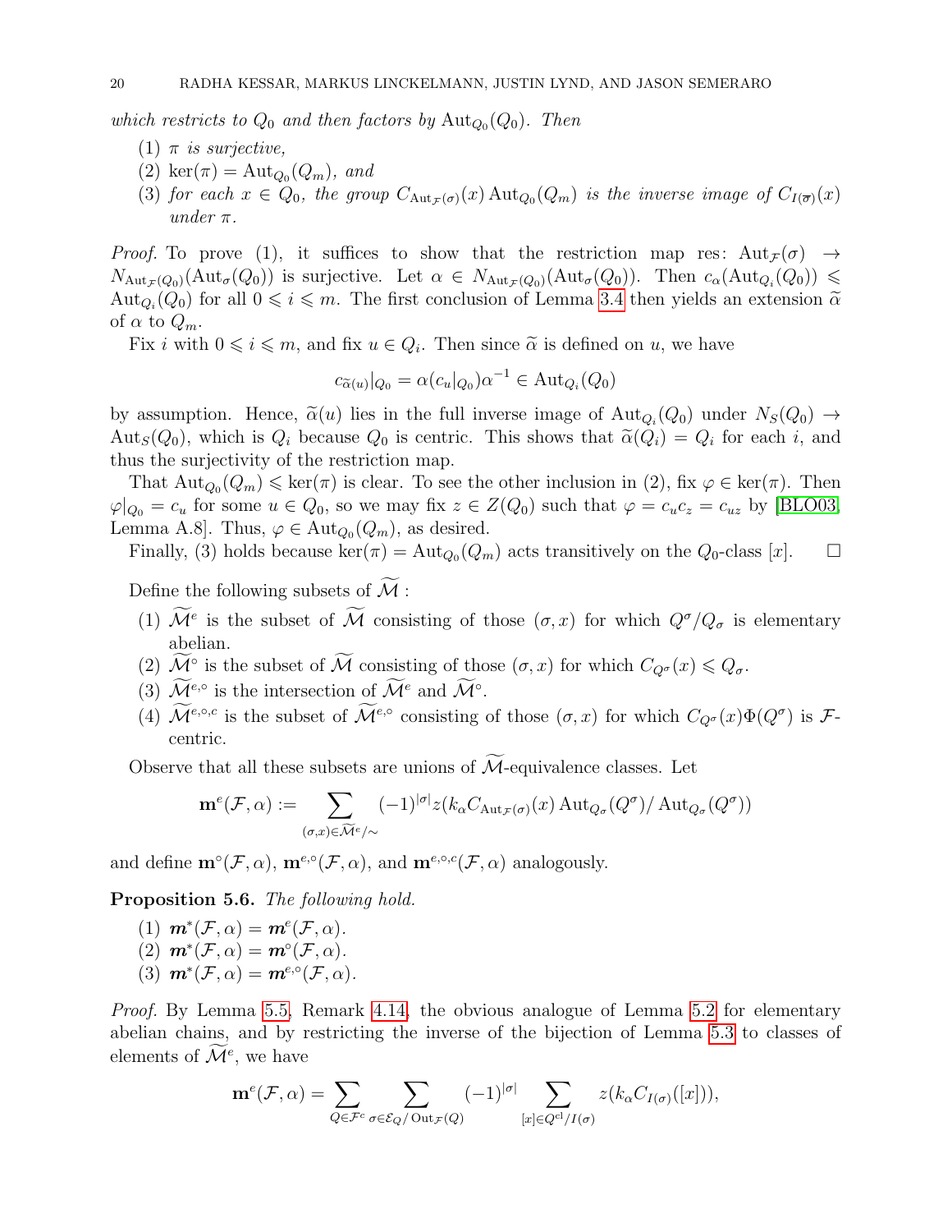*which restricts to $Q_0$ and then factors by $\operatorname{Aut}_{Q_0}(Q_0)$. Then*

1. *$\pi$ is surjective,*
2. *$\ker(\pi) = \operatorname{Aut}_{Q_0}(Q_m)$, and*
3. *for each $x \in Q_0$, the group $C_{\operatorname{Aut}_{\mathcal{F}}(\sigma)}(x)\operatorname{Aut}_{Q_0}(Q_m)$ is the inverse image of $C_{I(\overline{\sigma})}(x)$ under $\pi$.*

*Proof.* To prove (1), it suffices to show that the restriction map res: $\operatorname{Aut}_{\mathcal{F}}(\sigma) \to N_{\operatorname{Aut}_{\mathcal{F}}(Q_0)}(\operatorname{Aut}_\sigma(Q_0))$ is surjective. Let $\alpha \in N_{\operatorname{Aut}_{\mathcal{F}}(Q_0)}(\operatorname{Aut}_\sigma(Q_0))$. Then $c_\alpha(\operatorname{Aut}_{Q_i}(Q_0)) \leqslant \operatorname{Aut}_{Q_i}(Q_0)$ for all $0 \leqslant i \leqslant m$. The first conclusion of Lemma 3.4 then yields an extension $\widetilde{\alpha}$ of $\alpha$ to $Q_m$.

Fix $i$ with $0 \leqslant i \leqslant m$, and fix $u \in Q_i$. Then since $\widetilde{\alpha}$ is defined on $u$, we have

$$c_{\widetilde{\alpha}(u)}|_{Q_0} = \alpha(c_u|_{Q_0})\alpha^{-1} \in \operatorname{Aut}_{Q_i}(Q_0)$$

by assumption. Hence, $\widetilde{\alpha}(u)$ lies in the full inverse image of $\operatorname{Aut}_{Q_i}(Q_0)$ under $N_S(Q_0) \to \operatorname{Aut}_S(Q_0)$, which is $Q_i$ because $Q_0$ is centric. This shows that $\widetilde{\alpha}(Q_i) = Q_i$ for each $i$, and thus the surjectivity of the restriction map.

That $\operatorname{Aut}_{Q_0}(Q_m) \leqslant \ker(\pi)$ is clear. To see the other inclusion in (2), fix $\varphi \in \ker(\pi)$. Then $\varphi|_{Q_0} = c_u$ for some $u \in Q_0$, so we may fix $z \in Z(Q_0)$ such that $\varphi = c_u c_z = c_{uz}$ by [BLO03, Lemma A.8]. Thus, $\varphi \in \operatorname{Aut}_{Q_0}(Q_m)$, as desired.

Finally, (3) holds because $\ker(\pi) = \operatorname{Aut}_{Q_0}(Q_m)$ acts transitively on the $Q_0$-class $[x]$. $\square$

Define the following subsets of $\widetilde{\mathcal{M}}$ :

1. $\widetilde{\mathcal{M}}^e$ is the subset of $\widetilde{\mathcal{M}}$ consisting of those $(\sigma, x)$ for which $Q^\sigma/Q_\sigma$ is elementary abelian.
2. $\widetilde{\mathcal{M}}^\circ$ is the subset of $\widetilde{\mathcal{M}}$ consisting of those $(\sigma, x)$ for which $C_{Q^\sigma}(x) \leqslant Q_\sigma$.
3. $\widetilde{\mathcal{M}}^{e,\circ}$ is the intersection of $\widetilde{\mathcal{M}}^e$ and $\widetilde{\mathcal{M}}^\circ$.
4. $\widetilde{\mathcal{M}}^{e,\circ,c}$ is the subset of $\widetilde{\mathcal{M}}^{e,\circ}$ consisting of those $(\sigma, x)$ for which $C_{Q^\sigma}(x)\Phi(Q^\sigma)$ is $\mathcal{F}$-centric.

Observe that all these subsets are unions of $\widetilde{\mathcal{M}}$-equivalence classes. Let

$$\mathbf{m}^e(\mathcal{F}, \alpha) := \sum_{(\sigma,x) \in \widetilde{\mathcal{M}}^e/\sim} (-1)^{|\sigma|} z(k_\alpha C_{\operatorname{Aut}_{\mathcal{F}}(\sigma)}(x)\operatorname{Aut}_{Q_\sigma}(Q^\sigma)/\operatorname{Aut}_{Q_\sigma}(Q^\sigma))$$

and define $\mathbf{m}^\circ(\mathcal{F}, \alpha)$, $\mathbf{m}^{e,\circ}(\mathcal{F}, \alpha)$, and $\mathbf{m}^{e,\circ,c}(\mathcal{F}, \alpha)$ analogously.

**Proposition 5.6.** *The following hold.*

1. $\boldsymbol{m}^*(\mathcal{F}, \alpha) = \boldsymbol{m}^e(\mathcal{F}, \alpha)$.
2. $\boldsymbol{m}^*(\mathcal{F}, \alpha) = \boldsymbol{m}^\circ(\mathcal{F}, \alpha)$.
3. $\boldsymbol{m}^*(\mathcal{F}, \alpha) = \boldsymbol{m}^{e,\circ}(\mathcal{F}, \alpha)$.

*Proof.* By Lemma 5.5, Remark 4.14, the obvious analogue of Lemma 5.2 for elementary abelian chains, and by restricting the inverse of the bijection of Lemma 5.3 to classes of elements of $\widetilde{\mathcal{M}}^e$, we have

$$\mathbf{m}^e(\mathcal{F}, \alpha) = \sum_{Q \in \mathcal{F}^c} \sum_{\sigma \in \mathcal{E}_Q/\operatorname{Out}_{\mathcal{F}}(Q)} (-1)^{|\sigma|} \sum_{[x] \in Q^{\mathrm{cl}}/I(\sigma)} z(k_\alpha C_{I(\sigma)}([x])),$$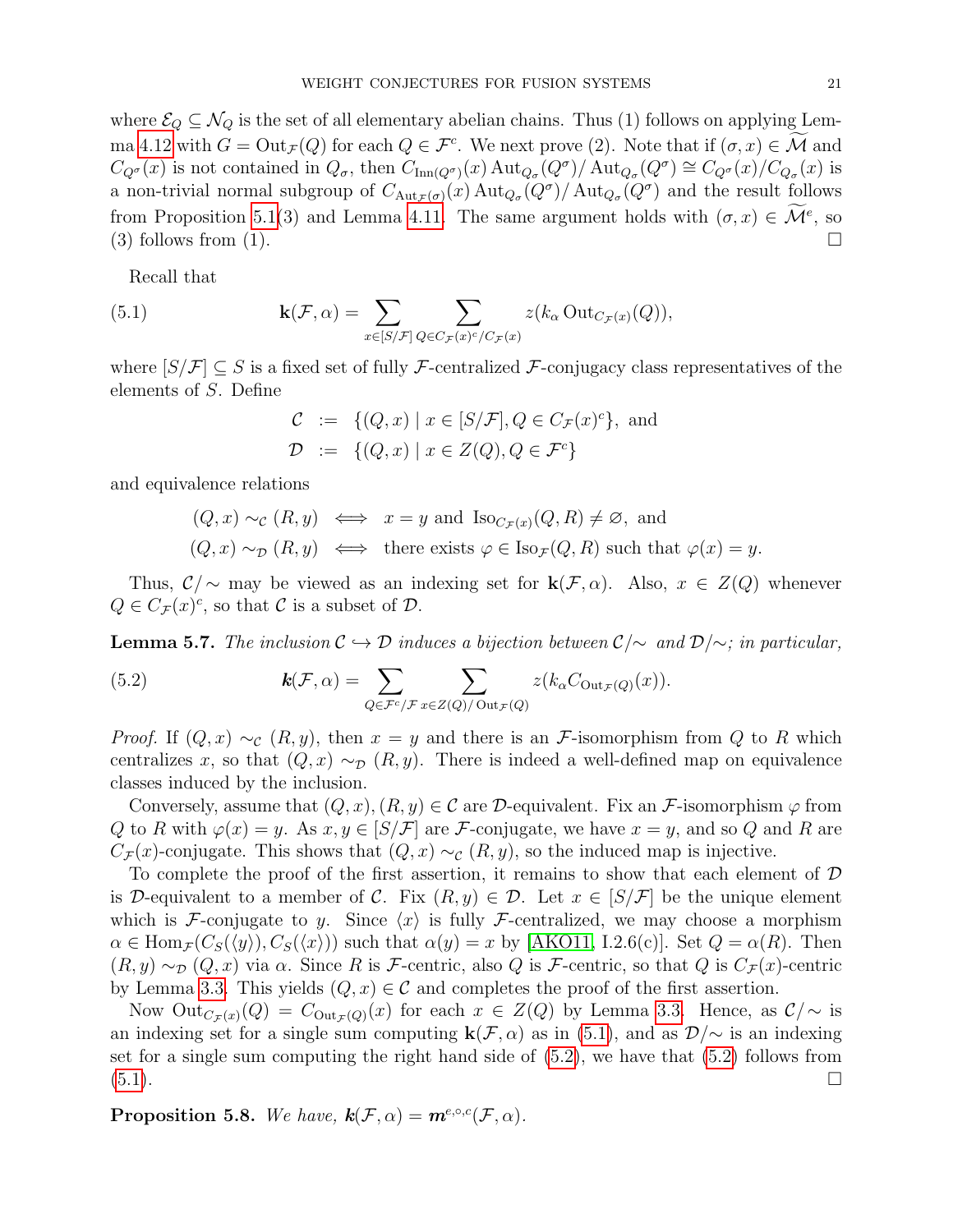where $\mathcal{E}_Q \subseteq \mathcal{N}_Q$ is the set of all elementary abelian chains. Thus (1) follows on applying Lemma 4.12 with $G = \mathrm{Out}_{\mathcal{F}}(Q)$ for each $Q \in \mathcal{F}^c$. We next prove (2). Note that if $(\sigma, x) \in \widetilde{\mathcal{M}}$ and $C_{Q^\sigma}(x)$ is not contained in $Q_\sigma$, then $C_{\mathrm{Inn}(Q^\sigma)}(x)\,\mathrm{Aut}_{Q_\sigma}(Q^\sigma)/\,\mathrm{Aut}_{Q_\sigma}(Q^\sigma) \cong C_{Q^\sigma}(x)/C_{Q_\sigma}(x)$ is a non-trivial normal subgroup of $C_{\mathrm{Aut}_{\mathcal{F}}(\sigma)}(x)\,\mathrm{Aut}_{Q_\sigma}(Q^\sigma)/\,\mathrm{Aut}_{Q_\sigma}(Q^\sigma)$ and the result follows from Proposition 5.1(3) and Lemma 4.11. The same argument holds with $(\sigma, x) \in \widetilde{\mathcal{M}}^e$, so (3) follows from (1). $\square$

Recall that

$$\mathbf{k}(\mathcal{F}, \alpha) = \sum_{x \in [S/\mathcal{F}]} \sum_{Q \in C_{\mathcal{F}}(x)^c/C_{\mathcal{F}}(x)} z(k_\alpha \,\mathrm{Out}_{C_{\mathcal{F}}(x)}(Q)), \tag{5.1}$$

where $[S/\mathcal{F}] \subseteq S$ is a fixed set of fully $\mathcal{F}$-centralized $\mathcal{F}$-conjugacy class representatives of the elements of $S$. Define

$$\begin{aligned}
\mathcal{C} &:= \{(Q, x) \mid x \in [S/\mathcal{F}], Q \in C_{\mathcal{F}}(x)^c\}, \text{ and} \\
\mathcal{D} &:= \{(Q, x) \mid x \in Z(Q), Q \in \mathcal{F}^c\}
\end{aligned}$$

and equivalence relations

$$\begin{aligned}
(Q, x) \sim_{\mathcal{C}} (R, y) &\iff x = y \text{ and } \mathrm{Iso}_{C_{\mathcal{F}}(x)}(Q, R) \neq \varnothing, \text{ and} \\
(Q, x) \sim_{\mathcal{D}} (R, y) &\iff \text{there exists } \varphi \in \mathrm{Iso}_{\mathcal{F}}(Q, R) \text{ such that } \varphi(x) = y.
\end{aligned}$$

Thus, $\mathcal{C}/\sim$ may be viewed as an indexing set for $\mathbf{k}(\mathcal{F}, \alpha)$. Also, $x \in Z(Q)$ whenever $Q \in C_{\mathcal{F}}(x)^c$, so that $\mathcal{C}$ is a subset of $\mathcal{D}$.

**Lemma 5.7.** *The inclusion $\mathcal{C} \hookrightarrow \mathcal{D}$ induces a bijection between $\mathcal{C}/\sim$ and $\mathcal{D}/\sim$; in particular,*

$$\boldsymbol{k}(\mathcal{F}, \alpha) = \sum_{Q \in \mathcal{F}^c/\mathcal{F}} \sum_{x \in Z(Q)/\,\mathrm{Out}_{\mathcal{F}}(Q)} z(k_\alpha C_{\mathrm{Out}_{\mathcal{F}}(Q)}(x)). \tag{5.2}$$

*Proof.* If $(Q, x) \sim_{\mathcal{C}} (R, y)$, then $x = y$ and there is an $\mathcal{F}$-isomorphism from $Q$ to $R$ which centralizes $x$, so that $(Q, x) \sim_{\mathcal{D}} (R, y)$. There is indeed a well-defined map on equivalence classes induced by the inclusion.

Conversely, assume that $(Q, x), (R, y) \in \mathcal{C}$ are $\mathcal{D}$-equivalent. Fix an $\mathcal{F}$-isomorphism $\varphi$ from $Q$ to $R$ with $\varphi(x) = y$. As $x, y \in [S/\mathcal{F}]$ are $\mathcal{F}$-conjugate, we have $x = y$, and so $Q$ and $R$ are $C_{\mathcal{F}}(x)$-conjugate. This shows that $(Q, x) \sim_{\mathcal{C}} (R, y)$, so the induced map is injective.

To complete the proof of the first assertion, it remains to show that each element of $\mathcal{D}$ is $\mathcal{D}$-equivalent to a member of $\mathcal{C}$. Fix $(R, y) \in \mathcal{D}$. Let $x \in [S/\mathcal{F}]$ be the unique element which is $\mathcal{F}$-conjugate to $y$. Since $\langle x \rangle$ is fully $\mathcal{F}$-centralized, we may choose a morphism $\alpha \in \mathrm{Hom}_{\mathcal{F}}(C_S(\langle y \rangle), C_S(\langle x \rangle))$ such that $\alpha(y) = x$ by [AKO11, I.2.6(c)]. Set $Q = \alpha(R)$. Then $(R, y) \sim_{\mathcal{D}} (Q, x)$ via $\alpha$. Since $R$ is $\mathcal{F}$-centric, also $Q$ is $\mathcal{F}$-centric, so that $Q$ is $C_{\mathcal{F}}(x)$-centric by Lemma 3.3. This yields $(Q, x) \in \mathcal{C}$ and completes the proof of the first assertion.

Now $\mathrm{Out}_{C_{\mathcal{F}}(x)}(Q) = C_{\mathrm{Out}_{\mathcal{F}}(Q)}(x)$ for each $x \in Z(Q)$ by Lemma 3.3. Hence, as $\mathcal{C}/\sim$ is an indexing set for a single sum computing $\mathbf{k}(\mathcal{F}, \alpha)$ as in (5.1), and as $\mathcal{D}/\sim$ is an indexing set for a single sum computing the right hand side of (5.2), we have that (5.2) follows from (5.1). $\square$

**Proposition 5.8.** *We have, $\boldsymbol{k}(\mathcal{F}, \alpha) = \boldsymbol{m}^{e,\circ,c}(\mathcal{F}, \alpha)$.*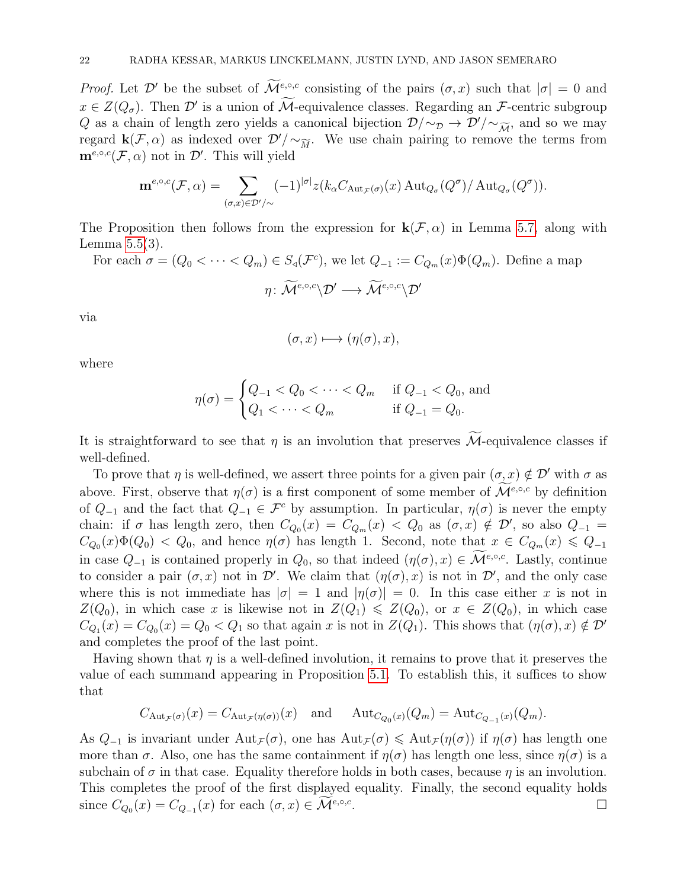*Proof.* Let $\mathcal{D}'$ be the subset of $\widetilde{\mathcal{M}}^{e,\circ,c}$ consisting of the pairs $(\sigma, x)$ such that $|\sigma| = 0$ and $x \in Z(Q_\sigma)$. Then $\mathcal{D}'$ is a union of $\widetilde{\mathcal{M}}$-equivalence classes. Regarding an $\mathcal{F}$-centric subgroup $Q$ as a chain of length zero yields a canonical bijection $\mathcal{D}/{\sim_{\mathcal{D}}} \to \mathcal{D}'/{\sim_{\widetilde{M}}}$, and so we may regard $\mathbf{k}(\mathcal{F}, \alpha)$ as indexed over $\mathcal{D}'/{\sim_{\widetilde{M}}}$. We use chain pairing to remove the terms from $\mathbf{m}^{e,\circ,c}(\mathcal{F}, \alpha)$ not in $\mathcal{D}'$. This will yield

$$\mathbf{m}^{e,\circ,c}(\mathcal{F}, \alpha) = \sum_{(\sigma,x)\in\mathcal{D}'/\sim} (-1)^{|\sigma|} z(k_\alpha C_{\mathrm{Aut}_{\mathcal{F}}(\sigma)}(x) \operatorname{Aut}_{Q_\sigma}(Q^\sigma)/\operatorname{Aut}_{Q_\sigma}(Q^\sigma)).$$

The Proposition then follows from the expression for $\mathbf{k}(\mathcal{F}, \alpha)$ in Lemma 5.7, along with Lemma 5.5(3).

For each $\sigma = (Q_0 < \cdots < Q_m) \in S_\triangleleft(\mathcal{F}^c)$, we let $Q_{-1} := C_{Q_m}(x)\Phi(Q_m)$. Define a map

$$\eta \colon \widetilde{\mathcal{M}}^{e,\circ,c} \backslash \mathcal{D}' \longrightarrow \widetilde{\mathcal{M}}^{e,\circ,c} \backslash \mathcal{D}'$$

via

$$(\sigma, x) \longmapsto (\eta(\sigma), x),$$

where

$$\eta(\sigma) = \begin{cases} Q_{-1} < Q_0 < \cdots < Q_m & \text{if } Q_{-1} < Q_0, \text{ and} \\ Q_1 < \cdots < Q_m & \text{if } Q_{-1} = Q_0. \end{cases}$$

It is straightforward to see that $\eta$ is an involution that preserves $\widetilde{\mathcal{M}}$-equivalence classes if well-defined.

To prove that $\eta$ is well-defined, we assert three points for a given pair $(\sigma, x) \notin \mathcal{D}'$ with $\sigma$ as above. First, observe that $\eta(\sigma)$ is a first component of some member of $\widetilde{\mathcal{M}}^{e,\circ,c}$ by definition of $Q_{-1}$ and the fact that $Q_{-1} \in \mathcal{F}^c$ by assumption. In particular, $\eta(\sigma)$ is never the empty chain: if $\sigma$ has length zero, then $C_{Q_0}(x) = C_{Q_m}(x) < Q_0$ as $(\sigma, x) \notin \mathcal{D}'$, so also $Q_{-1} = C_{Q_0}(x)\Phi(Q_0) < Q_0$, and hence $\eta(\sigma)$ has length 1. Second, note that $x \in C_{Q_m}(x) \leqslant Q_{-1}$ in case $Q_{-1}$ is contained properly in $Q_0$, so that indeed $(\eta(\sigma), x) \in \widetilde{\mathcal{M}}^{e,\circ,c}$. Lastly, continue to consider a pair $(\sigma, x)$ not in $\mathcal{D}'$. We claim that $(\eta(\sigma), x)$ is not in $\mathcal{D}'$, and the only case where this is not immediate has $|\sigma| = 1$ and $|\eta(\sigma)| = 0$. In this case either $x$ is not in $Z(Q_0)$, in which case $x$ is likewise not in $Z(Q_1) \leqslant Z(Q_0)$, or $x \in Z(Q_0)$, in which case $C_{Q_1}(x) = C_{Q_0}(x) = Q_0 < Q_1$ so that again $x$ is not in $Z(Q_1)$. This shows that $(\eta(\sigma), x) \notin \mathcal{D}'$ and completes the proof of the last point.

Having shown that $\eta$ is a well-defined involution, it remains to prove that it preserves the value of each summand appearing in Proposition 5.1. To establish this, it suffices to show that

$$C_{\mathrm{Aut}_{\mathcal{F}}(\sigma)}(x) = C_{\mathrm{Aut}_{\mathcal{F}}(\eta(\sigma))}(x) \quad \text{and} \quad \operatorname{Aut}_{C_{Q_0}(x)}(Q_m) = \operatorname{Aut}_{C_{Q_{-1}}(x)}(Q_m).$$

As $Q_{-1}$ is invariant under $\mathrm{Aut}_{\mathcal{F}}(\sigma)$, one has $\mathrm{Aut}_{\mathcal{F}}(\sigma) \leqslant \mathrm{Aut}_{\mathcal{F}}(\eta(\sigma))$ if $\eta(\sigma)$ has length one more than $\sigma$. Also, one has the same containment if $\eta(\sigma)$ has length one less, since $\eta(\sigma)$ is a subchain of $\sigma$ in that case. Equality therefore holds in both cases, because $\eta$ is an involution. This completes the proof of the first displayed equality. Finally, the second equality holds since $C_{Q_0}(x) = C_{Q_{-1}}(x)$ for each $(\sigma, x) \in \widetilde{\mathcal{M}}^{e,\circ,c}$. $\square$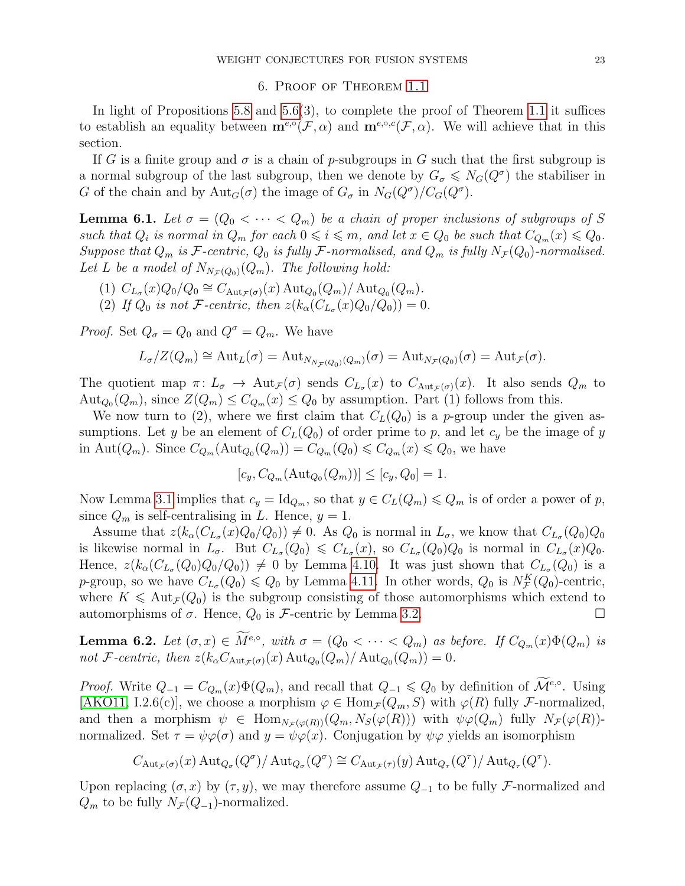## 6. Proof of Theorem 1.1

In light of Propositions 5.8 and 5.6(3), to complete the proof of Theorem 1.1 it suffices to establish an equality between $\mathbf{m}^{e,\circ}(\mathcal{F},\alpha)$ and $\mathbf{m}^{e,\circ,c}(\mathcal{F},\alpha)$. We will achieve that in this section.

If $G$ is a finite group and $\sigma$ is a chain of $p$-subgroups in $G$ such that the first subgroup is a normal subgroup of the last subgroup, then we denote by $G_\sigma \leqslant N_G(Q^\sigma)$ the stabiliser in $G$ of the chain and by $\mathrm{Aut}_G(\sigma)$ the image of $G_\sigma$ in $N_G(Q^\sigma)/C_G(Q^\sigma)$.

**Lemma 6.1.** *Let $\sigma = (Q_0 < \cdots < Q_m)$ be a chain of proper inclusions of subgroups of $S$ such that $Q_i$ is normal in $Q_m$ for each $0 \leqslant i \leqslant m$, and let $x \in Q_0$ be such that $C_{Q_m}(x) \leqslant Q_0$. Suppose that $Q_m$ is $\mathcal{F}$-centric, $Q_0$ is fully $\mathcal{F}$-normalised, and $Q_m$ is fully $N_{\mathcal{F}}(Q_0)$-normalised. Let $L$ be a model of $N_{N_{\mathcal{F}}(Q_0)}(Q_m)$. The following hold:*

(1) *$C_{L_\sigma}(x)Q_0/Q_0 \cong C_{\mathrm{Aut}_{\mathcal{F}}(\sigma)}(x)\,\mathrm{Aut}_{Q_0}(Q_m)/\,\mathrm{Aut}_{Q_0}(Q_m)$.*
(2) *If $Q_0$ is not $\mathcal{F}$-centric, then $z(k_\alpha(C_{L_\sigma}(x)Q_0/Q_0)) = 0$.*

*Proof.* Set $Q_\sigma = Q_0$ and $Q^\sigma = Q_m$. We have

$$L_\sigma/Z(Q_m) \cong \mathrm{Aut}_L(\sigma) = \mathrm{Aut}_{N_{N_{\mathcal{F}}(Q_0)}(Q_m)}(\sigma) = \mathrm{Aut}_{N_{\mathcal{F}}(Q_0)}(\sigma) = \mathrm{Aut}_{\mathcal{F}}(\sigma).$$

The quotient map $\pi\colon L_\sigma \to \mathrm{Aut}_{\mathcal{F}}(\sigma)$ sends $C_{L_\sigma}(x)$ to $C_{\mathrm{Aut}_{\mathcal{F}}(\sigma)}(x)$. It also sends $Q_m$ to $\mathrm{Aut}_{Q_0}(Q_m)$, since $Z(Q_m) \leq C_{Q_m}(x) \leq Q_0$ by assumption. Part (1) follows from this.

We now turn to (2), where we first claim that $C_L(Q_0)$ is a $p$-group under the given assumptions. Let $y$ be an element of $C_L(Q_0)$ of order prime to $p$, and let $c_y$ be the image of $y$ in $\mathrm{Aut}(Q_m)$. Since $C_{Q_m}(\mathrm{Aut}_{Q_0}(Q_m)) = C_{Q_m}(Q_0) \leqslant C_{Q_m}(x) \leqslant Q_0$, we have

$$[c_y, C_{Q_m}(\mathrm{Aut}_{Q_0}(Q_m))] \leq [c_y, Q_0] = 1.$$

Now Lemma 3.1 implies that $c_y = \mathrm{Id}_{Q_m}$, so that $y \in C_L(Q_m) \leqslant Q_m$ is of order a power of $p$, since $Q_m$ is self-centralising in $L$. Hence, $y = 1$.

Assume that $z(k_\alpha(C_{L_\sigma}(x)Q_0/Q_0)) \neq 0$. As $Q_0$ is normal in $L_\sigma$, we know that $C_{L_\sigma}(Q_0)Q_0$ is likewise normal in $L_\sigma$. But $C_{L_\sigma}(Q_0) \leqslant C_{L_\sigma}(x)$, so $C_{L_\sigma}(Q_0)Q_0$ is normal in $C_{L_\sigma}(x)Q_0$. Hence, $z(k_\alpha(C_{L_\sigma}(Q_0)Q_0/Q_0)) \neq 0$ by Lemma 4.10. It was just shown that $C_{L_\sigma}(Q_0)$ is a $p$-group, so we have $C_{L_\sigma}(Q_0) \leqslant Q_0$ by Lemma 4.11. In other words, $Q_0$ is $N_{\mathcal{F}}^K(Q_0)$-centric, where $K \leqslant \mathrm{Aut}_{\mathcal{F}}(Q_0)$ is the subgroup consisting of those automorphisms which extend to automorphisms of $\sigma$. Hence, $Q_0$ is $\mathcal{F}$-centric by Lemma 3.2. $\square$

**Lemma 6.2.** *Let $(\sigma, x) \in \widetilde{M}^{e,\circ}$, with $\sigma = (Q_0 < \cdots < Q_m)$ as before. If $C_{Q_m}(x)\Phi(Q_m)$ is not $\mathcal{F}$-centric, then $z(k_\alpha C_{\mathrm{Aut}_{\mathcal{F}}(\sigma)}(x)\,\mathrm{Aut}_{Q_0}(Q_m)/\,\mathrm{Aut}_{Q_0}(Q_m)) = 0$.*

*Proof.* Write $Q_{-1} = C_{Q_m}(x)\Phi(Q_m)$, and recall that $Q_{-1} \leqslant Q_0$ by definition of $\widetilde{\mathcal{M}}^{e,\circ}$. Using [AKO11, I.2.6(c)], we choose a morphism $\varphi \in \mathrm{Hom}_{\mathcal{F}}(Q_m, S)$ with $\varphi(R)$ fully $\mathcal{F}$-normalized, and then a morphism $\psi \in \mathrm{Hom}_{N_{\mathcal{F}}(\varphi(R))}(Q_m, N_S(\varphi(R)))$ with $\psi\varphi(Q_m)$ fully $N_{\mathcal{F}}(\varphi(R))$-normalized. Set $\tau = \psi\varphi(\sigma)$ and $y = \psi\varphi(x)$. Conjugation by $\psi\varphi$ yields an isomorphism

$$C_{\mathrm{Aut}_{\mathcal{F}}(\sigma)}(x)\,\mathrm{Aut}_{Q_\sigma}(Q^\sigma)/\,\mathrm{Aut}_{Q_\sigma}(Q^\sigma) \cong C_{\mathrm{Aut}_{\mathcal{F}}(\tau)}(y)\,\mathrm{Aut}_{Q_\tau}(Q^\tau)/\,\mathrm{Aut}_{Q_\tau}(Q^\tau).$$

Upon replacing $(\sigma, x)$ by $(\tau, y)$, we may therefore assume $Q_{-1}$ to be fully $\mathcal{F}$-normalized and $Q_m$ to be fully $N_{\mathcal{F}}(Q_{-1})$-normalized.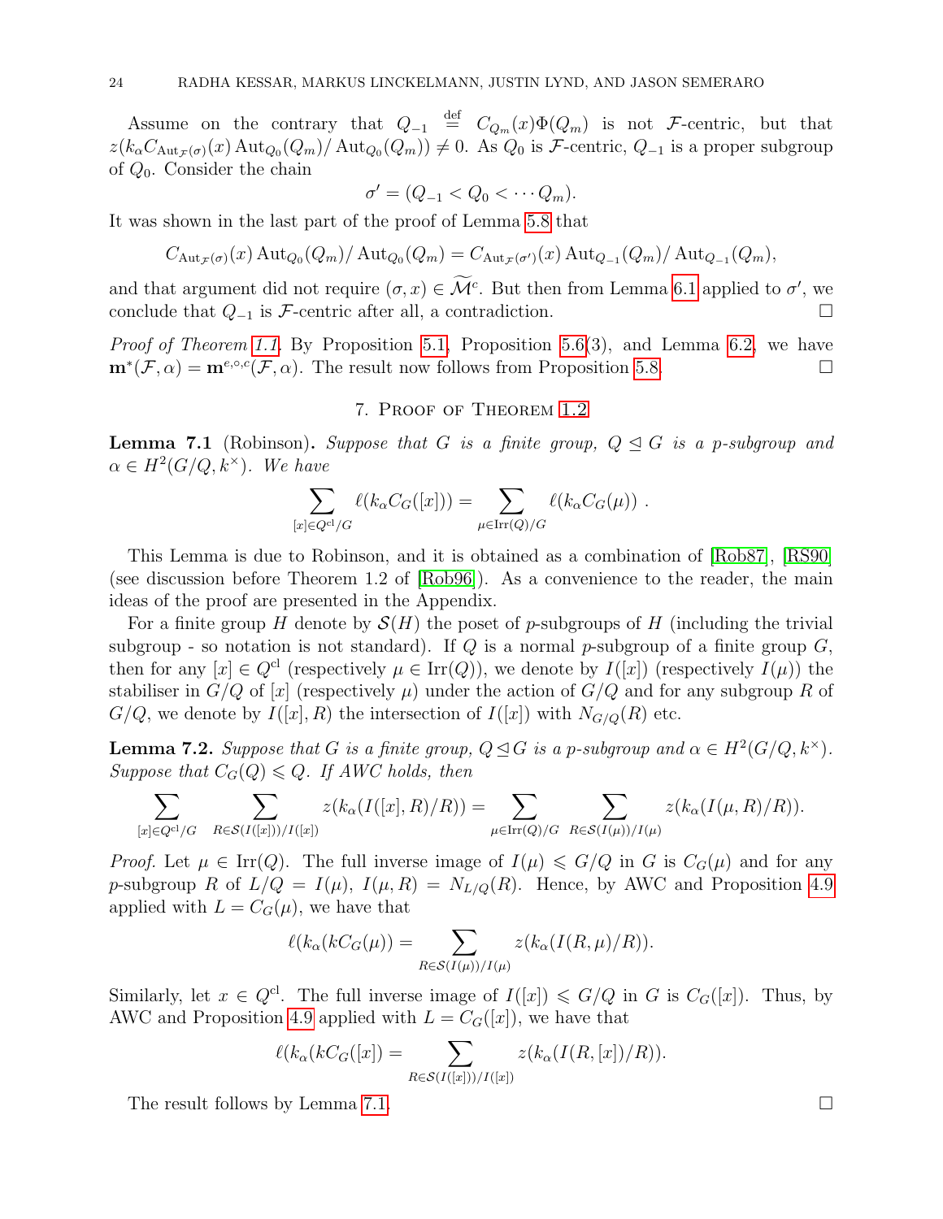Assume on the contrary that $Q_{-1} \stackrel{\text{def}}{=} C_{Q_m}(x)\Phi(Q_m)$ is not $\mathcal{F}$-centric, but that $z(k_\alpha C_{\mathrm{Aut}_{\mathcal{F}}(\sigma)}(x)\,\mathrm{Aut}_{Q_0}(Q_m)/\,\mathrm{Aut}_{Q_0}(Q_m)) \neq 0$. As $Q_0$ is $\mathcal{F}$-centric, $Q_{-1}$ is a proper subgroup of $Q_0$. Consider the chain

$$\sigma' = (Q_{-1} < Q_0 < \cdots Q_m).$$

It was shown in the last part of the proof of Lemma 5.8 that

$$C_{\mathrm{Aut}_{\mathcal{F}}(\sigma)}(x)\,\mathrm{Aut}_{Q_0}(Q_m)/\,\mathrm{Aut}_{Q_0}(Q_m) = C_{\mathrm{Aut}_{\mathcal{F}}(\sigma')}(x)\,\mathrm{Aut}_{Q_{-1}}(Q_m)/\,\mathrm{Aut}_{Q_{-1}}(Q_m),$$

and that argument did not require $(\sigma, x) \in \widetilde{\mathcal{M}}^c$. But then from Lemma 6.1 applied to $\sigma'$, we conclude that $Q_{-1}$ is $\mathcal{F}$-centric after all, a contradiction. $\square$

*Proof of Theorem 1.1.* By Proposition 5.1, Proposition 5.6(3), and Lemma 6.2, we have $\mathbf{m}^*(\mathcal{F}, \alpha) = \mathbf{m}^{e,\circ,c}(\mathcal{F}, \alpha)$. The result now follows from Proposition 5.8. $\square$

## 7. Proof of Theorem 1.2

**Lemma 7.1** (Robinson)**.** *Suppose that $G$ is a finite group, $Q \trianglelefteq G$ is a $p$-subgroup and $\alpha \in H^2(G/Q, k^\times)$. We have*

$$\sum_{[x] \in Q^{\mathrm{cl}}/G} \ell(k_\alpha C_G([x])) = \sum_{\mu \in \mathrm{Irr}(Q)/G} \ell(k_\alpha C_G(\mu)) \ .$$

This Lemma is due to Robinson, and it is obtained as a combination of [Rob87], [RS90] (see discussion before Theorem 1.2 of [Rob96]). As a convenience to the reader, the main ideas of the proof are presented in the Appendix.

For a finite group $H$ denote by $\mathcal{S}(H)$ the poset of $p$-subgroups of $H$ (including the trivial subgroup - so notation is not standard). If $Q$ is a normal $p$-subgroup of a finite group $G$, then for any $[x] \in Q^{\mathrm{cl}}$ (respectively $\mu \in \mathrm{Irr}(Q)$), we denote by $I([x])$ (respectively $I(\mu)$) the stabiliser in $G/Q$ of $[x]$ (respectively $\mu$) under the action of $G/Q$ and for any subgroup $R$ of $G/Q$, we denote by $I([x], R)$ the intersection of $I([x])$ with $N_{G/Q}(R)$ etc.

**Lemma 7.2.** *Suppose that $G$ is a finite group, $Q \trianglelefteq G$ is a $p$-subgroup and $\alpha \in H^2(G/Q, k^\times)$. Suppose that $C_G(Q) \leqslant Q$. If AWC holds, then*

$$\sum_{[x] \in Q^{\mathrm{cl}}/G} \ \sum_{R \in \mathcal{S}(I([x]))/I([x])} z(k_\alpha(I([x], R)/R)) = \sum_{\mu \in \mathrm{Irr}(Q)/G} \ \sum_{R \in \mathcal{S}(I(\mu))/I(\mu)} z(k_\alpha(I(\mu, R)/R)).$$

*Proof.* Let $\mu \in \mathrm{Irr}(Q)$. The full inverse image of $I(\mu) \leqslant G/Q$ in $G$ is $C_G(\mu)$ and for any $p$-subgroup $R$ of $L/Q = I(\mu)$, $I(\mu, R) = N_{L/Q}(R)$. Hence, by AWC and Proposition 4.9 applied with $L = C_G(\mu)$, we have that

$$\ell(k_\alpha(kC_G(\mu)) = \sum_{R \in \mathcal{S}(I(\mu))/I(\mu)} z(k_\alpha(I(R, \mu)/R)).$$

Similarly, let $x \in Q^{\mathrm{cl}}$. The full inverse image of $I([x]) \leqslant G/Q$ in $G$ is $C_G([x])$. Thus, by AWC and Proposition 4.9 applied with $L = C_G([x])$, we have that

$$\ell(k_\alpha(kC_G([x]) = \sum_{R \in \mathcal{S}(I([x]))/I([x])} z(k_\alpha(I(R, [x])/R)).$$

The result follows by Lemma 7.1. $\square$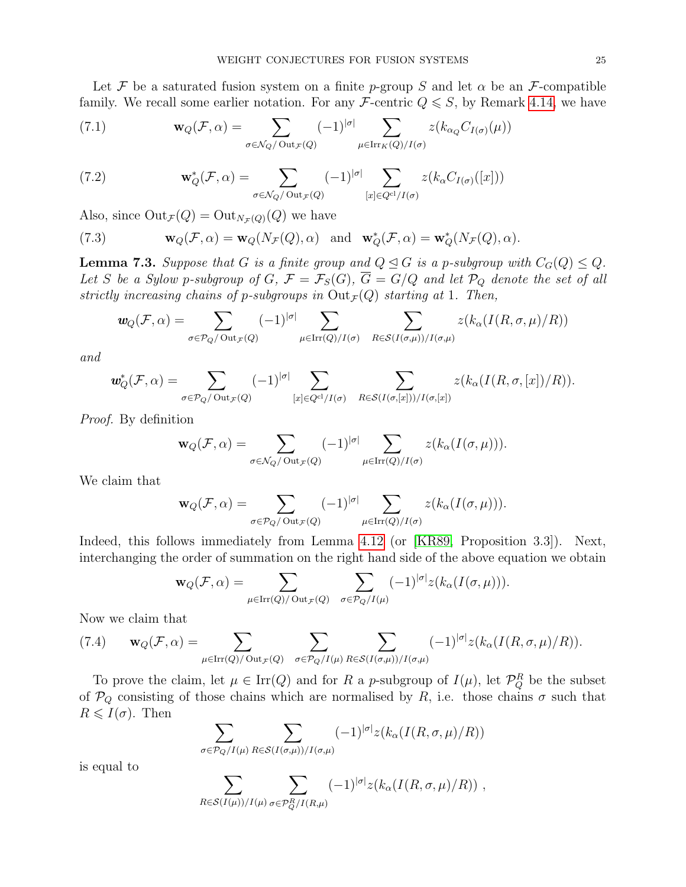Let $\mathcal{F}$ be a saturated fusion system on a finite $p$-group $S$ and let $\alpha$ be an $\mathcal{F}$-compatible family. We recall some earlier notation. For any $\mathcal{F}$-centric $Q \leqslant S$, by Remark 4.14, we have

$$\mathbf{w}_Q(\mathcal{F},\alpha) = \sum_{\sigma \in \mathcal{N}_Q/\operatorname{Out}_{\mathcal{F}}(Q)} (-1)^{|\sigma|} \sum_{\mu \in \operatorname{Irr}_K(Q)/I(\sigma)} z(k_{\alpha_Q} C_{I(\sigma)}(\mu)) \tag{7.1}$$

$$\mathbf{w}^*_Q(\mathcal{F},\alpha) = \sum_{\sigma \in \mathcal{N}_Q/\operatorname{Out}_{\mathcal{F}}(Q)} (-1)^{|\sigma|} \sum_{[x] \in Q^{\mathrm{cl}}/I(\sigma)} z(k_\alpha C_{I(\sigma)}([x])) \tag{7.2}$$

Also, since $\operatorname{Out}_{\mathcal{F}}(Q) = \operatorname{Out}_{N_{\mathcal{F}}(Q)}(Q)$ we have

$$\mathbf{w}_Q(\mathcal{F},\alpha) = \mathbf{w}_Q(N_{\mathcal{F}}(Q),\alpha) \quad \text{and} \quad \mathbf{w}^*_Q(\mathcal{F},\alpha) = \mathbf{w}^*_Q(N_{\mathcal{F}}(Q),\alpha). \tag{7.3}$$

**Lemma 7.3.** *Suppose that $G$ is a finite group and $Q \trianglelefteq G$ is a $p$-subgroup with $C_G(Q) \leq Q$. Let $S$ be a Sylow $p$-subgroup of $G$, $\mathcal{F} = \mathcal{F}_S(G)$, $\overline{G} = G/Q$ and let $\mathcal{P}_Q$ denote the set of all strictly increasing chains of $p$-subgroups in $\operatorname{Out}_{\mathcal{F}}(Q)$ starting at 1. Then,*

$$\boldsymbol{w}_Q(\mathcal{F},\alpha) = \sum_{\sigma \in \mathcal{P}_Q/\operatorname{Out}_{\mathcal{F}}(Q)} (-1)^{|\sigma|} \sum_{\mu \in \operatorname{Irr}(Q)/I(\sigma)} \sum_{R \in \mathcal{S}(I(\sigma,\mu))/I(\sigma,\mu)} z(k_\alpha(I(R,\sigma,\mu)/R))$$

*and*

$$\boldsymbol{w}^*_Q(\mathcal{F},\alpha) = \sum_{\sigma \in \mathcal{P}_Q/\operatorname{Out}_{\mathcal{F}}(Q)} (-1)^{|\sigma|} \sum_{[x] \in Q^{\mathrm{cl}}/I(\sigma)} \sum_{R \in \mathcal{S}(I(\sigma,[x]))/I(\sigma,[x])} z(k_\alpha(I(R,\sigma,[x])/R)).$$

*Proof.* By definition

$$\mathbf{w}_Q(\mathcal{F},\alpha) = \sum_{\sigma \in \mathcal{N}_Q/\operatorname{Out}_{\mathcal{F}}(Q)} (-1)^{|\sigma|} \sum_{\mu \in \operatorname{Irr}(Q)/I(\sigma)} z(k_\alpha(I(\sigma,\mu))).$$

We claim that

$$\mathbf{w}_Q(\mathcal{F},\alpha) = \sum_{\sigma \in \mathcal{P}_Q/\operatorname{Out}_{\mathcal{F}}(Q)} (-1)^{|\sigma|} \sum_{\mu \in \operatorname{Irr}(Q)/I(\sigma)} z(k_\alpha(I(\sigma,\mu))).$$

Indeed, this follows immediately from Lemma 4.12 (or [KR89, Proposition 3.3]). Next, interchanging the order of summation on the right hand side of the above equation we obtain

$$\mathbf{w}_Q(\mathcal{F},\alpha) = \sum_{\mu \in \operatorname{Irr}(Q)/\operatorname{Out}_{\mathcal{F}}(Q)} \sum_{\sigma \in \mathcal{P}_Q/I(\mu)} (-1)^{|\sigma|} z(k_\alpha(I(\sigma,\mu))).$$

Now we claim that

$$\mathbf{w}_Q(\mathcal{F},\alpha) = \sum_{\mu \in \operatorname{Irr}(Q)/\operatorname{Out}_{\mathcal{F}}(Q)} \sum_{\sigma \in \mathcal{P}_Q/I(\mu)} \sum_{R \in \mathcal{S}(I(\sigma,\mu))/I(\sigma,\mu)} (-1)^{|\sigma|} z(k_\alpha(I(R,\sigma,\mu)/R)). \tag{7.4}$$

To prove the claim, let $\mu \in \operatorname{Irr}(Q)$ and for $R$ a $p$-subgroup of $I(\mu)$, let $\mathcal{P}^R_Q$ be the subset of $\mathcal{P}_Q$ consisting of those chains which are normalised by $R$, i.e. those chains $\sigma$ such that $R \leqslant I(\sigma)$. Then

$$\sum_{\sigma \in \mathcal{P}_Q/I(\mu)} \sum_{R \in \mathcal{S}(I(\sigma,\mu))/I(\sigma,\mu)} (-1)^{|\sigma|} z(k_\alpha(I(R,\sigma,\mu)/R))$$

is equal to

$$\sum_{R \in \mathcal{S}(I(\mu))/I(\mu)} \sum_{\sigma \in \mathcal{P}^R_Q/I(R,\mu)} (-1)^{|\sigma|} z(k_\alpha(I(R,\sigma,\mu)/R)) \ ,$$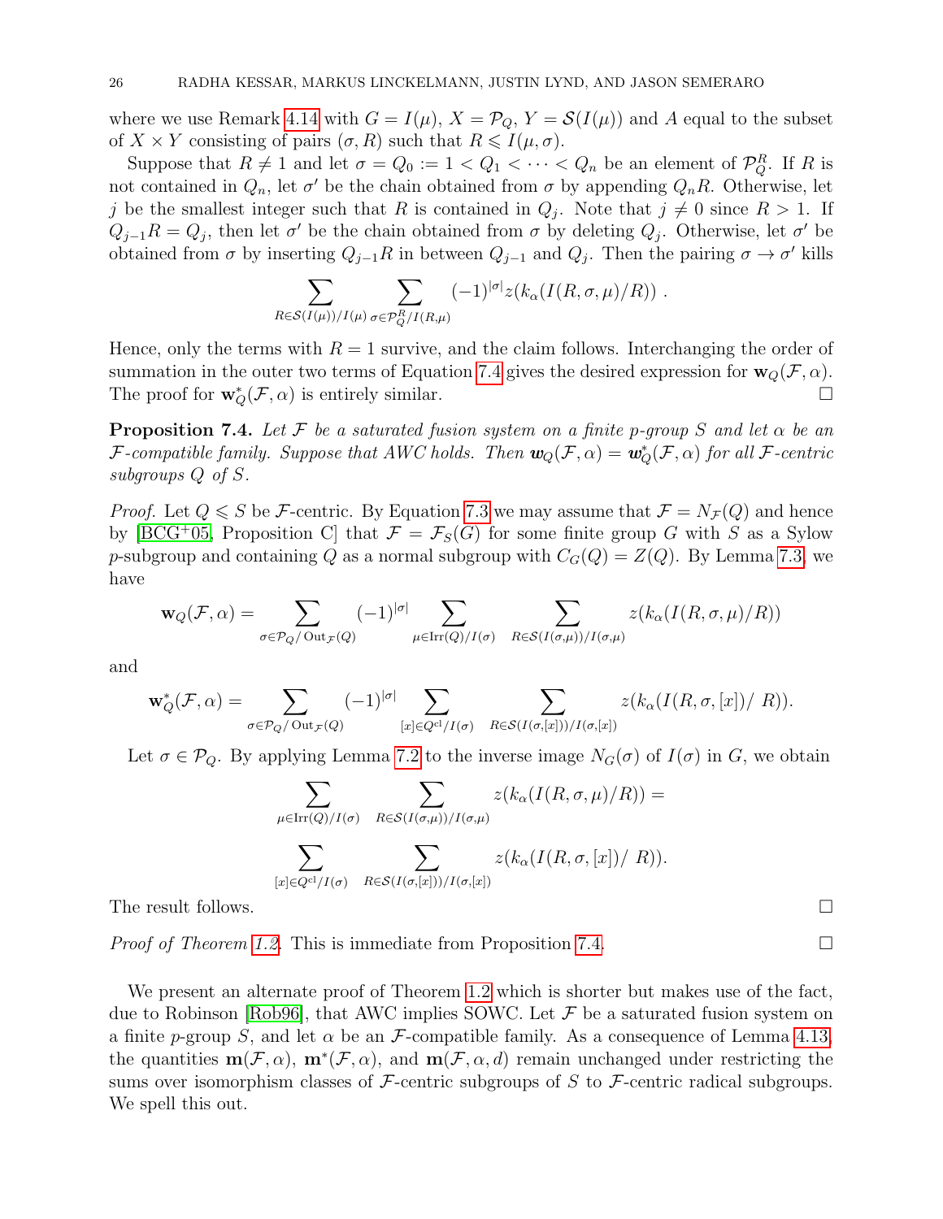where we use Remark 4.14 with $G = I(\mu)$, $X = \mathcal{P}_Q$, $Y = \mathcal{S}(I(\mu))$ and $A$ equal to the subset of $X \times Y$ consisting of pairs $(\sigma, R)$ such that $R \leqslant I(\mu, \sigma)$.

Suppose that $R \neq 1$ and let $\sigma = Q_0 := 1 < Q_1 < \cdots < Q_n$ be an element of $\mathcal{P}_Q^R$. If $R$ is not contained in $Q_n$, let $\sigma'$ be the chain obtained from $\sigma$ by appending $Q_nR$. Otherwise, let $j$ be the smallest integer such that $R$ is contained in $Q_j$. Note that $j \neq 0$ since $R > 1$. If $Q_{j-1}R = Q_j$, then let $\sigma'$ be the chain obtained from $\sigma$ by deleting $Q_j$. Otherwise, let $\sigma'$ be obtained from $\sigma$ by inserting $Q_{j-1}R$ in between $Q_{j-1}$ and $Q_j$. Then the pairing $\sigma \to \sigma'$ kills

$$\sum_{R \in \mathcal{S}(I(\mu))/I(\mu)} \sum_{\sigma \in \mathcal{P}_Q^R/I(R,\mu)} (-1)^{|\sigma|} z(k_\alpha(I(R,\sigma,\mu)/R)) \, .$$

Hence, only the terms with $R = 1$ survive, and the claim follows. Interchanging the order of summation in the outer two terms of Equation 7.4 gives the desired expression for $\mathbf{w}_Q(\mathcal{F}, \alpha)$. The proof for $\mathbf{w}_Q^*(\mathcal{F}, \alpha)$ is entirely similar. $\square$

**Proposition 7.4.** *Let $\mathcal{F}$ be a saturated fusion system on a finite $p$-group $S$ and let $\alpha$ be an $\mathcal{F}$-compatible family. Suppose that AWC holds. Then $\boldsymbol{w}_Q(\mathcal{F}, \alpha) = \boldsymbol{w}_Q^*(\mathcal{F}, \alpha)$ for all $\mathcal{F}$-centric subgroups $Q$ of $S$.*

*Proof.* Let $Q \leqslant S$ be $\mathcal{F}$-centric. By Equation 7.3 we may assume that $\mathcal{F} = N_{\mathcal{F}}(Q)$ and hence by [BCG+05, Proposition C] that $\mathcal{F} = \mathcal{F}_S(G)$ for some finite group $G$ with $S$ as a Sylow $p$-subgroup and containing $Q$ as a normal subgroup with $C_G(Q) = Z(Q)$. By Lemma 7.3, we have

$$\mathbf{w}_Q(\mathcal{F}, \alpha) = \sum_{\sigma \in \mathcal{P}_Q/\operatorname{Out}_{\mathcal{F}}(Q)} (-1)^{|\sigma|} \sum_{\mu \in \operatorname{Irr}(Q)/I(\sigma)} \sum_{R \in \mathcal{S}(I(\sigma,\mu))/I(\sigma,\mu)} z(k_\alpha(I(R,\sigma,\mu)/R))$$

and

$$\mathbf{w}_Q^*(\mathcal{F}, \alpha) = \sum_{\sigma \in \mathcal{P}_Q/\operatorname{Out}_{\mathcal{F}}(Q)} (-1)^{|\sigma|} \sum_{[x] \in Q^{\mathrm{cl}}/I(\sigma)} \sum_{R \in \mathcal{S}(I(\sigma,[x]))/I(\sigma,[x])} z(k_\alpha(I(R,\sigma,[x])/\, R)).$$

Let $\sigma \in \mathcal{P}_Q$. By applying Lemma 7.2 to the inverse image $N_G(\sigma)$ of $I(\sigma)$ in $G$, we obtain

$$\sum_{\mu \in \operatorname{Irr}(Q)/I(\sigma)} \sum_{R \in \mathcal{S}(I(\sigma,\mu))/I(\sigma,\mu)} z(k_\alpha(I(R,\sigma,\mu)/R)) =$$

$$\sum_{[x] \in Q^{\mathrm{cl}}/I(\sigma)} \sum_{R \in \mathcal{S}(I(\sigma,[x]))/I(\sigma,[x])} z(k_\alpha(I(R,\sigma,[x])/\, R)).$$

The result follows. $\square$

*Proof of Theorem 1.2.* This is immediate from Proposition 7.4. $\square$

We present an alternate proof of Theorem 1.2 which is shorter but makes use of the fact, due to Robinson [Rob96], that AWC implies SOWC. Let $\mathcal{F}$ be a saturated fusion system on a finite $p$-group $S$, and let $\alpha$ be an $\mathcal{F}$-compatible family. As a consequence of Lemma 4.13, the quantities $\mathbf{m}(\mathcal{F}, \alpha)$, $\mathbf{m}^*(\mathcal{F}, \alpha)$, and $\mathbf{m}(\mathcal{F}, \alpha, d)$ remain unchanged under restricting the sums over isomorphism classes of $\mathcal{F}$-centric subgroups of $S$ to $\mathcal{F}$-centric radical subgroups. We spell this out.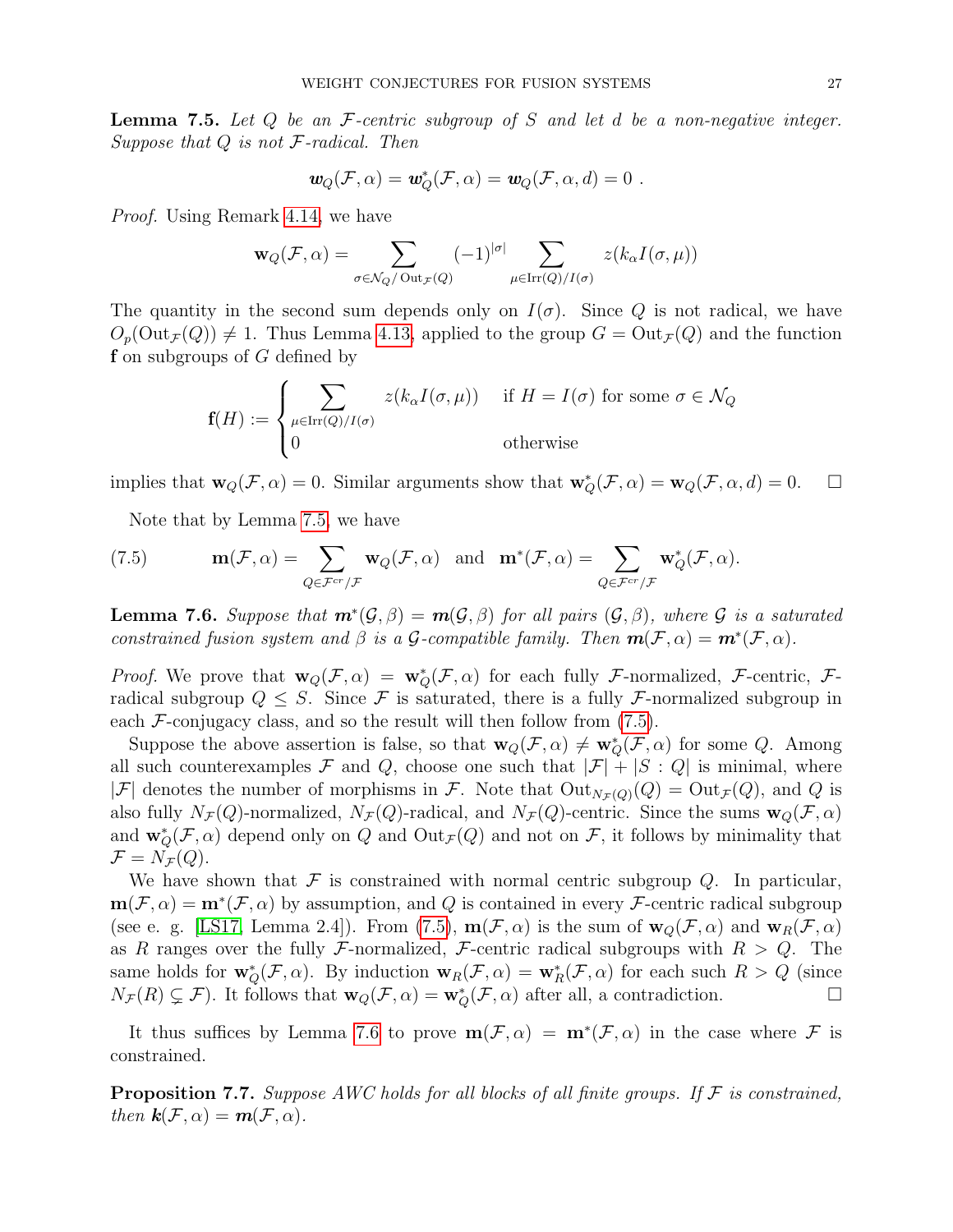**Lemma 7.5.** *Let $Q$ be an $\mathcal{F}$-centric subgroup of $S$ and let $d$ be a non-negative integer. Suppose that $Q$ is not $\mathcal{F}$-radical. Then*

$$\boldsymbol{w}_Q(\mathcal{F},\alpha) = \boldsymbol{w}_Q^*(\mathcal{F},\alpha) = \boldsymbol{w}_Q(\mathcal{F},\alpha,d) = 0 \ .$$

*Proof.* Using Remark 4.14, we have

$$\mathbf{w}_Q(\mathcal{F},\alpha) = \sum_{\sigma\in\mathcal{N}_Q/\operatorname{Out}_{\mathcal{F}}(Q)} (-1)^{|\sigma|} \sum_{\mu\in\operatorname{Irr}(Q)/I(\sigma)} z(k_\alpha I(\sigma,\mu))$$

The quantity in the second sum depends only on $I(\sigma)$. Since $Q$ is not radical, we have $O_p(\operatorname{Out}_{\mathcal{F}}(Q)) \neq 1$. Thus Lemma 4.13, applied to the group $G = \operatorname{Out}_{\mathcal{F}}(Q)$ and the function $\mathbf{f}$ on subgroups of $G$ defined by

$$\mathbf{f}(H) := \begin{cases} \displaystyle\sum_{\mu\in\operatorname{Irr}(Q)/I(\sigma)} z(k_\alpha I(\sigma,\mu)) & \text{if } H = I(\sigma) \text{ for some } \sigma\in\mathcal{N}_Q \\ 0 & \text{otherwise} \end{cases}$$

implies that $\mathbf{w}_Q(\mathcal{F},\alpha) = 0$. Similar arguments show that $\mathbf{w}_Q^*(\mathcal{F},\alpha) = \mathbf{w}_Q(\mathcal{F},\alpha,d) = 0$. $\square$

Note that by Lemma 7.5, we have

$$\mathbf{m}(\mathcal{F},\alpha) = \sum_{Q\in\mathcal{F}^{cr}/\mathcal{F}} \mathbf{w}_Q(\mathcal{F},\alpha) \quad \text{and} \quad \mathbf{m}^*(\mathcal{F},\alpha) = \sum_{Q\in\mathcal{F}^{cr}/\mathcal{F}} \mathbf{w}_Q^*(\mathcal{F},\alpha). \tag{7.5}$$

**Lemma 7.6.** *Suppose that $\boldsymbol{m}^*(\mathcal{G},\beta) = \boldsymbol{m}(\mathcal{G},\beta)$ for all pairs $(\mathcal{G},\beta)$, where $\mathcal{G}$ is a saturated constrained fusion system and $\beta$ is a $\mathcal{G}$-compatible family. Then $\boldsymbol{m}(\mathcal{F},\alpha) = \boldsymbol{m}^*(\mathcal{F},\alpha)$.*

*Proof.* We prove that $\mathbf{w}_Q(\mathcal{F},\alpha) = \mathbf{w}_Q^*(\mathcal{F},\alpha)$ for each fully $\mathcal{F}$-normalized, $\mathcal{F}$-centric, $\mathcal{F}$-radical subgroup $Q \leq S$. Since $\mathcal{F}$ is saturated, there is a fully $\mathcal{F}$-normalized subgroup in each $\mathcal{F}$-conjugacy class, and so the result will then follow from (7.5).

Suppose the above assertion is false, so that $\mathbf{w}_Q(\mathcal{F},\alpha) \neq \mathbf{w}_Q^*(\mathcal{F},\alpha)$ for some $Q$. Among all such counterexamples $\mathcal{F}$ and $Q$, choose one such that $|\mathcal{F}| + |S : Q|$ is minimal, where $|\mathcal{F}|$ denotes the number of morphisms in $\mathcal{F}$. Note that $\operatorname{Out}_{N_{\mathcal{F}}(Q)}(Q) = \operatorname{Out}_{\mathcal{F}}(Q)$, and $Q$ is also fully $N_{\mathcal{F}}(Q)$-normalized, $N_{\mathcal{F}}(Q)$-radical, and $N_{\mathcal{F}}(Q)$-centric. Since the sums $\mathbf{w}_Q(\mathcal{F},\alpha)$ and $\mathbf{w}_Q^*(\mathcal{F},\alpha)$ depend only on $Q$ and $\operatorname{Out}_{\mathcal{F}}(Q)$ and not on $\mathcal{F}$, it follows by minimality that $\mathcal{F} = N_{\mathcal{F}}(Q)$.

We have shown that $\mathcal{F}$ is constrained with normal centric subgroup $Q$. In particular, $\mathbf{m}(\mathcal{F},\alpha) = \mathbf{m}^*(\mathcal{F},\alpha)$ by assumption, and $Q$ is contained in every $\mathcal{F}$-centric radical subgroup (see e. g. [LS17, Lemma 2.4]). From (7.5), $\mathbf{m}(\mathcal{F},\alpha)$ is the sum of $\mathbf{w}_Q(\mathcal{F},\alpha)$ and $\mathbf{w}_R(\mathcal{F},\alpha)$ as $R$ ranges over the fully $\mathcal{F}$-normalized, $\mathcal{F}$-centric radical subgroups with $R > Q$. The same holds for $\mathbf{w}_Q^*(\mathcal{F},\alpha)$. By induction $\mathbf{w}_R(\mathcal{F},\alpha) = \mathbf{w}_R^*(\mathcal{F},\alpha)$ for each such $R > Q$ (since $N_{\mathcal{F}}(R) \subsetneq \mathcal{F}$). It follows that $\mathbf{w}_Q(\mathcal{F},\alpha) = \mathbf{w}_Q^*(\mathcal{F},\alpha)$ after all, a contradiction. $\square$

It thus suffices by Lemma 7.6 to prove $\mathbf{m}(\mathcal{F},\alpha) = \mathbf{m}^*(\mathcal{F},\alpha)$ in the case where $\mathcal{F}$ is constrained.

**Proposition 7.7.** *Suppose AWC holds for all blocks of all finite groups. If $\mathcal{F}$ is constrained, then $\boldsymbol{k}(\mathcal{F},\alpha) = \boldsymbol{m}(\mathcal{F},\alpha)$.*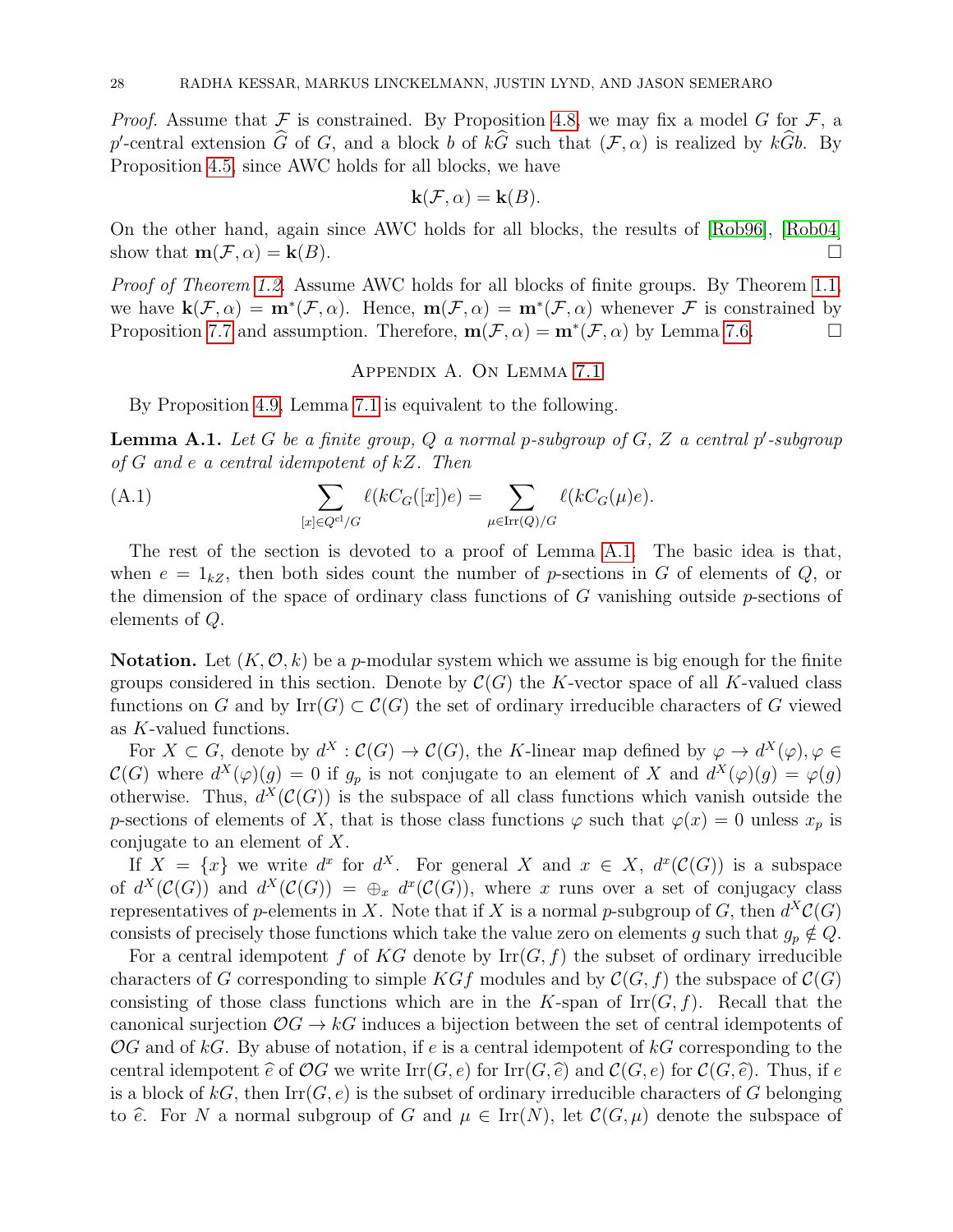*Proof.* Assume that $\mathcal{F}$ is constrained. By Proposition 4.8, we may fix a model $G$ for $\mathcal{F}$, a $p'$-central extension $\widehat{G}$ of $G$, and a block $b$ of $k\widehat{G}$ such that $(\mathcal{F}, \alpha)$ is realized by $k\widehat{G}b$. By Proposition 4.5, since AWC holds for all blocks, we have

$$\mathbf{k}(\mathcal{F}, \alpha) = \mathbf{k}(B).$$

On the other hand, again since AWC holds for all blocks, the results of [Rob96], [Rob04] show that $\mathbf{m}(\mathcal{F}, \alpha) = \mathbf{k}(B)$. □

*Proof of Theorem 1.2.* Assume AWC holds for all blocks of finite groups. By Theorem 1.1, we have $\mathbf{k}(\mathcal{F}, \alpha) = \mathbf{m}^*(\mathcal{F}, \alpha)$. Hence, $\mathbf{m}(\mathcal{F}, \alpha) = \mathbf{m}^*(\mathcal{F}, \alpha)$ whenever $\mathcal{F}$ is constrained by Proposition 7.7 and assumption. Therefore, $\mathbf{m}(\mathcal{F}, \alpha) = \mathbf{m}^*(\mathcal{F}, \alpha)$ by Lemma 7.6. □

## Appendix A. On Lemma 7.1

By Proposition 4.9, Lemma 7.1 is equivalent to the following.

**Lemma A.1.** *Let $G$ be a finite group, $Q$ a normal $p$-subgroup of $G$, $Z$ a central $p'$-subgroup of $G$ and $e$ a central idempotent of $kZ$. Then*

$$\sum_{[x]\in Q^{\mathrm{cl}}/G} \ell(kC_G([x])e) = \sum_{\mu\in \mathrm{Irr}(Q)/G} \ell(kC_G(\mu)e). \tag{A.1}$$

The rest of the section is devoted to a proof of Lemma A.1. The basic idea is that, when $e = 1_{kZ}$, then both sides count the number of $p$-sections in $G$ of elements of $Q$, or the dimension of the space of ordinary class functions of $G$ vanishing outside $p$-sections of elements of $Q$.

**Notation.** Let $(K, \mathcal{O}, k)$ be a $p$-modular system which we assume is big enough for the finite groups considered in this section. Denote by $\mathcal{C}(G)$ the $K$-vector space of all $K$-valued class functions on $G$ and by $\mathrm{Irr}(G) \subset \mathcal{C}(G)$ the set of ordinary irreducible characters of $G$ viewed as $K$-valued functions.

For $X \subset G$, denote by $d^X : \mathcal{C}(G) \to \mathcal{C}(G)$, the $K$-linear map defined by $\varphi \to d^X(\varphi), \varphi \in \mathcal{C}(G)$ where $d^X(\varphi)(g) = 0$ if $g_p$ is not conjugate to an element of $X$ and $d^X(\varphi)(g) = \varphi(g)$ otherwise. Thus, $d^X(\mathcal{C}(G))$ is the subspace of all class functions which vanish outside the $p$-sections of elements of $X$, that is those class functions $\varphi$ such that $\varphi(x) = 0$ unless $x_p$ is conjugate to an element of $X$.

If $X = \{x\}$ we write $d^x$ for $d^X$. For general $X$ and $x \in X$, $d^x(\mathcal{C}(G))$ is a subspace of $d^X(\mathcal{C}(G))$ and $d^X(\mathcal{C}(G)) = \oplus_x \, d^x(\mathcal{C}(G))$, where $x$ runs over a set of conjugacy class representatives of $p$-elements in $X$. Note that if $X$ is a normal $p$-subgroup of $G$, then $d^X\mathcal{C}(G)$ consists of precisely those functions which take the value zero on elements $g$ such that $g_p \notin Q$.

For a central idempotent $f$ of $KG$ denote by $\mathrm{Irr}(G, f)$ the subset of ordinary irreducible characters of $G$ corresponding to simple $KGf$ modules and by $\mathcal{C}(G, f)$ the subspace of $\mathcal{C}(G)$ consisting of those class functions which are in the $K$-span of $\mathrm{Irr}(G, f)$. Recall that the canonical surjection $\mathcal{O}G \to kG$ induces a bijection between the set of central idempotents of $\mathcal{O}G$ and of $kG$. By abuse of notation, if $e$ is a central idempotent of $kG$ corresponding to the central idempotent $\widehat{e}$ of $\mathcal{O}G$ we write $\mathrm{Irr}(G, e)$ for $\mathrm{Irr}(G, \widehat{e})$ and $\mathcal{C}(G, e)$ for $\mathcal{C}(G, \widehat{e})$. Thus, if $e$ is a block of $kG$, then $\mathrm{Irr}(G, e)$ is the subset of ordinary irreducible characters of $G$ belonging to $\widehat{e}$. For $N$ a normal subgroup of $G$ and $\mu \in \mathrm{Irr}(N)$, let $\mathcal{C}(G, \mu)$ denote the subspace of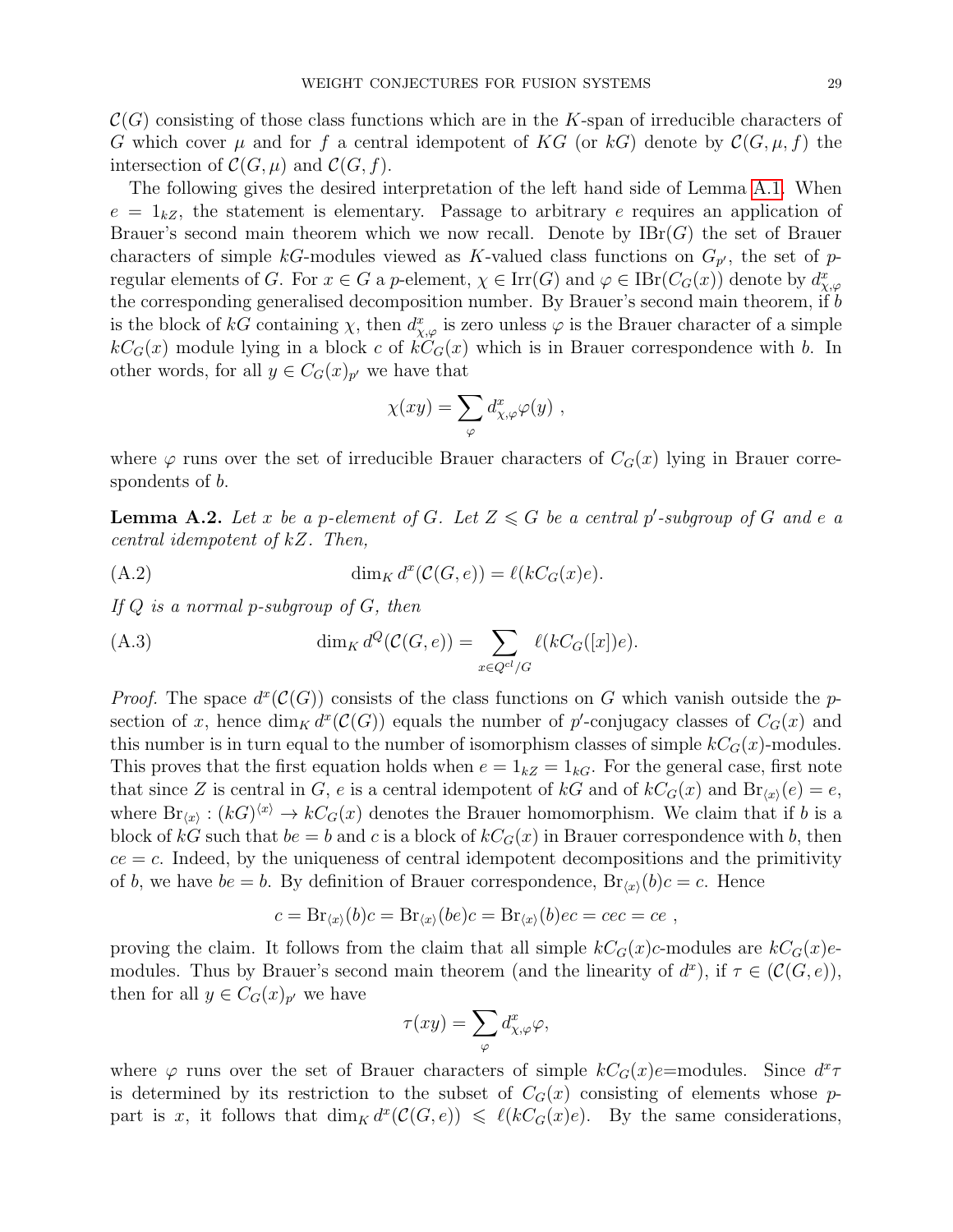$\mathcal{C}(G)$ consisting of those class functions which are in the $K$-span of irreducible characters of $G$ which cover $\mu$ and for $f$ a central idempotent of $KG$ (or $kG$) denote by $\mathcal{C}(G,\mu,f)$ the intersection of $\mathcal{C}(G,\mu)$ and $\mathcal{C}(G,f)$.

The following gives the desired interpretation of the left hand side of Lemma A.1. When $e = 1_{kZ}$, the statement is elementary. Passage to arbitrary $e$ requires an application of Brauer's second main theorem which we now recall. Denote by $\mathrm{IBr}(G)$ the set of Brauer characters of simple $kG$-modules viewed as $K$-valued class functions on $G_{p'}$, the set of $p$-regular elements of $G$. For $x \in G$ a $p$-element, $\chi \in \mathrm{Irr}(G)$ and $\varphi \in \mathrm{IBr}(C_G(x))$ denote by $d^x_{\chi,\varphi}$ the corresponding generalised decomposition number. By Brauer's second main theorem, if $b$ is the block of $kG$ containing $\chi$, then $d^x_{\chi,\varphi}$ is zero unless $\varphi$ is the Brauer character of a simple $kC_G(x)$ module lying in a block $c$ of $kC_G(x)$ which is in Brauer correspondence with $b$. In other words, for all $y \in C_G(x)_{p'}$ we have that

$$\chi(xy) = \sum_{\varphi} d^x_{\chi,\varphi}\varphi(y) \ ,$$

where $\varphi$ runs over the set of irreducible Brauer characters of $C_G(x)$ lying in Brauer correspondents of $b$.

**Lemma A.2.** *Let $x$ be a $p$-element of $G$. Let $Z \leqslant G$ be a central $p'$-subgroup of $G$ and $e$ a central idempotent of $kZ$. Then,*

$$\dim_K d^x(\mathcal{C}(G,e)) = \ell(kC_G(x)e). \tag{A.2}$$

*If $Q$ is a normal $p$-subgroup of $G$, then*

$$\dim_K d^Q(\mathcal{C}(G,e)) = \sum_{x \in Q^{cl}/G} \ell(kC_G([x])e). \tag{A.3}$$

*Proof.* The space $d^x(\mathcal{C}(G))$ consists of the class functions on $G$ which vanish outside the $p$-section of $x$, hence $\dim_K d^x(\mathcal{C}(G))$ equals the number of $p'$-conjugacy classes of $C_G(x)$ and this number is in turn equal to the number of isomorphism classes of simple $kC_G(x)$-modules. This proves that the first equation holds when $e = 1_{kZ} = 1_{kG}$. For the general case, first note that since $Z$ is central in $G$, $e$ is a central idempotent of $kG$ and of $kC_G(x)$ and $\mathrm{Br}_{\langle x\rangle}(e) = e$, where $\mathrm{Br}_{\langle x\rangle} : (kG)^{\langle x\rangle} \to kC_G(x)$ denotes the Brauer homomorphism. We claim that if $b$ is a block of $kG$ such that $be = b$ and $c$ is a block of $kC_G(x)$ in Brauer correspondence with $b$, then $ce = c$. Indeed, by the uniqueness of central idempotent decompositions and the primitivity of $b$, we have $be = b$. By definition of Brauer correspondence, $\mathrm{Br}_{\langle x\rangle}(b)c = c$. Hence

$$c = \mathrm{Br}_{\langle x\rangle}(b)c = \mathrm{Br}_{\langle x\rangle}(be)c = \mathrm{Br}_{\langle x\rangle}(b)ec = cec = ce \ ,$$

proving the claim. It follows from the claim that all simple $kC_G(x)c$-modules are $kC_G(x)e$-modules. Thus by Brauer's second main theorem (and the linearity of $d^x$), if $\tau \in (\mathcal{C}(G,e))$, then for all $y \in C_G(x)_{p'}$ we have

$$\tau(xy) = \sum_{\varphi} d^x_{\chi,\varphi}\varphi,$$

where $\varphi$ runs over the set of Brauer characters of simple $kC_G(x)e$=modules. Since $d^x\tau$ is determined by its restriction to the subset of $C_G(x)$ consisting of elements whose $p$-part is $x$, it follows that $\dim_K d^x(\mathcal{C}(G,e)) \leqslant \ell(kC_G(x)e)$. By the same considerations,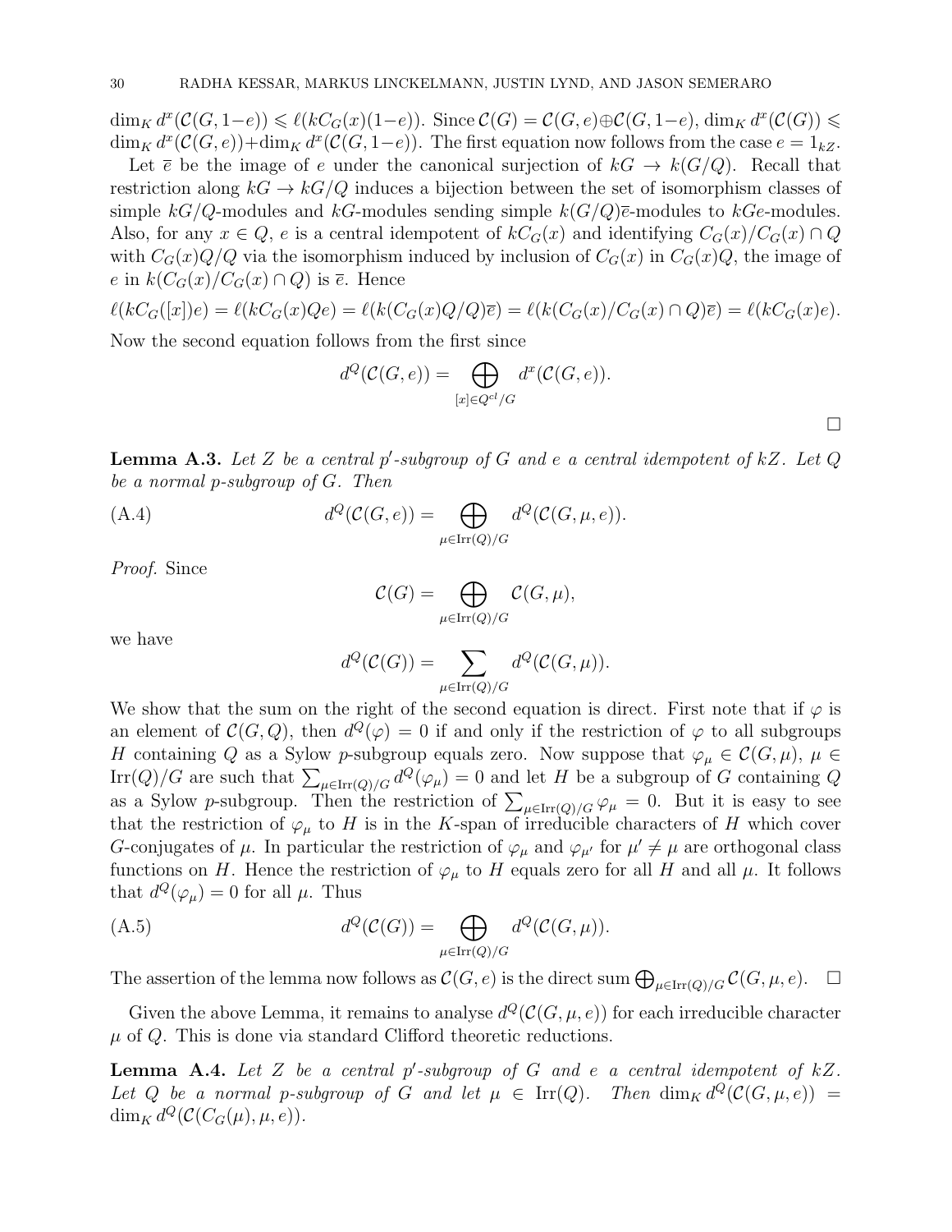$\dim_K d^x(\mathcal{C}(G, 1-e)) \leqslant \ell(kC_G(x)(1-e))$. Since $\mathcal{C}(G) = \mathcal{C}(G, e) \oplus \mathcal{C}(G, 1-e)$, $\dim_K d^x(\mathcal{C}(G)) \leqslant \dim_K d^x(\mathcal{C}(G, e)) + \dim_K d^x(\mathcal{C}(G, 1-e))$. The first equation now follows from the case $e = 1_{kZ}$.

Let $\bar{e}$ be the image of $e$ under the canonical surjection of $kG \to k(G/Q)$. Recall that restriction along $kG \to kG/Q$ induces a bijection between the set of isomorphism classes of simple $kG/Q$-modules and $kG$-modules sending simple $k(G/Q)\bar{e}$-modules to $kGe$-modules. Also, for any $x \in Q$, $e$ is a central idempotent of $kC_G(x)$ and identifying $C_G(x)/C_G(x) \cap Q$ with $C_G(x)Q/Q$ via the isomorphism induced by inclusion of $C_G(x)$ in $C_G(x)Q$, the image of $e$ in $k(C_G(x)/C_G(x) \cap Q)$ is $\bar{e}$. Hence

$$\ell(kC_G([x])e) = \ell(kC_G(x)Qe) = \ell(k(C_G(x)Q/Q)\bar{e}) = \ell(k(C_G(x)/C_G(x) \cap Q)\bar{e}) = \ell(kC_G(x)e).$$

Now the second equation follows from the first since

$$d^Q(\mathcal{C}(G, e)) = \bigoplus_{[x] \in Q^{cl}/G} d^x(\mathcal{C}(G, e)).$$

□

**Lemma A.3.** *Let $Z$ be a central $p'$-subgroup of $G$ and $e$ a central idempotent of $kZ$. Let $Q$ be a normal $p$-subgroup of $G$. Then*

$$d^Q(\mathcal{C}(G, e)) = \bigoplus_{\mu \in \mathrm{Irr}(Q)/G} d^Q(\mathcal{C}(G, \mu, e)). \tag{A.4}$$

*Proof.* Since

$$\mathcal{C}(G) = \bigoplus_{\mu \in \mathrm{Irr}(Q)/G} \mathcal{C}(G, \mu),$$

we have

$$d^Q(\mathcal{C}(G)) = \sum_{\mu \in \mathrm{Irr}(Q)/G} d^Q(\mathcal{C}(G, \mu)).$$

We show that the sum on the right of the second equation is direct. First note that if $\varphi$ is an element of $\mathcal{C}(G, Q)$, then $d^Q(\varphi) = 0$ if and only if the restriction of $\varphi$ to all subgroups $H$ containing $Q$ as a Sylow $p$-subgroup equals zero. Now suppose that $\varphi_\mu \in \mathcal{C}(G, \mu)$, $\mu \in \mathrm{Irr}(Q)/G$ are such that $\sum_{\mu \in \mathrm{Irr}(Q)/G} d^Q(\varphi_\mu) = 0$ and let $H$ be a subgroup of $G$ containing $Q$ as a Sylow $p$-subgroup. Then the restriction of $\sum_{\mu \in \mathrm{Irr}(Q)/G} \varphi_\mu = 0$. But it is easy to see that the restriction of $\varphi_\mu$ to $H$ is in the $K$-span of irreducible characters of $H$ which cover $G$-conjugates of $\mu$. In particular the restriction of $\varphi_\mu$ and $\varphi_{\mu'}$ for $\mu' \neq \mu$ are orthogonal class functions on $H$. Hence the restriction of $\varphi_\mu$ to $H$ equals zero for all $H$ and all $\mu$. It follows that $d^Q(\varphi_\mu) = 0$ for all $\mu$. Thus

$$d^Q(\mathcal{C}(G)) = \bigoplus_{\mu \in \mathrm{Irr}(Q)/G} d^Q(\mathcal{C}(G, \mu)). \tag{A.5}$$

The assertion of the lemma now follows as $\mathcal{C}(G, e)$ is the direct sum $\bigoplus_{\mu \in \mathrm{Irr}(Q)/G} \mathcal{C}(G, \mu, e)$. □

Given the above Lemma, it remains to analyse $d^Q(\mathcal{C}(G, \mu, e))$ for each irreducible character $\mu$ of $Q$. This is done via standard Clifford theoretic reductions.

**Lemma A.4.** *Let $Z$ be a central $p'$-subgroup of $G$ and $e$ a central idempotent of $kZ$. Let $Q$ be a normal $p$-subgroup of $G$ and let $\mu \in \mathrm{Irr}(Q)$. Then $\dim_K d^Q(\mathcal{C}(G, \mu, e)) = \dim_K d^Q(\mathcal{C}(C_G(\mu), \mu, e))$.*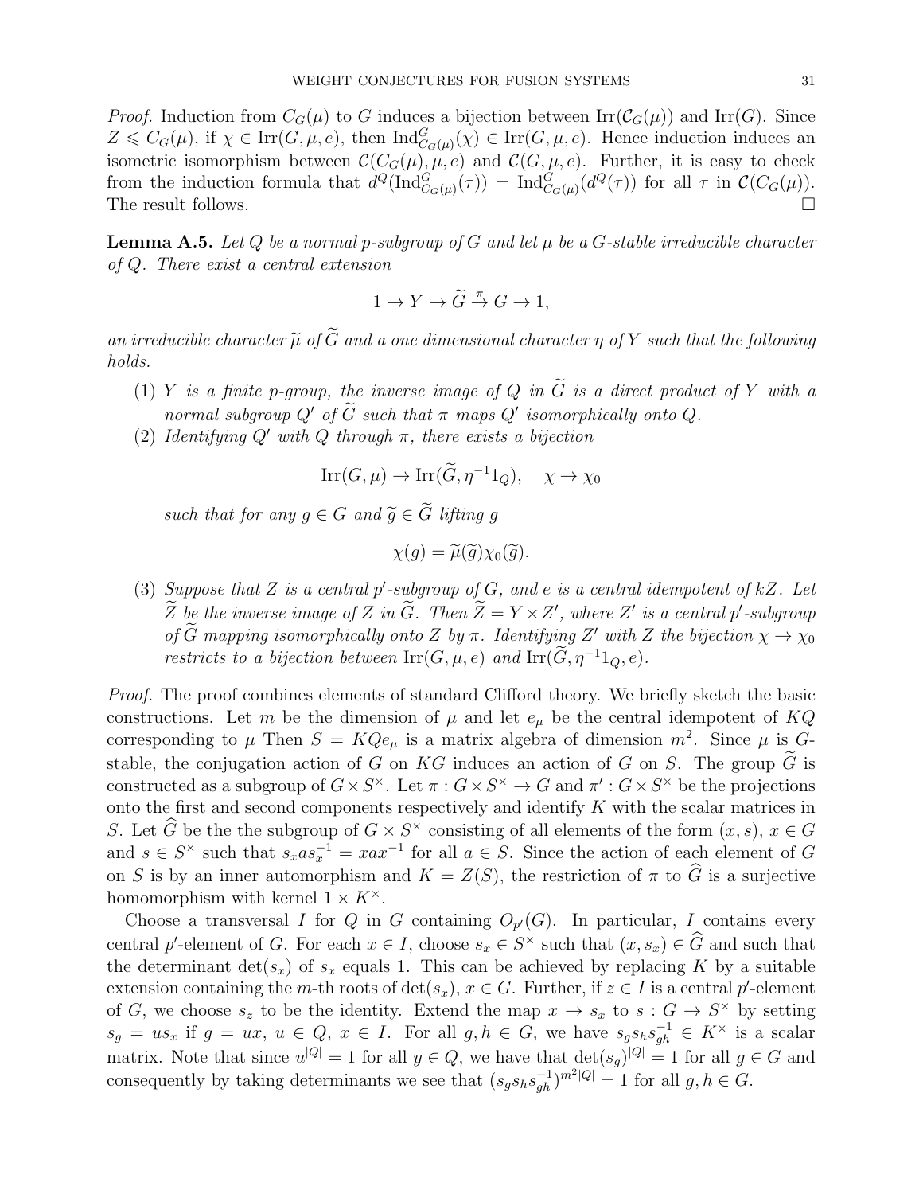*Proof.* Induction from $C_G(\mu)$ to $G$ induces a bijection between $\mathrm{Irr}(\mathcal{C}_G(\mu))$ and $\mathrm{Irr}(G)$. Since $Z \leqslant C_G(\mu)$, if $\chi \in \mathrm{Irr}(G, \mu, e)$, then $\mathrm{Ind}_{C_G(\mu)}^G(\chi) \in \mathrm{Irr}(G, \mu, e)$. Hence induction induces an isometric isomorphism between $\mathcal{C}(C_G(\mu), \mu, e)$ and $\mathcal{C}(G, \mu, e)$. Further, it is easy to check from the induction formula that $d^Q(\mathrm{Ind}_{C_G(\mu)}^G(\tau)) = \mathrm{Ind}_{C_G(\mu)}^G(d^Q(\tau))$ for all $\tau$ in $\mathcal{C}(C_G(\mu))$. The result follows. $\square$

**Lemma A.5.** *Let $Q$ be a normal $p$-subgroup of $G$ and let $\mu$ be a $G$-stable irreducible character of $Q$. There exist a central extension*

$$1 \to Y \to \widetilde{G} \overset{\pi}{\to} G \to 1,$$

*an irreducible character $\widetilde{\mu}$ of $\widetilde{G}$ and a one dimensional character $\eta$ of $Y$ such that the following holds.*

1. *$Y$ is a finite $p$-group, the inverse image of $Q$ in $\widetilde{G}$ is a direct product of $Y$ with a normal subgroup $Q'$ of $\widetilde{G}$ such that $\pi$ maps $Q'$ isomorphically onto $Q$.*
2. *Identifying $Q'$ with $Q$ through $\pi$, there exists a bijection*
$$\mathrm{Irr}(G, \mu) \to \mathrm{Irr}(\widetilde{G}, \eta^{-1}1_Q), \quad \chi \to \chi_0$$
*such that for any $g \in G$ and $\widetilde{g} \in \widetilde{G}$ lifting $g$*
$$\chi(g) = \widetilde{\mu}(\widetilde{g})\chi_0(\widetilde{g}).$$
3. *Suppose that $Z$ is a central $p'$-subgroup of $G$, and $e$ is a central idempotent of $kZ$. Let $\widetilde{Z}$ be the inverse image of $Z$ in $\widetilde{G}$. Then $\widetilde{Z} = Y \times Z'$, where $Z'$ is a central $p'$-subgroup of $\widetilde{G}$ mapping isomorphically onto $Z$ by $\pi$. Identifying $Z'$ with $Z$ the bijection $\chi \to \chi_0$ restricts to a bijection between $\mathrm{Irr}(G, \mu, e)$ and $\mathrm{Irr}(\widetilde{G}, \eta^{-1}1_Q, e)$.*

*Proof.* The proof combines elements of standard Clifford theory. We briefly sketch the basic constructions. Let $m$ be the dimension of $\mu$ and let $e_\mu$ be the central idempotent of $KQ$ corresponding to $\mu$ Then $S = KQe_\mu$ is a matrix algebra of dimension $m^2$. Since $\mu$ is $G$-stable, the conjugation action of $G$ on $KG$ induces an action of $G$ on $S$. The group $\widetilde{G}$ is constructed as a subgroup of $G \times S^\times$. Let $\pi : G \times S^\times \to G$ and $\pi' : G \times S^\times$ be the projections onto the first and second components respectively and identify $K$ with the scalar matrices in $S$. Let $\widehat{G}$ be the the subgroup of $G \times S^\times$ consisting of all elements of the form $(x, s)$, $x \in G$ and $s \in S^\times$ such that $s_x a s_x^{-1} = xax^{-1}$ for all $a \in S$. Since the action of each element of $G$ on $S$ is by an inner automorphism and $K = Z(S)$, the restriction of $\pi$ to $\widehat{G}$ is a surjective homomorphism with kernel $1 \times K^\times$.

Choose a transversal $I$ for $Q$ in $G$ containing $O_{p'}(G)$. In particular, $I$ contains every central $p'$-element of $G$. For each $x \in I$, choose $s_x \in S^\times$ such that $(x, s_x) \in \widehat{G}$ and such that the determinant $\det(s_x)$ of $s_x$ equals 1. This can be achieved by replacing $K$ by a suitable extension containing the $m$-th roots of $\det(s_x)$, $x \in G$. Further, if $z \in I$ is a central $p'$-element of $G$, we choose $s_z$ to be the identity. Extend the map $x \to s_x$ to $s : G \to S^\times$ by setting $s_g = us_x$ if $g = ux$, $u \in Q$, $x \in I$. For all $g, h \in G$, we have $s_g s_h s_{gh}^{-1} \in K^\times$ is a scalar matrix. Note that since $u^{|Q|} = 1$ for all $y \in Q$, we have that $\det(s_g)^{|Q|} = 1$ for all $g \in G$ and consequently by taking determinants we see that $(s_g s_h s_{gh}^{-1})^{m^2|Q|} = 1$ for all $g, h \in G$.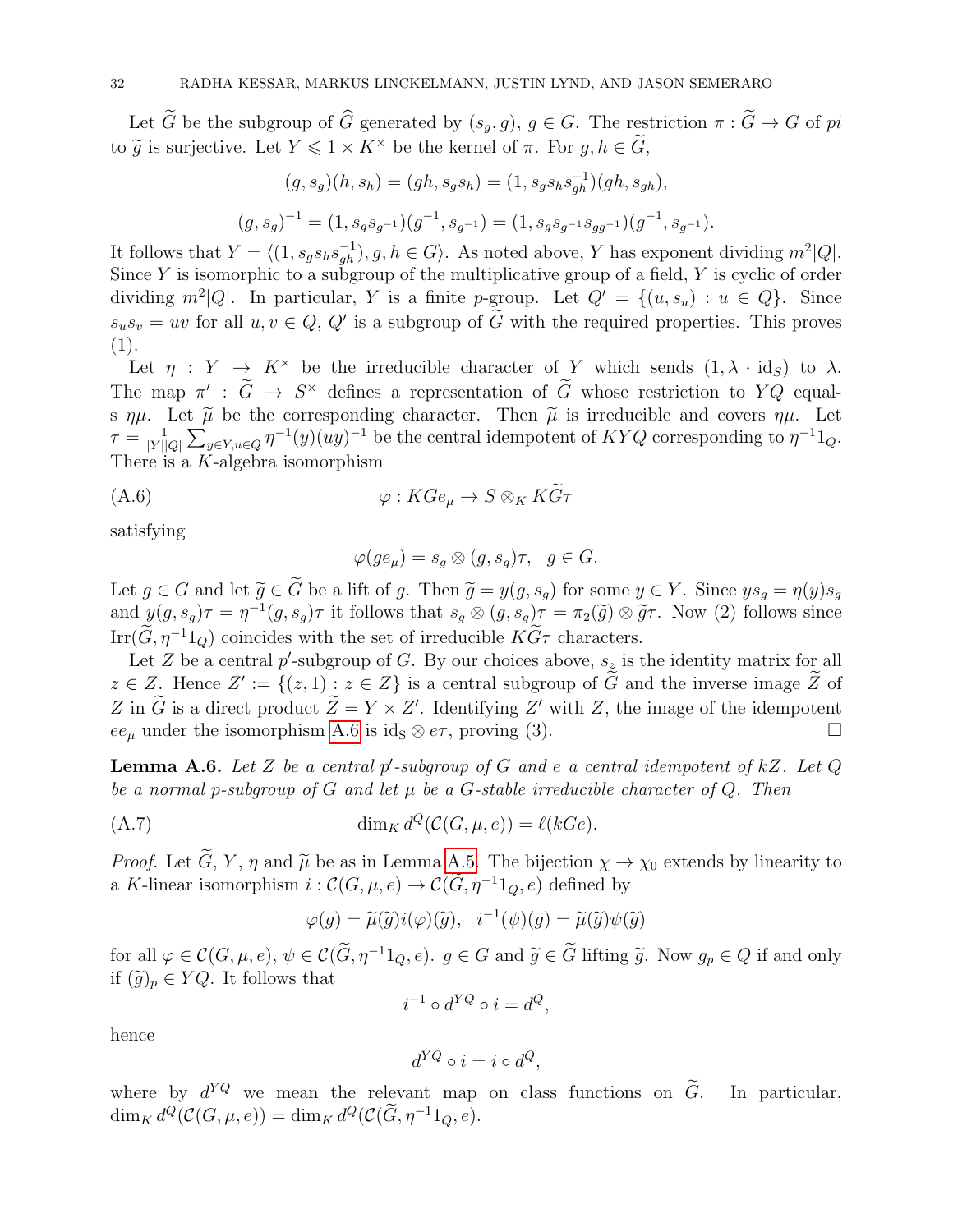Let $\widetilde{G}$ be the subgroup of $\widehat{G}$ generated by $(s_g, g)$, $g \in G$. The restriction $\pi : \widetilde{G} \to G$ of pi to $\widetilde{g}$ is surjective. Let $Y \leqslant 1 \times K^\times$ be the kernel of $\pi$. For $g, h \in \widetilde{G}$,

$$(g, s_g)(h, s_h) = (gh, s_g s_h) = (1, s_g s_h s_{gh}^{-1})(gh, s_{gh}),$$

$$(g, s_g)^{-1} = (1, s_g s_{g^{-1}})(g^{-1}, s_{g^{-1}}) = (1, s_g s_{g^{-1}} s_{gg^{-1}})(g^{-1}, s_{g^{-1}}).$$

It follows that $Y = \langle (1, s_g s_h s_{gh}^{-1}), g, h \in G \rangle$. As noted above, $Y$ has exponent dividing $m^2|Q|$. Since $Y$ is isomorphic to a subgroup of the multiplicative group of a field, $Y$ is cyclic of order dividing $m^2|Q|$. In particular, $Y$ is a finite $p$-group. Let $Q' = \{(u, s_u) : u \in Q\}$. Since $s_u s_v = uv$ for all $u, v \in Q$, $Q'$ is a subgroup of $\widetilde{G}$ with the required properties. This proves (1).

Let $\eta : Y \to K^\times$ be the irreducible character of $Y$ which sends $(1, \lambda \cdot \mathrm{id}_S)$ to $\lambda$. The map $\pi' : \widetilde{G} \to S^\times$ defines a representation of $\widetilde{G}$ whose restriction to $YQ$ equals $\eta\mu$. Let $\widetilde{\mu}$ be the corresponding character. Then $\widetilde{\mu}$ is irreducible and covers $\eta\mu$. Let $\tau = \frac{1}{|Y||Q|}\sum_{y \in Y, u \in Q} \eta^{-1}(y)(uy)^{-1}$ be the central idempotent of $KYQ$ corresponding to $\eta^{-1}1_Q$. There is a $K$-algebra isomorphism

$$\varphi : KGe_\mu \to S \otimes_K K\widetilde{G}\tau \tag{A.6}$$

satisfying

$$\varphi(ge_\mu) = s_g \otimes (g, s_g)\tau, \quad g \in G.$$

Let $g \in G$ and let $\widetilde{g} \in \widetilde{G}$ be a lift of $g$. Then $\widetilde{g} = y(g, s_g)$ for some $y \in Y$. Since $ys_g = \eta(y)s_g$ and $y(g, s_g)\tau = \eta^{-1}(g, s_g)\tau$ it follows that $s_g \otimes (g, s_g)\tau = \pi_2(\widetilde{g}) \otimes \widetilde{g}\tau$. Now (2) follows since $\mathrm{Irr}(\widetilde{G}, \eta^{-1}1_Q)$ coincides with the set of irreducible $K\widetilde{G}\tau$ characters.

Let $Z$ be a central $p'$-subgroup of $G$. By our choices above, $s_z$ is the identity matrix for all $z \in Z$. Hence $Z' := \{(z, 1) : z \in Z\}$ is a central subgroup of $\widetilde{G}$ and the inverse image $\widetilde{Z}$ of $Z$ in $\widetilde{G}$ is a direct product $\widetilde{Z} = Y \times Z'$. Identifying $Z'$ with $Z$, the image of the idempotent $ee_\mu$ under the isomorphism A.6 is $\mathrm{id}_S \otimes e\tau$, proving (3). □

**Lemma A.6.** *Let $Z$ be a central $p'$-subgroup of $G$ and $e$ a central idempotent of $kZ$. Let $Q$ be a normal $p$-subgroup of $G$ and let $\mu$ be a $G$-stable irreducible character of $Q$. Then*

$$\dim_K d^Q(\mathcal{C}(G, \mu, e)) = \ell(kGe). \tag{A.7}$$

*Proof.* Let $\widetilde{G}$, $Y$, $\eta$ and $\widetilde{\mu}$ be as in Lemma A.5. The bijection $\chi \to \chi_0$ extends by linearity to a $K$-linear isomorphism $i : \mathcal{C}(G, \mu, e) \to \mathcal{C}(\widetilde{G}, \eta^{-1}1_Q, e)$ defined by

$$\varphi(g) = \widetilde{\mu}(\widetilde{g})i(\varphi)(\widetilde{g}), \quad i^{-1}(\psi)(g) = \widetilde{\mu}(\widetilde{g})\psi(\widetilde{g})$$

for all $\varphi \in \mathcal{C}(G, \mu, e)$, $\psi \in \mathcal{C}(\widetilde{G}, \eta^{-1}1_Q, e)$. $g \in G$ and $\widetilde{g} \in \widetilde{G}$ lifting $\widetilde{g}$. Now $g_p \in Q$ if and only if $(\widetilde{g})_p \in YQ$. It follows that

$$i^{-1} \circ d^{YQ} \circ i = d^Q,$$

hence

$$d^{YQ} \circ i = i \circ d^Q,$$

where by $d^{YQ}$ we mean the relevant map on class functions on $\widetilde{G}$. In particular, $\dim_K d^Q(\mathcal{C}(G, \mu, e)) = \dim_K d^Q(\mathcal{C}(\widetilde{G}, \eta^{-1}1_Q, e))$.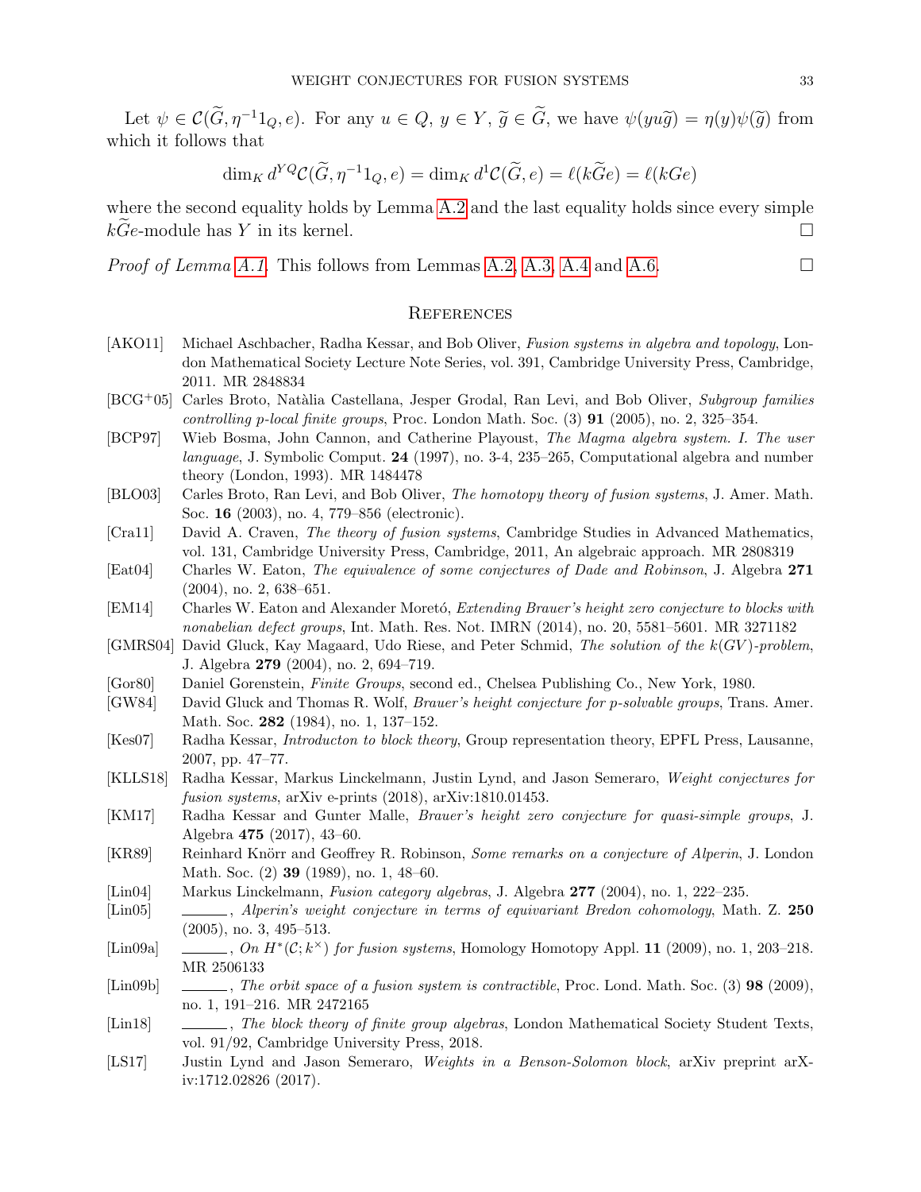Let $\psi \in \mathcal{C}(\widetilde{G}, \eta^{-1}1_Q, e)$. For any $u \in Q$, $y \in Y$, $\widetilde{g} \in \widetilde{G}$, we have $\psi(yu\widetilde{g}) = \eta(y)\psi(\widetilde{g})$ from which it follows that

$$\dim_K d^{YQ}\mathcal{C}(\widetilde{G}, \eta^{-1}1_Q, e) = \dim_K d^1\mathcal{C}(\widetilde{G}, e) = \ell(k\widetilde{G}e) = \ell(kGe)$$

where the second equality holds by Lemma A.2 and the last equality holds since every simple $k\widetilde{G}e$-module has $Y$ in its kernel. □

*Proof of Lemma A.1.* This follows from Lemmas A.2, A.3, A.4 and A.6. □

## References

- [AKO11] Michael Aschbacher, Radha Kessar, and Bob Oliver, *Fusion systems in algebra and topology*, London Mathematical Society Lecture Note Series, vol. 391, Cambridge University Press, Cambridge, 2011. MR 2848834
- [BCG+05] Carles Broto, Natàlia Castellana, Jesper Grodal, Ran Levi, and Bob Oliver, *Subgroup families controlling p-local finite groups*, Proc. London Math. Soc. (3) **91** (2005), no. 2, 325–354.
- [BCP97] Wieb Bosma, John Cannon, and Catherine Playoust, *The Magma algebra system. I. The user language*, J. Symbolic Comput. **24** (1997), no. 3-4, 235–265, Computational algebra and number theory (London, 1993). MR 1484478
- [BLO03] Carles Broto, Ran Levi, and Bob Oliver, *The homotopy theory of fusion systems*, J. Amer. Math. Soc. **16** (2003), no. 4, 779–856 (electronic).
- [Cra11] David A. Craven, *The theory of fusion systems*, Cambridge Studies in Advanced Mathematics, vol. 131, Cambridge University Press, Cambridge, 2011, An algebraic approach. MR 2808319
- [Eat04] Charles W. Eaton, *The equivalence of some conjectures of Dade and Robinson*, J. Algebra **271** (2004), no. 2, 638–651.
- [EM14] Charles W. Eaton and Alexander Moretó, *Extending Brauer's height zero conjecture to blocks with nonabelian defect groups*, Int. Math. Res. Not. IMRN (2014), no. 20, 5581–5601. MR 3271182
- [GMRS04] David Gluck, Kay Magaard, Udo Riese, and Peter Schmid, *The solution of the $k(GV)$-problem*, J. Algebra **279** (2004), no. 2, 694–719.
- [Gor80] Daniel Gorenstein, *Finite Groups*, second ed., Chelsea Publishing Co., New York, 1980.
- [GW84] David Gluck and Thomas R. Wolf, *Brauer's height conjecture for p-solvable groups*, Trans. Amer. Math. Soc. **282** (1984), no. 1, 137–152.
- [Kes07] Radha Kessar, *Introducton to block theory*, Group representation theory, EPFL Press, Lausanne, 2007, pp. 47–77.
- [KLLS18] Radha Kessar, Markus Linckelmann, Justin Lynd, and Jason Semeraro, *Weight conjectures for fusion systems*, arXiv e-prints (2018), arXiv:1810.01453.
- [KM17] Radha Kessar and Gunter Malle, *Brauer's height zero conjecture for quasi-simple groups*, J. Algebra **475** (2017), 43–60.
- [KR89] Reinhard Knörr and Geoffrey R. Robinson, *Some remarks on a conjecture of Alperin*, J. London Math. Soc. (2) **39** (1989), no. 1, 48–60.
- [Lin04] Markus Linckelmann, *Fusion category algebras*, J. Algebra **277** (2004), no. 1, 222–235.
- [Lin05] ______, *Alperin's weight conjecture in terms of equivariant Bredon cohomology*, Math. Z. **250** (2005), no. 3, 495–513.
- [Lin09a] ______, *On $H^*(\mathcal{C}; k^\times)$ for fusion systems*, Homology Homotopy Appl. **11** (2009), no. 1, 203–218. MR 2506133
- [Lin09b] ______, *The orbit space of a fusion system is contractible*, Proc. Lond. Math. Soc. (3) **98** (2009), no. 1, 191–216. MR 2472165
- [Lin18] ______, *The block theory of finite group algebras*, London Mathematical Society Student Texts, vol. 91/92, Cambridge University Press, 2018.
- [LS17] Justin Lynd and Jason Semeraro, *Weights in a Benson-Solomon block*, arXiv preprint arXiv:1712.02826 (2017).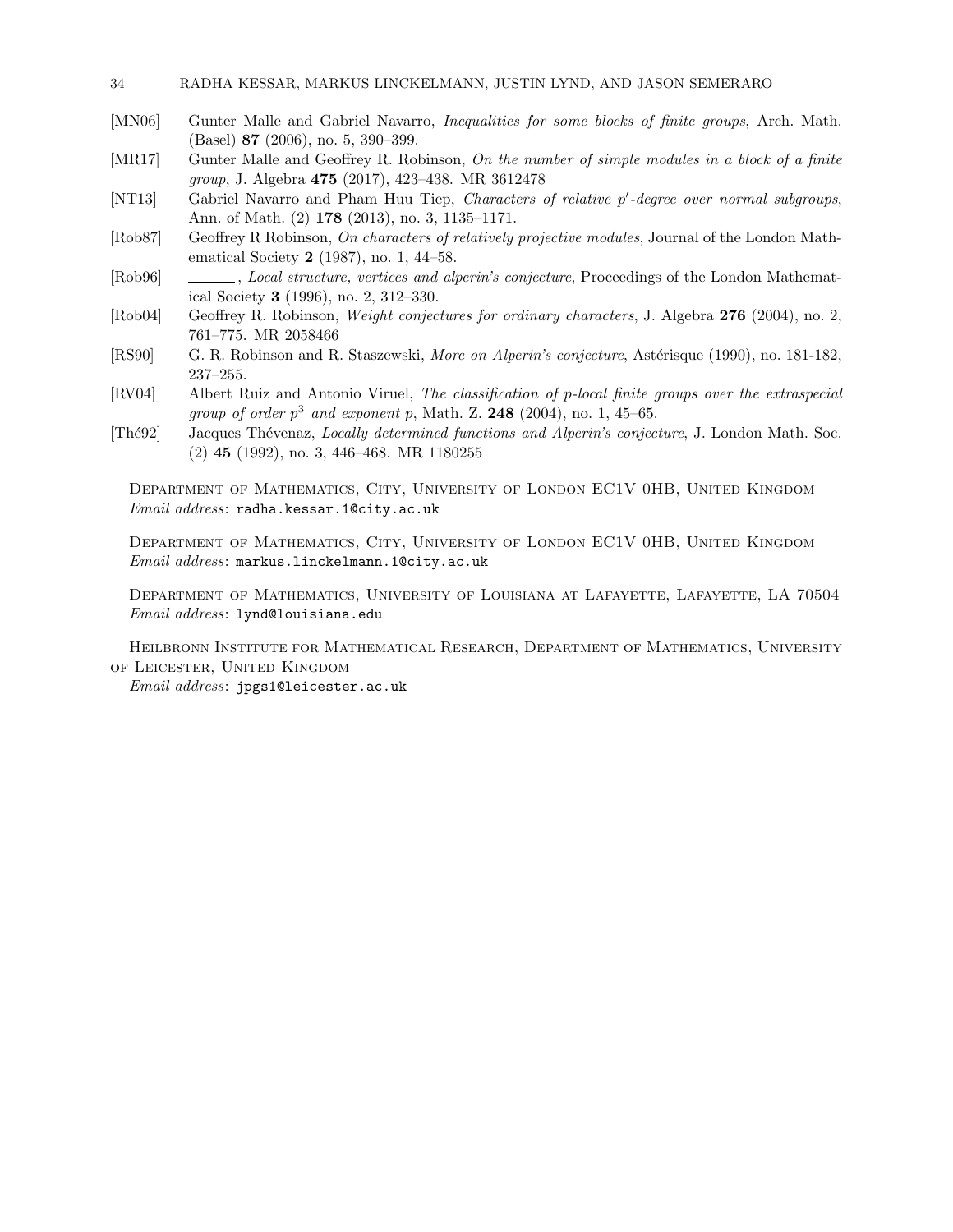[MN06] Gunter Malle and Gabriel Navarro, *Inequalities for some blocks of finite groups*, Arch. Math. (Basel) **87** (2006), no. 5, 390–399.

[MR17] Gunter Malle and Geoffrey R. Robinson, *On the number of simple modules in a block of a finite group*, J. Algebra **475** (2017), 423–438. MR 3612478

[NT13] Gabriel Navarro and Pham Huu Tiep, *Characters of relative $p'$-degree over normal subgroups*, Ann. of Math. (2) **178** (2013), no. 3, 1135–1171.

[Rob87] Geoffrey R Robinson, *On characters of relatively projective modules*, Journal of the London Mathematical Society **2** (1987), no. 1, 44–58.

[Rob96] ______, *Local structure, vertices and alperin's conjecture*, Proceedings of the London Mathematical Society **3** (1996), no. 2, 312–330.

[Rob04] Geoffrey R. Robinson, *Weight conjectures for ordinary characters*, J. Algebra **276** (2004), no. 2, 761–775. MR 2058466

[RS90] G. R. Robinson and R. Staszewski, *More on Alperin's conjecture*, Astérisque (1990), no. 181-182, 237–255.

[RV04] Albert Ruiz and Antonio Viruel, *The classification of p-local finite groups over the extraspecial group of order $p^3$ and exponent p*, Math. Z. **248** (2004), no. 1, 45–65.

[Thé92] Jacques Thévenaz, *Locally determined functions and Alperin's conjecture*, J. London Math. Soc. (2) **45** (1992), no. 3, 446–468. MR 1180255

Department of Mathematics, City, University of London EC1V 0HB, United Kingdom
*Email address*: radha.kessar.1@city.ac.uk

Department of Mathematics, City, University of London EC1V 0HB, United Kingdom
*Email address*: markus.linckelmann.1@city.ac.uk

Department of Mathematics, University of Louisiana at Lafayette, Lafayette, LA 70504
*Email address*: lynd@louisiana.edu

Heilbronn Institute for Mathematical Research, Department of Mathematics, University of Leicester, United Kingdom
*Email address*: jpgs1@leicester.ac.uk